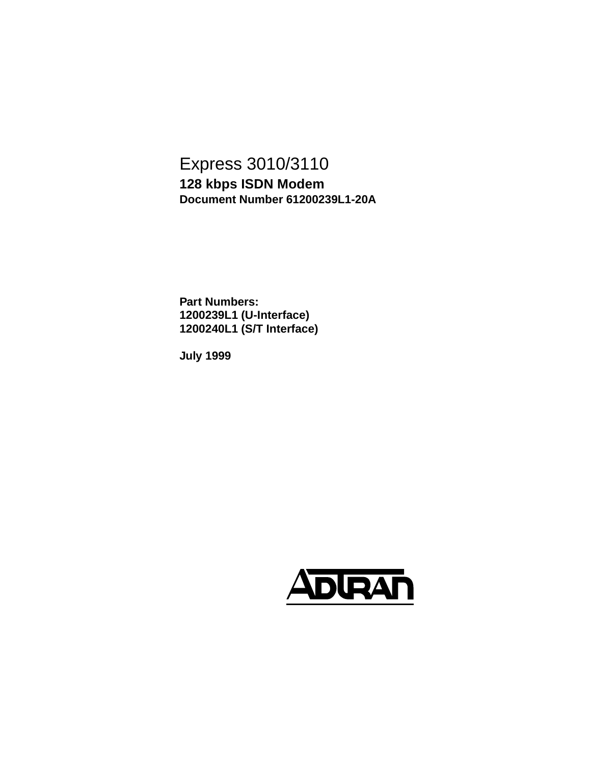# Express 3010/3110

**128 kbps ISDN Modem**
**Document Number 61200239L1-20A**

**Part Numbers:**
**1200239L1 (U-Interface)**
**1200240L1 (S/T Interface)**

**July 1999**

ADTRAN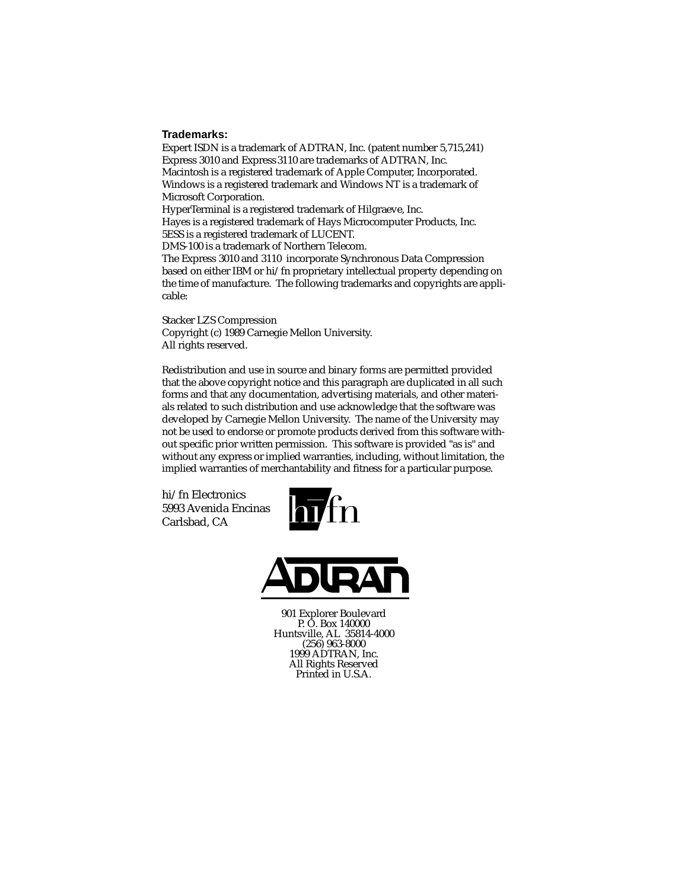**Trademarks:**

Expert ISDN is a trademark of ADTRAN, Inc. (patent number 5,715,241)
Express 3010 and Express 3110 are trademarks of ADTRAN, Inc.
Macintosh is a registered trademark of Apple Computer, Incorporated.
Windows is a registered trademark and Windows NT is a trademark of Microsoft Corporation.
HyperTerminal is a registered trademark of Hilgraeve, Inc.
Hayes is a registered trademark of Hays Microcomputer Products, Inc.
5ESS is a registered trademark of LUCENT.
DMS-100 is a trademark of Northern Telecom.
The Express 3010 and 3110 incorporate Synchronous Data Compression based on either IBM or hi/fn proprietary intellectual property depending on the time of manufacture. The following trademarks and copyrights are applicable:

Stacker LZS Compression
Copyright (c) 1989 Carnegie Mellon University.
All rights reserved.

Redistribution and use in source and binary forms are permitted provided that the above copyright notice and this paragraph are duplicated in all such forms and that any documentation, advertising materials, and other materials related to such distribution and use acknowledge that the software was developed by Carnegie Mellon University. The name of the University may not be used to endorse or promote products derived from this software without specific prior written permission. This software is provided "as is" and without any express or implied warranties, including, without limitation, the implied warranties of merchantability and fitness for a particular purpose.

hi/fn Electronics
5993 Avenida Encinas
Carlsbad, CA

hi/fn

ADTRAN

901 Explorer Boulevard
P. O. Box 140000
Huntsville, AL 35814-4000
(256) 963-8000
1999 ADTRAN, Inc.
All Rights Reserved
Printed in U.S.A.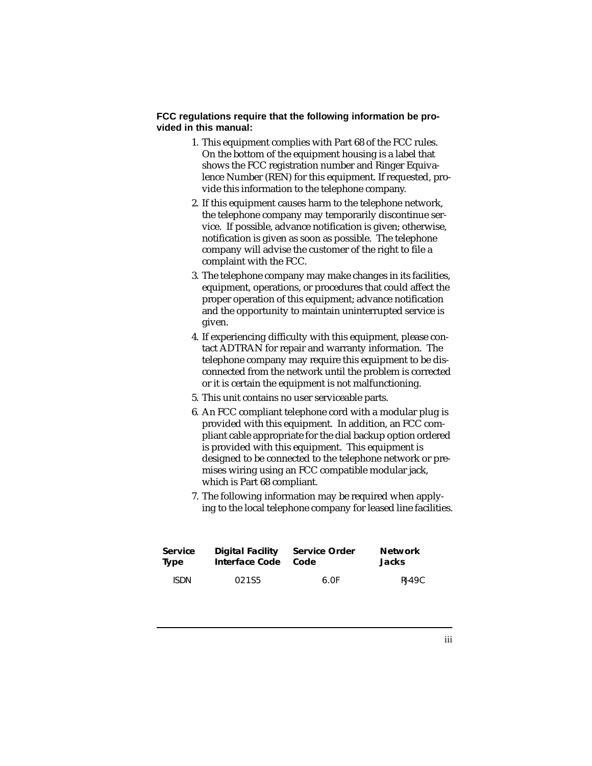**FCC regulations require that the following information be provided in this manual:**

1. This equipment complies with Part 68 of the FCC rules. On the bottom of the equipment housing is a label that shows the FCC registration number and Ringer Equivalence Number (REN) for this equipment. If requested, provide this information to the telephone company.
2. If this equipment causes harm to the telephone network, the telephone company may temporarily discontinue service. If possible, advance notification is given; otherwise, notification is given as soon as possible. The telephone company will advise the customer of the right to file a complaint with the FCC.
3. The telephone company may make changes in its facilities, equipment, operations, or procedures that could affect the proper operation of this equipment; advance notification and the opportunity to maintain uninterrupted service is given.
4. If experiencing difficulty with this equipment, please contact ADTRAN for repair and warranty information. The telephone company may require this equipment to be disconnected from the network until the problem is corrected or it is certain the equipment is not malfunctioning.
5. This unit contains no user serviceable parts.
6. An FCC compliant telephone cord with a modular plug is provided with this equipment. In addition, an FCC compliant cable appropriate for the dial backup option ordered is provided with this equipment. This equipment is designed to be connected to the telephone network or premises wiring using an FCC compatible modular jack, which is Part 68 compliant.
7. The following information may be required when applying to the local telephone company for leased line facilities.

| Service Type | Digital Facility Interface Code | Service Order Code | Network Jacks |
|---|---|---|---|
| ISDN | 02IS5 | 6.0F | RJ-49C |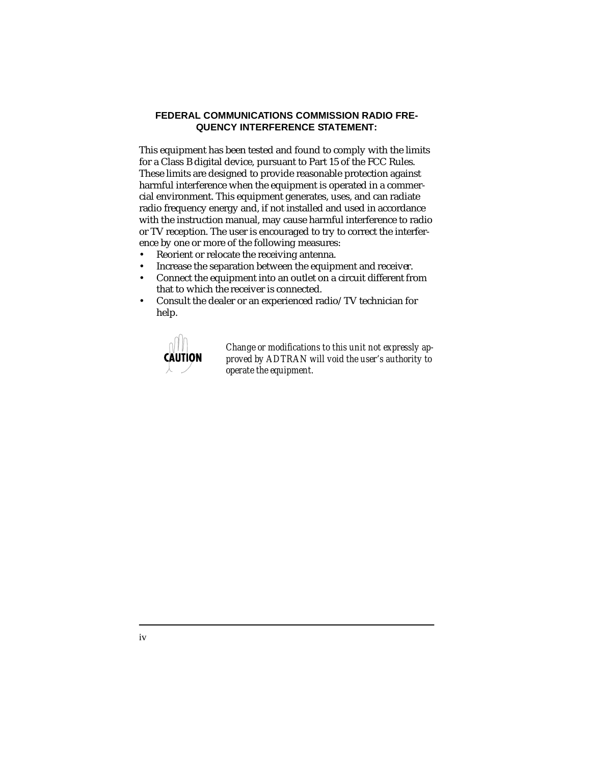**FEDERAL COMMUNICATIONS COMMISSION RADIO FREQUENCY INTERFERENCE STATEMENT:**

This equipment has been tested and found to comply with the limits for a Class B digital device, pursuant to Part 15 of the FCC Rules. These limits are designed to provide reasonable protection against harmful interference when the equipment is operated in a commercial environment. This equipment generates, uses, and can radiate radio frequency energy and, if not installed and used in accordance with the instruction manual, may cause harmful interference to radio or TV reception. The user is encouraged to try to correct the interference by one or more of the following measures:

- Reorient or relocate the receiving antenna.
- Increase the separation between the equipment and receiver.
- Connect the equipment into an outlet on a circuit different from that to which the receiver is connected.
- Consult the dealer or an experienced radio/TV technician for help.

CAUTION

*Change or modifications to this unit not expressly approved by ADTRAN will void the user's authority to operate the equipment.*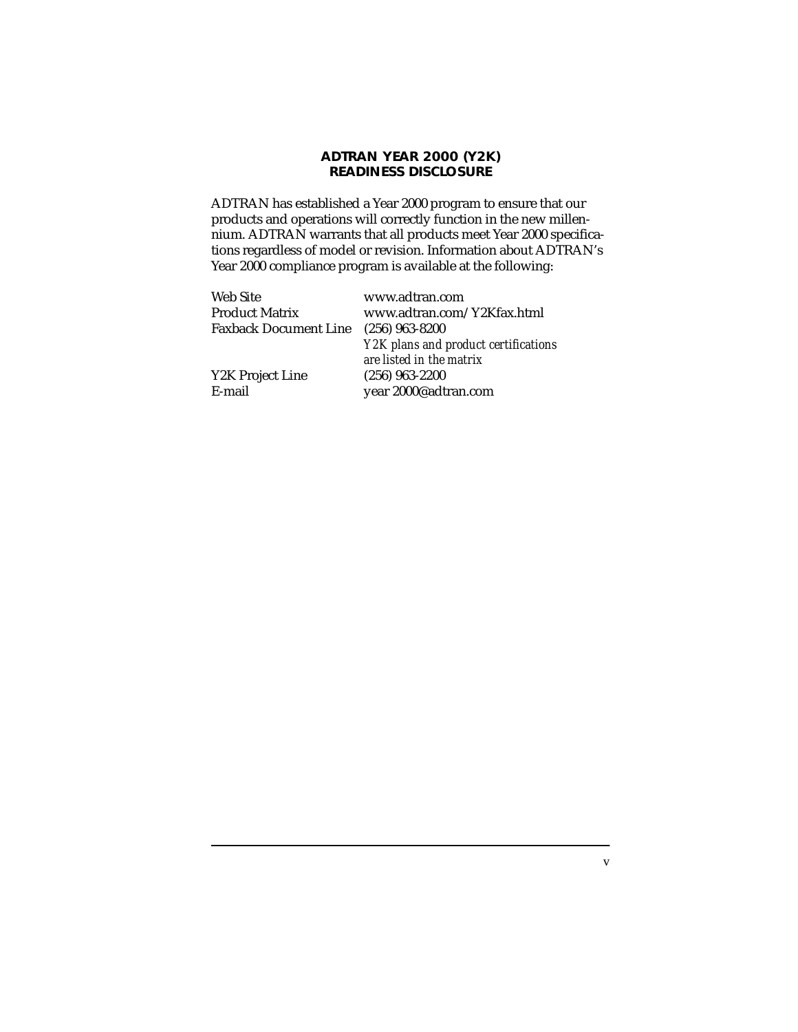## ADTRAN YEAR 2000 (Y2K) READINESS DISCLOSURE

ADTRAN has established a Year 2000 program to ensure that our products and operations will correctly function in the new millennium. ADTRAN warrants that all products meet Year 2000 specifications regardless of model or revision. Information about ADTRAN's Year 2000 compliance program is available at the following:

| | |
|---|---|
| Web Site | www.adtran.com |
| Product Matrix | www.adtran.com/Y2Kfax.html |
| Faxback Document Line | (256) 963-8200<br>*Y2K plans and product certifications are listed in the matrix* |
| Y2K Project Line | (256) 963-2200 |
| E-mail | year 2000@adtran.com |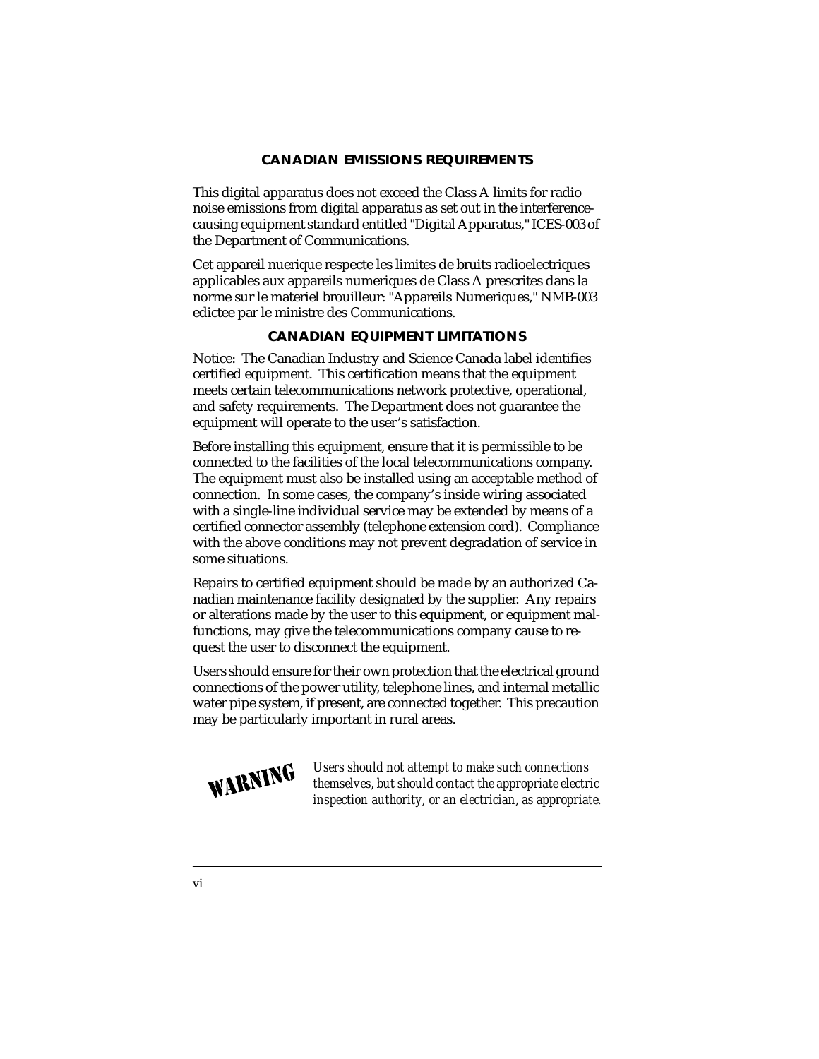## CANADIAN EMISSIONS REQUIREMENTS

This digital apparatus does not exceed the Class A limits for radio noise emissions from digital apparatus as set out in the interference-causing equipment standard entitled "Digital Apparatus," ICES-003 of the Department of Communications.

Cet appareil nuerique respecte les limites de bruits radioelectriques applicables aux appareils numeriques de Class A prescrites dans la norme sur le materiel brouilleur: "Appareils Numeriques," NMB-003 edictee par le ministre des Communications.

## CANADIAN EQUIPMENT LIMITATIONS

Notice: The Canadian Industry and Science Canada label identifies certified equipment. This certification means that the equipment meets certain telecommunications network protective, operational, and safety requirements. The Department does not guarantee the equipment will operate to the user's satisfaction.

Before installing this equipment, ensure that it is permissible to be connected to the facilities of the local telecommunications company. The equipment must also be installed using an acceptable method of connection. In some cases, the company's inside wiring associated with a single-line individual service may be extended by means of a certified connector assembly (telephone extension cord). Compliance with the above conditions may not prevent degradation of service in some situations.

Repairs to certified equipment should be made by an authorized Canadian maintenance facility designated by the supplier. Any repairs or alterations made by the user to this equipment, or equipment malfunctions, may give the telecommunications company cause to request the user to disconnect the equipment.

Users should ensure for their own protection that the electrical ground connections of the power utility, telephone lines, and internal metallic water pipe system, if present, are connected together. This precaution may be particularly important in rural areas.

**WARNING** *Users should not attempt to make such connections themselves, but should contact the appropriate electric inspection authority, or an electrician, as appropriate.*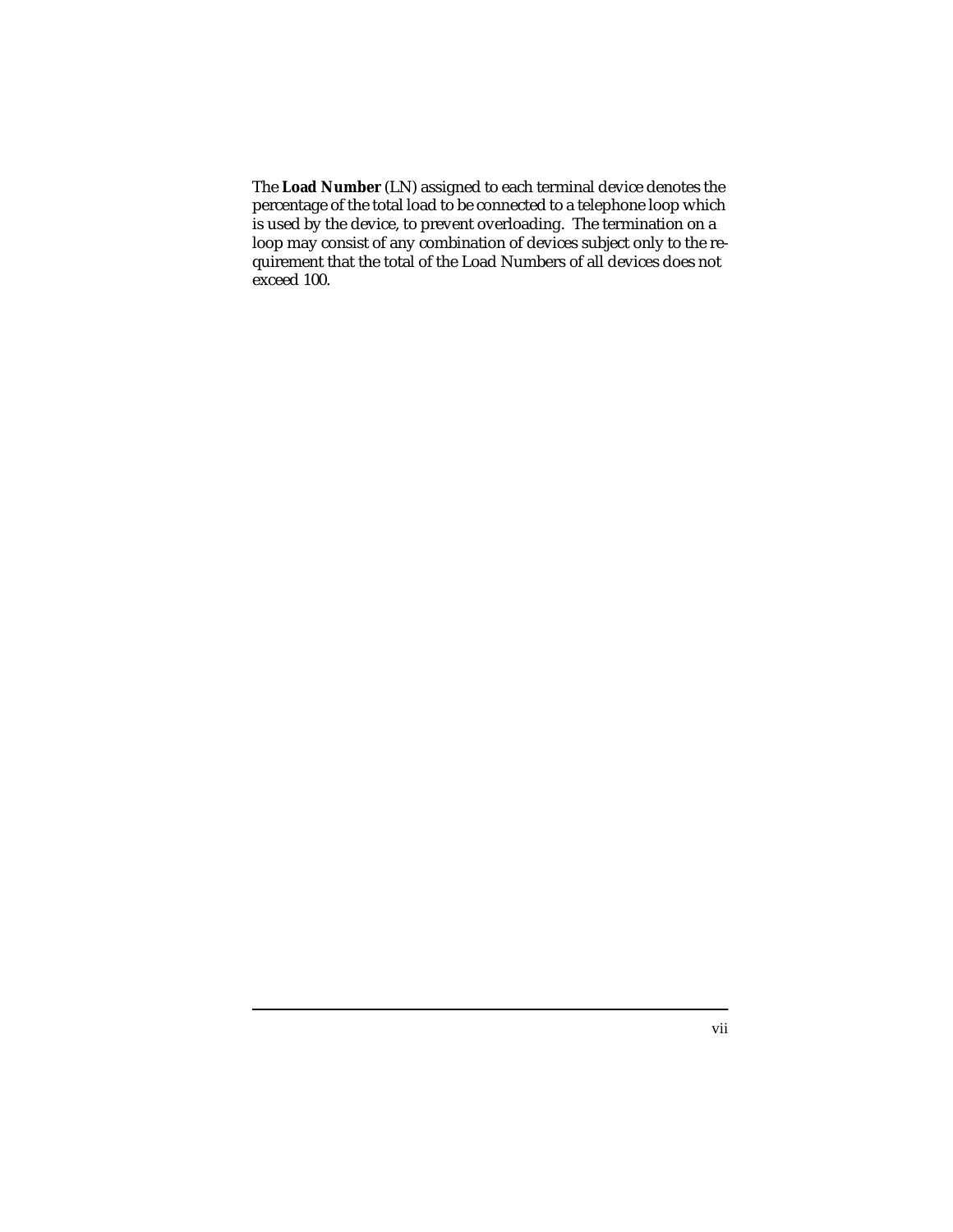The **Load Number** (LN) assigned to each terminal device denotes the percentage of the total load to be connected to a telephone loop which is used by the device, to prevent overloading. The termination on a loop may consist of any combination of devices subject only to the requirement that the total of the Load Numbers of all devices does not exceed 100.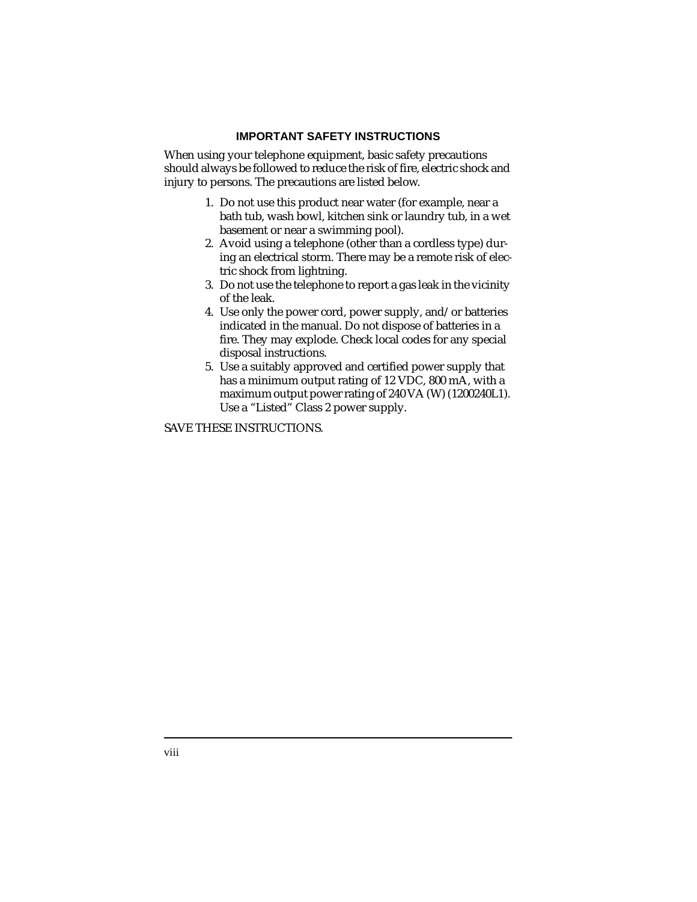## IMPORTANT SAFETY INSTRUCTIONS

When using your telephone equipment, basic safety precautions should always be followed to reduce the risk of fire, electric shock and injury to persons. The precautions are listed below.

1. Do not use this product near water (for example, near a bath tub, wash bowl, kitchen sink or laundry tub, in a wet basement or near a swimming pool).
2. Avoid using a telephone (other than a cordless type) during an electrical storm. There may be a remote risk of electric shock from lightning.
3. Do not use the telephone to report a gas leak in the vicinity of the leak.
4. Use only the power cord, power supply, and/or batteries indicated in the manual. Do not dispose of batteries in a fire. They may explode. Check local codes for any special disposal instructions.
5. Use a suitably approved and certified power supply that has a minimum output rating of 12 VDC, 800 mA, with a maximum output power rating of 240 VA (W) (1200240L1). Use a "Listed" Class 2 power supply.

SAVE THESE INSTRUCTIONS.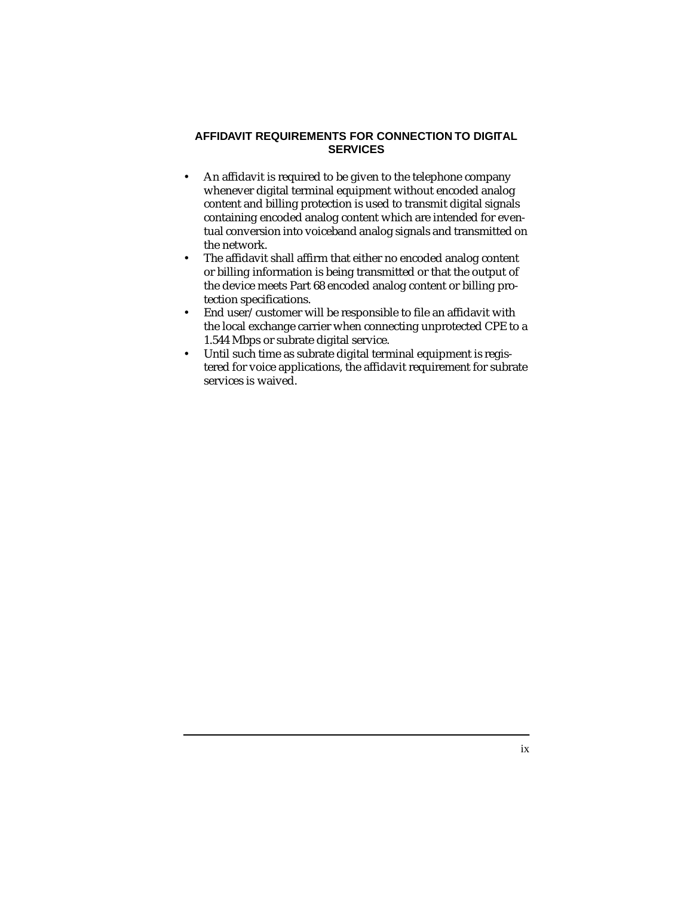## AFFIDAVIT REQUIREMENTS FOR CONNECTION TO DIGITAL SERVICES

- An affidavit is required to be given to the telephone company whenever digital terminal equipment without encoded analog content and billing protection is used to transmit digital signals containing encoded analog content which are intended for eventual conversion into voiceband analog signals and transmitted on the network.
- The affidavit shall affirm that either no encoded analog content or billing information is being transmitted or that the output of the device meets Part 68 encoded analog content or billing protection specifications.
- End user/customer will be responsible to file an affidavit with the local exchange carrier when connecting unprotected CPE to a 1.544 Mbps or subrate digital service.
- Until such time as subrate digital terminal equipment is registered for voice applications, the affidavit requirement for subrate services is waived.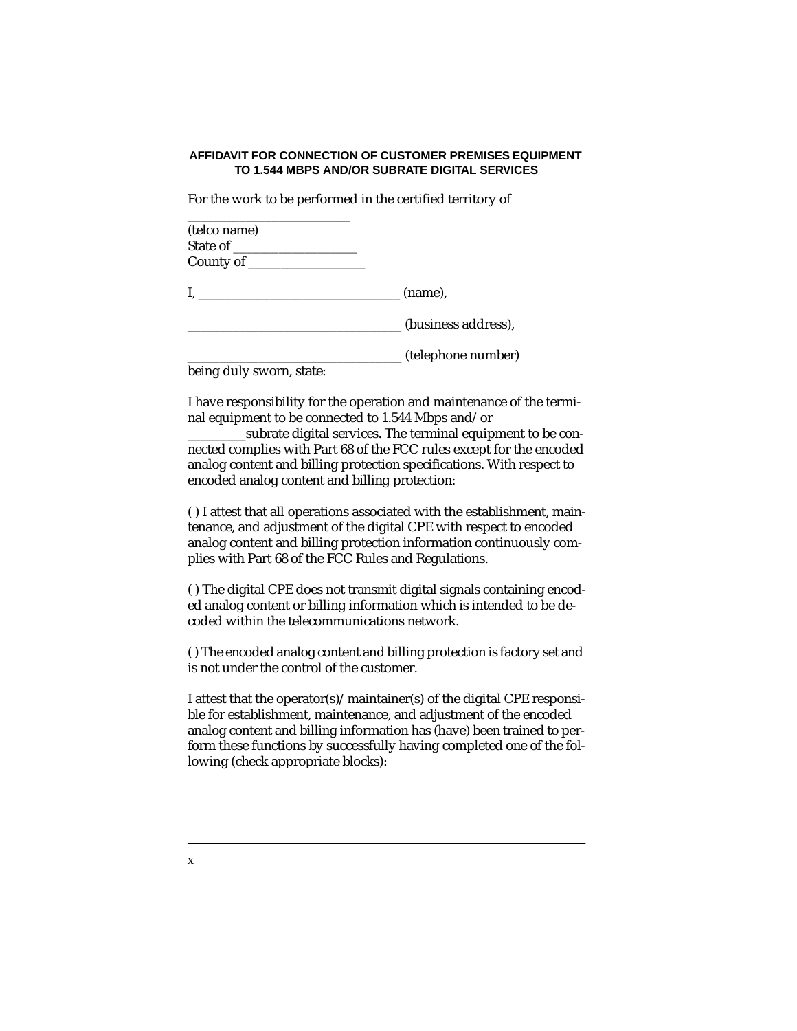**AFFIDAVIT FOR CONNECTION OF CUSTOMER PREMISES EQUIPMENT TO 1.544 MBPS AND/OR SUBRATE DIGITAL SERVICES**

For the work to be performed in the certified territory of

________________________
(telco name)
State of ___________________
County of __________________

I, ______________________________ (name),

________________________________ (business address),

________________________________ (telephone number)
being duly sworn, state:

I have responsibility for the operation and maintenance of the terminal equipment to be connected to 1.544 Mbps and/or _________subrate digital services. The terminal equipment to be connected complies with Part 68 of the FCC rules except for the encoded analog content and billing protection specifications. With respect to encoded analog content and billing protection:

( ) I attest that all operations associated with the establishment, maintenance, and adjustment of the digital CPE with respect to encoded analog content and billing protection information continuously complies with Part 68 of the FCC Rules and Regulations.

( ) The digital CPE does not transmit digital signals containing encoded analog content or billing information which is intended to be decoded within the telecommunications network.

( ) The encoded analog content and billing protection is factory set and is not under the control of the customer.

I attest that the operator(s)/maintainer(s) of the digital CPE responsible for establishment, maintenance, and adjustment of the encoded analog content and billing information has (have) been trained to perform these functions by successfully having completed one of the following (check appropriate blocks):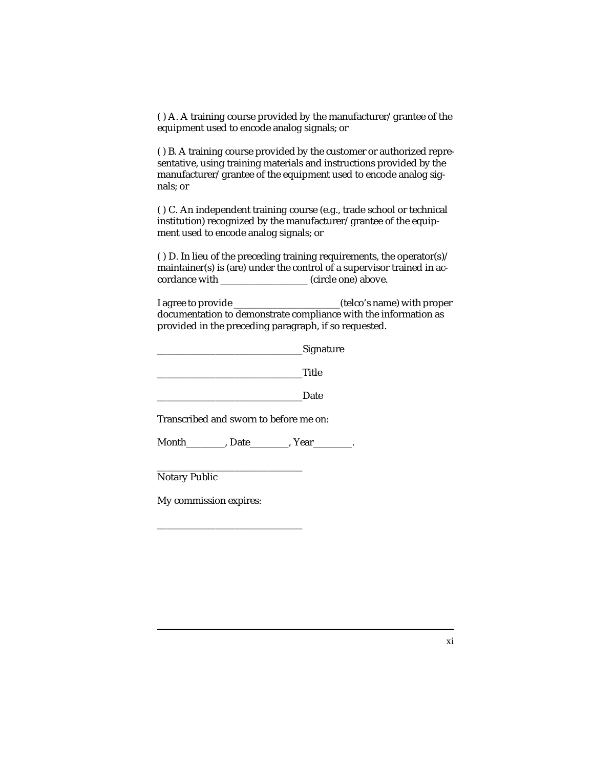( ) A. A training course provided by the manufacturer/grantee of the equipment used to encode analog signals; or

( ) B. A training course provided by the customer or authorized representative, using training materials and instructions provided by the manufacturer/grantee of the equipment used to encode analog signals; or

( ) C. An independent training course (e.g., trade school or technical institution) recognized by the manufacturer/grantee of the equipment used to encode analog signals; or

( ) D. In lieu of the preceding training requirements, the operator(s)/maintainer(s) is (are) under the control of a supervisor trained in accordance with ________________ (circle one) above.

I agree to provide ____________________(telco's name) with proper documentation to demonstrate compliance with the information as provided in the preceding paragraph, if so requested.

___________________________Signature

___________________________Title

___________________________Date

Transcribed and sworn to before me on:

Month________, Date________, Year________.

___________________________
Notary Public

My commission expires:

___________________________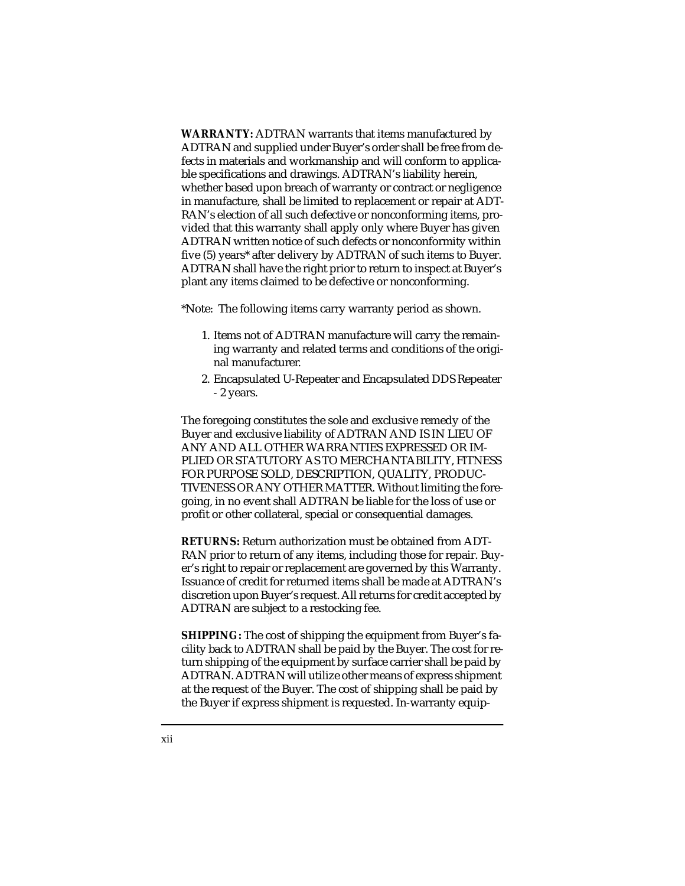**WARRANTY:** ADTRAN warrants that items manufactured by ADTRAN and supplied under Buyer's order shall be free from defects in materials and workmanship and will conform to applicable specifications and drawings. ADTRAN's liability herein, whether based upon breach of warranty or contract or negligence in manufacture, shall be limited to replacement or repair at ADTRAN's election of all such defective or nonconforming items, provided that this warranty shall apply only where Buyer has given ADTRAN written notice of such defects or nonconformity within five (5) years* after delivery by ADTRAN of such items to Buyer. ADTRAN shall have the right prior to return to inspect at Buyer's plant any items claimed to be defective or nonconforming.

*Note: The following items carry warranty period as shown.

1. Items not of ADTRAN manufacture will carry the remaining warranty and related terms and conditions of the original manufacturer.
2. Encapsulated U-Repeater and Encapsulated DDS Repeater - 2 years.

The foregoing constitutes the sole and exclusive remedy of the Buyer and exclusive liability of ADTRAN AND IS IN LIEU OF ANY AND ALL OTHER WARRANTIES EXPRESSED OR IMPLIED OR STATUTORY AS TO MERCHANTABILITY, FITNESS FOR PURPOSE SOLD, DESCRIPTION, QUALITY, PRODUCTIVENESS OR ANY OTHER MATTER. Without limiting the foregoing, in no event shall ADTRAN be liable for the loss of use or profit or other collateral, special or consequential damages.

**RETURNS:** Return authorization must be obtained from ADTRAN prior to return of any items, including those for repair. Buyer's right to repair or replacement are governed by this Warranty. Issuance of credit for returned items shall be made at ADTRAN's discretion upon Buyer's request. All returns for credit accepted by ADTRAN are subject to a restocking fee.

**SHIPPING:** The cost of shipping the equipment from Buyer's facility back to ADTRAN shall be paid by the Buyer. The cost for return shipping of the equipment by surface carrier shall be paid by ADTRAN. ADTRAN will utilize other means of express shipment at the request of the Buyer. The cost of shipping shall be paid by the Buyer if express shipment is requested. In-warranty equip-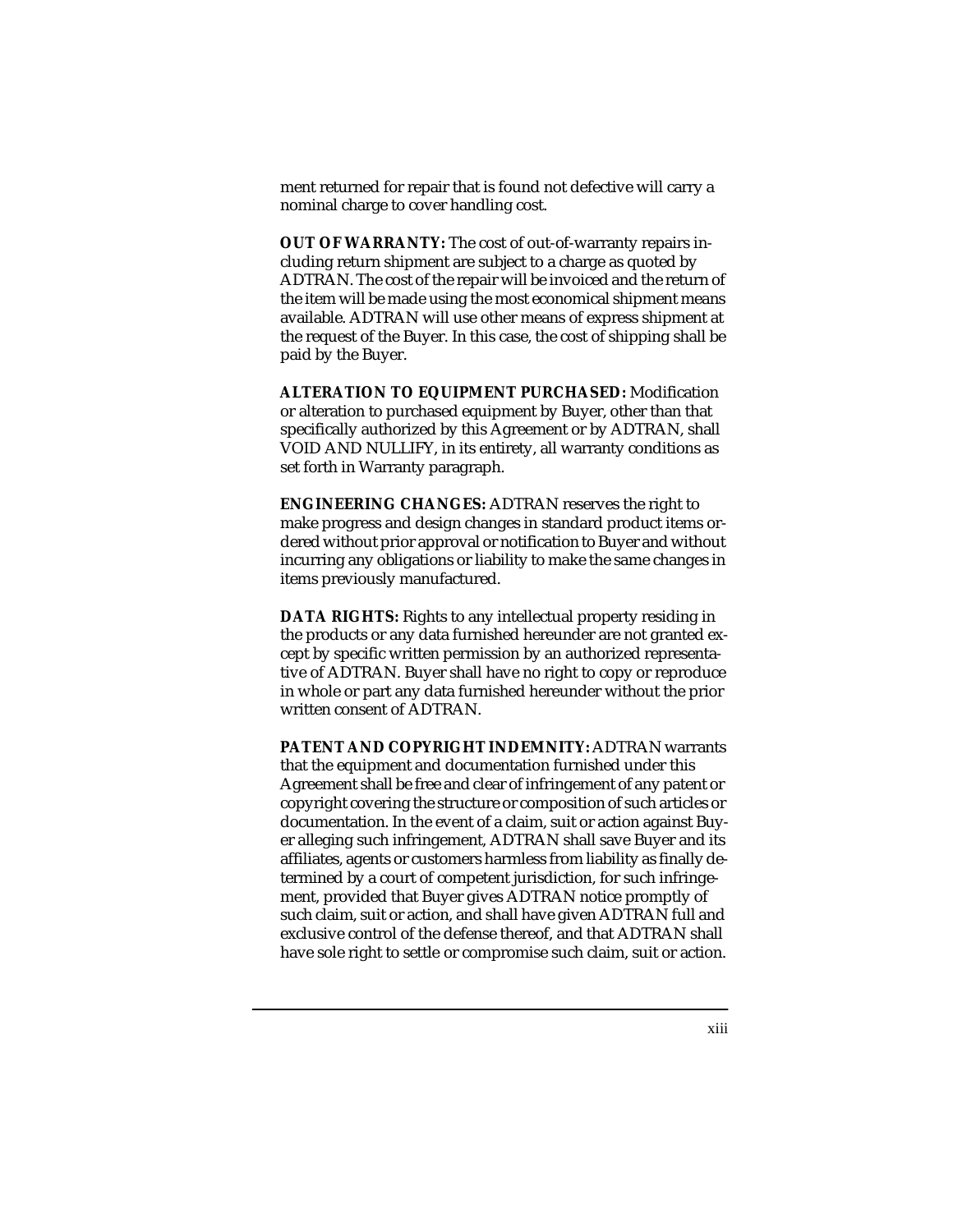ment returned for repair that is found not defective will carry a nominal charge to cover handling cost.

**OUT OF WARRANTY:** The cost of out-of-warranty repairs including return shipment are subject to a charge as quoted by ADTRAN. The cost of the repair will be invoiced and the return of the item will be made using the most economical shipment means available. ADTRAN will use other means of express shipment at the request of the Buyer. In this case, the cost of shipping shall be paid by the Buyer.

**ALTERATION TO EQUIPMENT PURCHASED:** Modification or alteration to purchased equipment by Buyer, other than that specifically authorized by this Agreement or by ADTRAN, shall VOID AND NULLIFY, in its entirety, all warranty conditions as set forth in Warranty paragraph.

**ENGINEERING CHANGES:** ADTRAN reserves the right to make progress and design changes in standard product items ordered without prior approval or notification to Buyer and without incurring any obligations or liability to make the same changes in items previously manufactured.

**DATA RIGHTS:** Rights to any intellectual property residing in the products or any data furnished hereunder are not granted except by specific written permission by an authorized representative of ADTRAN. Buyer shall have no right to copy or reproduce in whole or part any data furnished hereunder without the prior written consent of ADTRAN.

**PATENT AND COPYRIGHT INDEMNITY:** ADTRAN warrants that the equipment and documentation furnished under this Agreement shall be free and clear of infringement of any patent or copyright covering the structure or composition of such articles or documentation. In the event of a claim, suit or action against Buyer alleging such infringement, ADTRAN shall save Buyer and its affiliates, agents or customers harmless from liability as finally determined by a court of competent jurisdiction, for such infringement, provided that Buyer gives ADTRAN notice promptly of such claim, suit or action, and shall have given ADTRAN full and exclusive control of the defense thereof, and that ADTRAN shall have sole right to settle or compromise such claim, suit or action.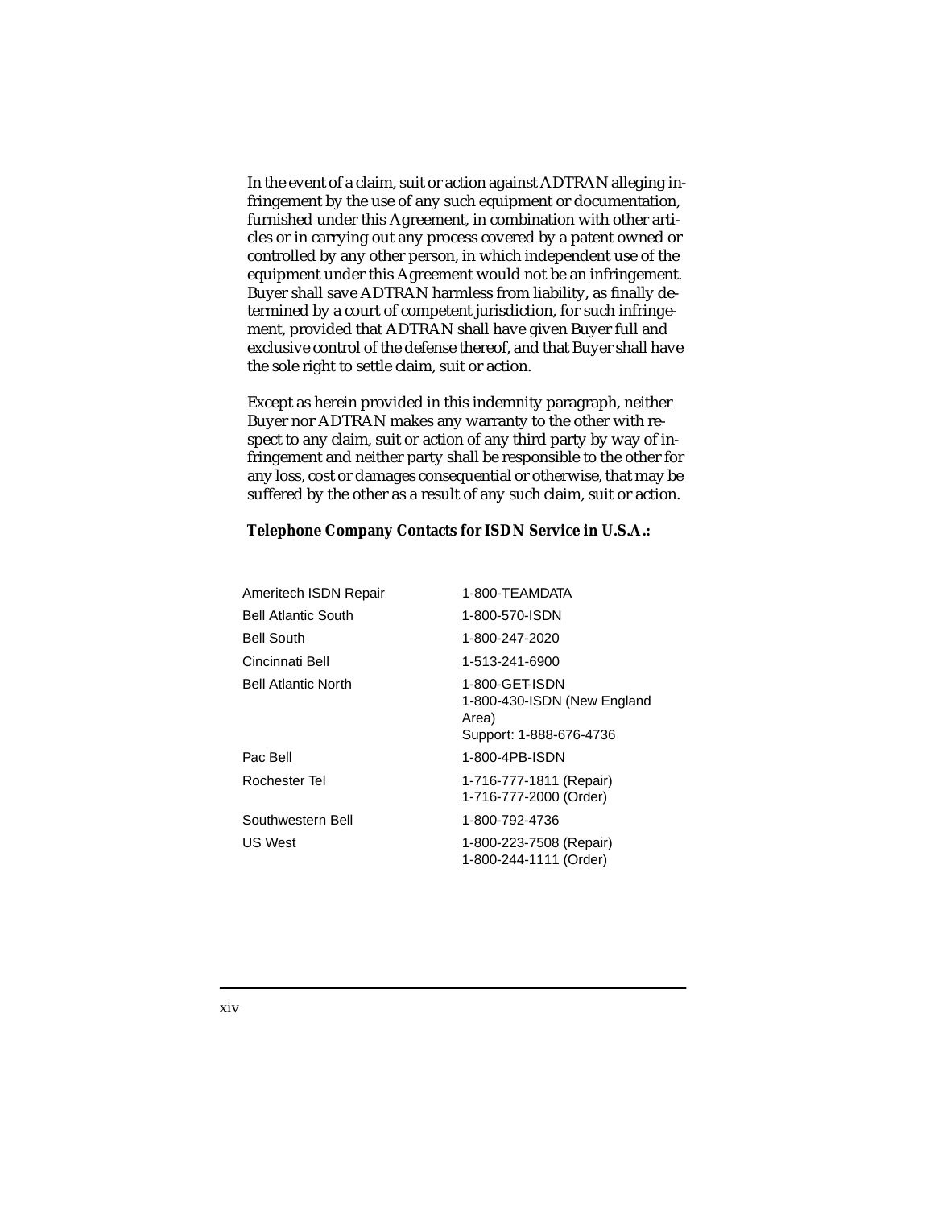In the event of a claim, suit or action against ADTRAN alleging infringement by the use of any such equipment or documentation, furnished under this Agreement, in combination with other articles or in carrying out any process covered by a patent owned or controlled by any other person, in which independent use of the equipment under this Agreement would not be an infringement. Buyer shall save ADTRAN harmless from liability, as finally determined by a court of competent jurisdiction, for such infringement, provided that ADTRAN shall have given Buyer full and exclusive control of the defense thereof, and that Buyer shall have the sole right to settle claim, suit or action.

Except as herein provided in this indemnity paragraph, neither Buyer nor ADTRAN makes any warranty to the other with respect to any claim, suit or action of any third party by way of infringement and neither party shall be responsible to the other for any loss, cost or damages consequential or otherwise, that may be suffered by the other as a result of any such claim, suit or action.

**Telephone Company Contacts for ISDN Service in U.S.A.:**

| | |
|---|---|
| Ameritech ISDN Repair | 1-800-TEAMDATA |
| Bell Atlantic South | 1-800-570-ISDN |
| Bell South | 1-800-247-2020 |
| Cincinnati Bell | 1-513-241-6900 |
| Bell Atlantic North | 1-800-GET-ISDN<br>1-800-430-ISDN (New England Area)<br>Support: 1-888-676-4736 |
| Pac Bell | 1-800-4PB-ISDN |
| Rochester Tel | 1-716-777-1811 (Repair)<br>1-716-777-2000 (Order) |
| Southwestern Bell | 1-800-792-4736 |
| US West | 1-800-223-7508 (Repair)<br>1-800-244-1111 (Order) |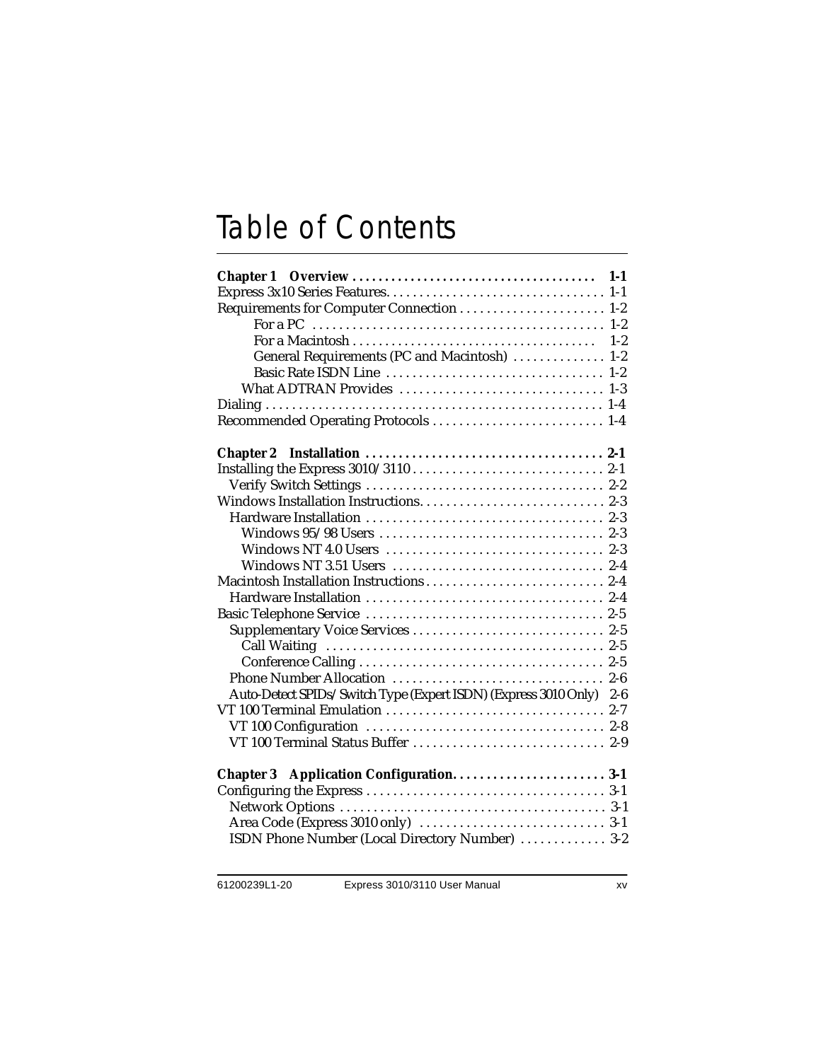# Table of Contents

**Chapter 1 Overview . . . . . . . . . . . . . . . . . . . . . . . . . . . . . . . . . . . . . . 1-1**

Express 3x10 Series Features. . . . . . . . . . . . . . . . . . . . . . . . . . . . . . . . . 1-1

Requirements for Computer Connection . . . . . . . . . . . . . . . . . . . . . . 1-2

- For a PC . . . . . . . . . . . . . . . . . . . . . . . . . . . . . . . . . . . . . . . . . . . 1-2
- For a Macintosh . . . . . . . . . . . . . . . . . . . . . . . . . . . . . . . . . . . . . 1-2
- General Requirements (PC and Macintosh) . . . . . . . . . . . . . . 1-2
- Basic Rate ISDN Line . . . . . . . . . . . . . . . . . . . . . . . . . . . . . . . . 1-2
- What ADTRAN Provides . . . . . . . . . . . . . . . . . . . . . . . . . . . . . . 1-3

Dialing . . . . . . . . . . . . . . . . . . . . . . . . . . . . . . . . . . . . . . . . . . . . . . . . . . . 1-4

Recommended Operating Protocols . . . . . . . . . . . . . . . . . . . . . . . . . . 1-4

**Chapter 2 Installation . . . . . . . . . . . . . . . . . . . . . . . . . . . . . . . . . . . . 2-1**

Installing the Express 3010/3110 . . . . . . . . . . . . . . . . . . . . . . . . . . . . . 2-1

- Verify Switch Settings . . . . . . . . . . . . . . . . . . . . . . . . . . . . . . . . . . . . 2-2

Windows Installation Instructions. . . . . . . . . . . . . . . . . . . . . . . . . . . . 2-3

- Hardware Installation . . . . . . . . . . . . . . . . . . . . . . . . . . . . . . . . . . . . 2-3
  - Windows 95/98 Users . . . . . . . . . . . . . . . . . . . . . . . . . . . . . . . . . . 2-3
  - Windows NT 4.0 Users . . . . . . . . . . . . . . . . . . . . . . . . . . . . . . . . 2-3
  - Windows NT 3.51 Users . . . . . . . . . . . . . . . . . . . . . . . . . . . . . . . . 2-4

Macintosh Installation Instructions . . . . . . . . . . . . . . . . . . . . . . . . . . . 2-4

- Hardware Installation . . . . . . . . . . . . . . . . . . . . . . . . . . . . . . . . . . . . 2-4

Basic Telephone Service . . . . . . . . . . . . . . . . . . . . . . . . . . . . . . . . . . . . 2-5

- Supplementary Voice Services . . . . . . . . . . . . . . . . . . . . . . . . . . . . . 2-5
  - Call Waiting . . . . . . . . . . . . . . . . . . . . . . . . . . . . . . . . . . . . . . . . . . 2-5
  - Conference Calling . . . . . . . . . . . . . . . . . . . . . . . . . . . . . . . . . . . . . 2-5
- Phone Number Allocation . . . . . . . . . . . . . . . . . . . . . . . . . . . . . . . . 2-6
- Auto-Detect SPIDs/Switch Type (Expert ISDN) (Express 3010 Only) 2-6

VT 100 Terminal Emulation . . . . . . . . . . . . . . . . . . . . . . . . . . . . . . . . . 2-7

- VT 100 Configuration . . . . . . . . . . . . . . . . . . . . . . . . . . . . . . . . . . . . 2-8
- VT 100 Terminal Status Buffer . . . . . . . . . . . . . . . . . . . . . . . . . . . . . 2-9

**Chapter 3 Application Configuration. . . . . . . . . . . . . . . . . . . . . . . 3-1**

Configuring the Express . . . . . . . . . . . . . . . . . . . . . . . . . . . . . . . . . . . . 3-1

- Network Options . . . . . . . . . . . . . . . . . . . . . . . . . . . . . . . . . . . . . . . . 3-1
- Area Code (Express 3010 only) . . . . . . . . . . . . . . . . . . . . . . . . . . . . 3-1
- ISDN Phone Number (Local Directory Number) . . . . . . . . . . . . . 3-2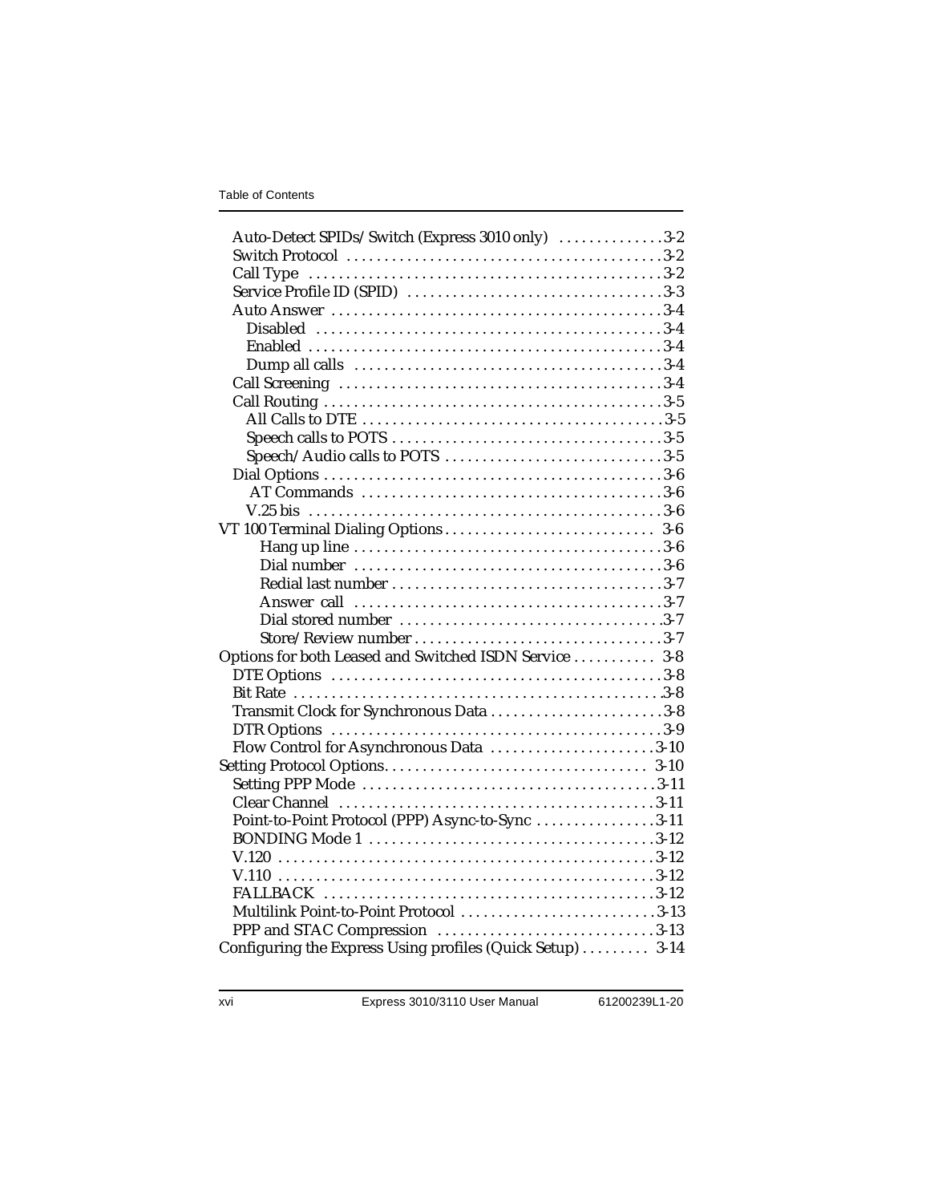- Auto-Detect SPIDs/Switch (Express 3010 only) . . . . . . . . . . . . . 3-2
- Switch Protocol . . . . . . . . . . . . . . . . . . . . . . . . . . . . . . . . . . . . . . . . . 3-2
- Call Type . . . . . . . . . . . . . . . . . . . . . . . . . . . . . . . . . . . . . . . . . . . . . 3-2
- Service Profile ID (SPID) . . . . . . . . . . . . . . . . . . . . . . . . . . . . . . . . 3-3
- Auto Answer . . . . . . . . . . . . . . . . . . . . . . . . . . . . . . . . . . . . . . . . . . 3-4
  - Disabled . . . . . . . . . . . . . . . . . . . . . . . . . . . . . . . . . . . . . . . . . . . . 3-4
  - Enabled . . . . . . . . . . . . . . . . . . . . . . . . . . . . . . . . . . . . . . . . . . . . . 3-4
  - Dump all calls . . . . . . . . . . . . . . . . . . . . . . . . . . . . . . . . . . . . . . . 3-4
- Call Screening . . . . . . . . . . . . . . . . . . . . . . . . . . . . . . . . . . . . . . . . . 3-4
- Call Routing . . . . . . . . . . . . . . . . . . . . . . . . . . . . . . . . . . . . . . . . . . . 3-5
  - All Calls to DTE . . . . . . . . . . . . . . . . . . . . . . . . . . . . . . . . . . . . . . 3-5
  - Speech calls to POTS . . . . . . . . . . . . . . . . . . . . . . . . . . . . . . . . . . 3-5
  - Speech/Audio calls to POTS . . . . . . . . . . . . . . . . . . . . . . . . . . . . 3-5
- Dial Options . . . . . . . . . . . . . . . . . . . . . . . . . . . . . . . . . . . . . . . . . . . 3-6
  - AT Commands . . . . . . . . . . . . . . . . . . . . . . . . . . . . . . . . . . . . . . . 3-6
  - V.25 bis . . . . . . . . . . . . . . . . . . . . . . . . . . . . . . . . . . . . . . . . . . . . . 3-6

VT 100 Terminal Dialing Options . . . . . . . . . . . . . . . . . . . . . . . . . . . . 3-6
  - Hang up line . . . . . . . . . . . . . . . . . . . . . . . . . . . . . . . . . . . . . . . . 3-6
  - Dial number . . . . . . . . . . . . . . . . . . . . . . . . . . . . . . . . . . . . . . . . 3-6
  - Redial last number . . . . . . . . . . . . . . . . . . . . . . . . . . . . . . . . . . . 3-7
  - Answer call . . . . . . . . . . . . . . . . . . . . . . . . . . . . . . . . . . . . . . . . 3-7
  - Dial stored number . . . . . . . . . . . . . . . . . . . . . . . . . . . . . . . . . . 3-7
  - Store/Review number . . . . . . . . . . . . . . . . . . . . . . . . . . . . . . . . 3-7

Options for both Leased and Switched ISDN Service . . . . . . . . . . . 3-8
- DTE Options . . . . . . . . . . . . . . . . . . . . . . . . . . . . . . . . . . . . . . . . . . 3-8
- Bit Rate . . . . . . . . . . . . . . . . . . . . . . . . . . . . . . . . . . . . . . . . . . . . . . . 3-8
- Transmit Clock for Synchronous Data . . . . . . . . . . . . . . . . . . . . . . . 3-8
- DTR Options . . . . . . . . . . . . . . . . . . . . . . . . . . . . . . . . . . . . . . . . . . 3-9
- Flow Control for Asynchronous Data . . . . . . . . . . . . . . . . . . . . . . 3-10

Setting Protocol Options. . . . . . . . . . . . . . . . . . . . . . . . . . . . . . . . . . . 3-10
- Setting PPP Mode . . . . . . . . . . . . . . . . . . . . . . . . . . . . . . . . . . . . . . 3-11
- Clear Channel . . . . . . . . . . . . . . . . . . . . . . . . . . . . . . . . . . . . . . . . . 3-11
- Point-to-Point Protocol (PPP) Async-to-Sync . . . . . . . . . . . . . . . . 3-11
- BONDING Mode 1 . . . . . . . . . . . . . . . . . . . . . . . . . . . . . . . . . . . . . 3-12
- V.120 . . . . . . . . . . . . . . . . . . . . . . . . . . . . . . . . . . . . . . . . . . . . . . . . . 3-12
- V.110 . . . . . . . . . . . . . . . . . . . . . . . . . . . . . . . . . . . . . . . . . . . . . . . . . 3-12
- FALLBACK . . . . . . . . . . . . . . . . . . . . . . . . . . . . . . . . . . . . . . . . . . . 3-12
- Multilink Point-to-Point Protocol . . . . . . . . . . . . . . . . . . . . . . . . . 3-13
- PPP and STAC Compression . . . . . . . . . . . . . . . . . . . . . . . . . . . . 3-13

Configuring the Express Using profiles (Quick Setup) . . . . . . . . . 3-14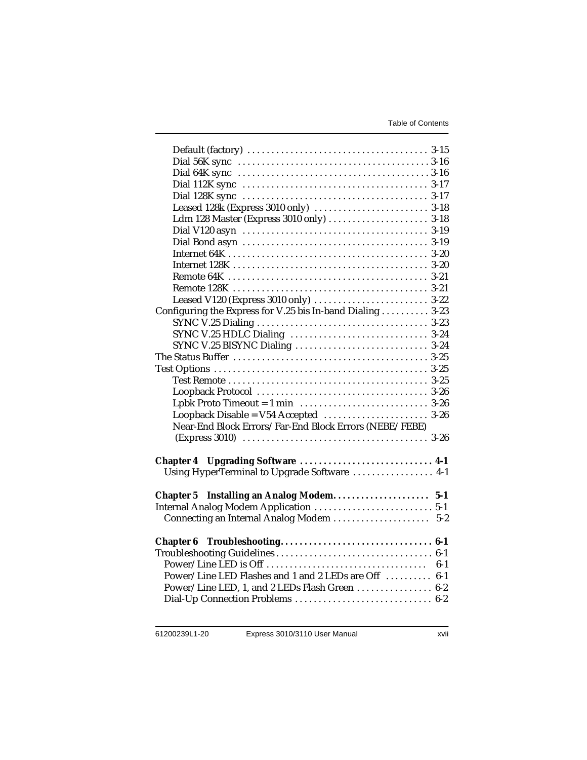- Default (factory) . . . . . . . . . . . . . . . . . . . . . . . . . . . . . . . . . . . . . 3-15
- Dial 56K sync . . . . . . . . . . . . . . . . . . . . . . . . . . . . . . . . . . . . . . . 3-16
- Dial 64K sync . . . . . . . . . . . . . . . . . . . . . . . . . . . . . . . . . . . . . . . 3-16
- Dial 112K sync . . . . . . . . . . . . . . . . . . . . . . . . . . . . . . . . . . . . . . 3-17
- Dial 128K sync . . . . . . . . . . . . . . . . . . . . . . . . . . . . . . . . . . . . . . 3-17
- Leased 128k (Express 3010 only) . . . . . . . . . . . . . . . . . . . . . . . . 3-18
- Ldm 128 Master (Express 3010 only) . . . . . . . . . . . . . . . . . . . . . 3-18
- Dial V120 asyn . . . . . . . . . . . . . . . . . . . . . . . . . . . . . . . . . . . . . . 3-19
- Dial Bond asyn . . . . . . . . . . . . . . . . . . . . . . . . . . . . . . . . . . . . . . 3-19
- Internet 64K . . . . . . . . . . . . . . . . . . . . . . . . . . . . . . . . . . . . . . . . . 3-20
- Internet 128K . . . . . . . . . . . . . . . . . . . . . . . . . . . . . . . . . . . . . . . . 3-20
- Remote 64K . . . . . . . . . . . . . . . . . . . . . . . . . . . . . . . . . . . . . . . . . 3-21
- Remote 128K . . . . . . . . . . . . . . . . . . . . . . . . . . . . . . . . . . . . . . . . 3-21
- Leased V120 (Express 3010 only) . . . . . . . . . . . . . . . . . . . . . . . . 3-22

Configuring the Express for V.25 bis In-band Dialing . . . . . . . . . . 3-23
- SYNC V.25 Dialing . . . . . . . . . . . . . . . . . . . . . . . . . . . . . . . . . . . . 3-23
- SYNC V.25 HDLC Dialing . . . . . . . . . . . . . . . . . . . . . . . . . . . . . 3-24
- SYNC V.25 BISYNC Dialing . . . . . . . . . . . . . . . . . . . . . . . . . . . . 3-24

The Status Buffer . . . . . . . . . . . . . . . . . . . . . . . . . . . . . . . . . . . . . . . . . 3-25

Test Options . . . . . . . . . . . . . . . . . . . . . . . . . . . . . . . . . . . . . . . . . . . . . 3-25
- Test Remote . . . . . . . . . . . . . . . . . . . . . . . . . . . . . . . . . . . . . . . . . . 3-25
- Loopback Protocol . . . . . . . . . . . . . . . . . . . . . . . . . . . . . . . . . . . . 3-26
- Lpbk Proto Timeout = 1 min . . . . . . . . . . . . . . . . . . . . . . . . . . . 3-26
- Loopback Disable = V54 Accepted . . . . . . . . . . . . . . . . . . . . . . 3-26
- Near-End Block Errors/Far-End Block Errors (NEBE/FEBE) (Express 3010) . . . . . . . . . . . . . . . . . . . . . . . . . . . . . . . . . . . . . . . 3-26

**Chapter 4 Upgrading Software . . . . . . . . . . . . . . . . . . . . . . . . . . . . 4-1**
- Using HyperTerminal to Upgrade Software . . . . . . . . . . . . . . . . . 4-1

**Chapter 5 Installing an Analog Modem. . . . . . . . . . . . . . . . . . . . . 5-1**

Internal Analog Modem Application . . . . . . . . . . . . . . . . . . . . . . . . . 5-1
- Connecting an Internal Analog Modem . . . . . . . . . . . . . . . . . . . . 5-2

**Chapter 6 Troubleshooting. . . . . . . . . . . . . . . . . . . . . . . . . . . . . . . . 6-1**

Troubleshooting Guidelines . . . . . . . . . . . . . . . . . . . . . . . . . . . . . . . . . 6-1
- Power/Line LED is Off . . . . . . . . . . . . . . . . . . . . . . . . . . . . . . . . . . 6-1
- Power/Line LED Flashes and 1 and 2 LEDs are Off . . . . . . . . . 6-1
- Power/Line LED, 1, and 2 LEDs Flash Green . . . . . . . . . . . . . . . . 6-2
- Dial-Up Connection Problems . . . . . . . . . . . . . . . . . . . . . . . . . . . . 6-2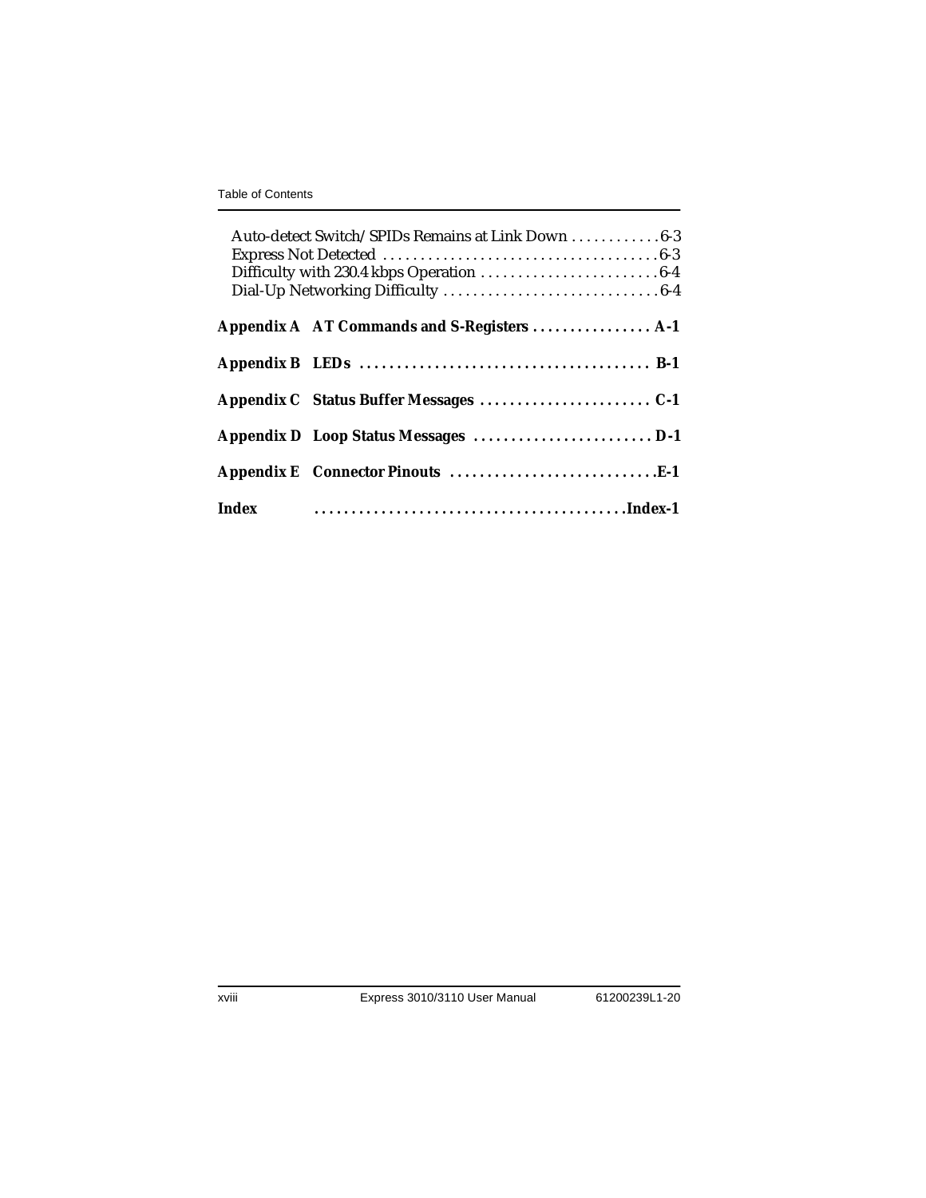Auto-detect Switch/SPIDs Remains at Link Down . . . . . . . . . . . 6-3
Express Not Detected . . . . . . . . . . . . . . . . . . . . . . . . . . . . . . . . . . . . . 6-3
Difficulty with 230.4 kbps Operation . . . . . . . . . . . . . . . . . . . . . . . . 6-4
Dial-Up Networking Difficulty . . . . . . . . . . . . . . . . . . . . . . . . . . . . . 6-4

**Appendix A AT Commands and S-Registers . . . . . . . . . . . . . . . . A-1**

**Appendix B LEDs . . . . . . . . . . . . . . . . . . . . . . . . . . . . . . . . . . . . . . B-1**

**Appendix C Status Buffer Messages . . . . . . . . . . . . . . . . . . . . . . . C-1**

**Appendix D Loop Status Messages . . . . . . . . . . . . . . . . . . . . . . . . D-1**

**Appendix E Connector Pinouts . . . . . . . . . . . . . . . . . . . . . . . . . . . E-1**

**Index . . . . . . . . . . . . . . . . . . . . . . . . . . . . . . . . . . . . . . . . . Index-1**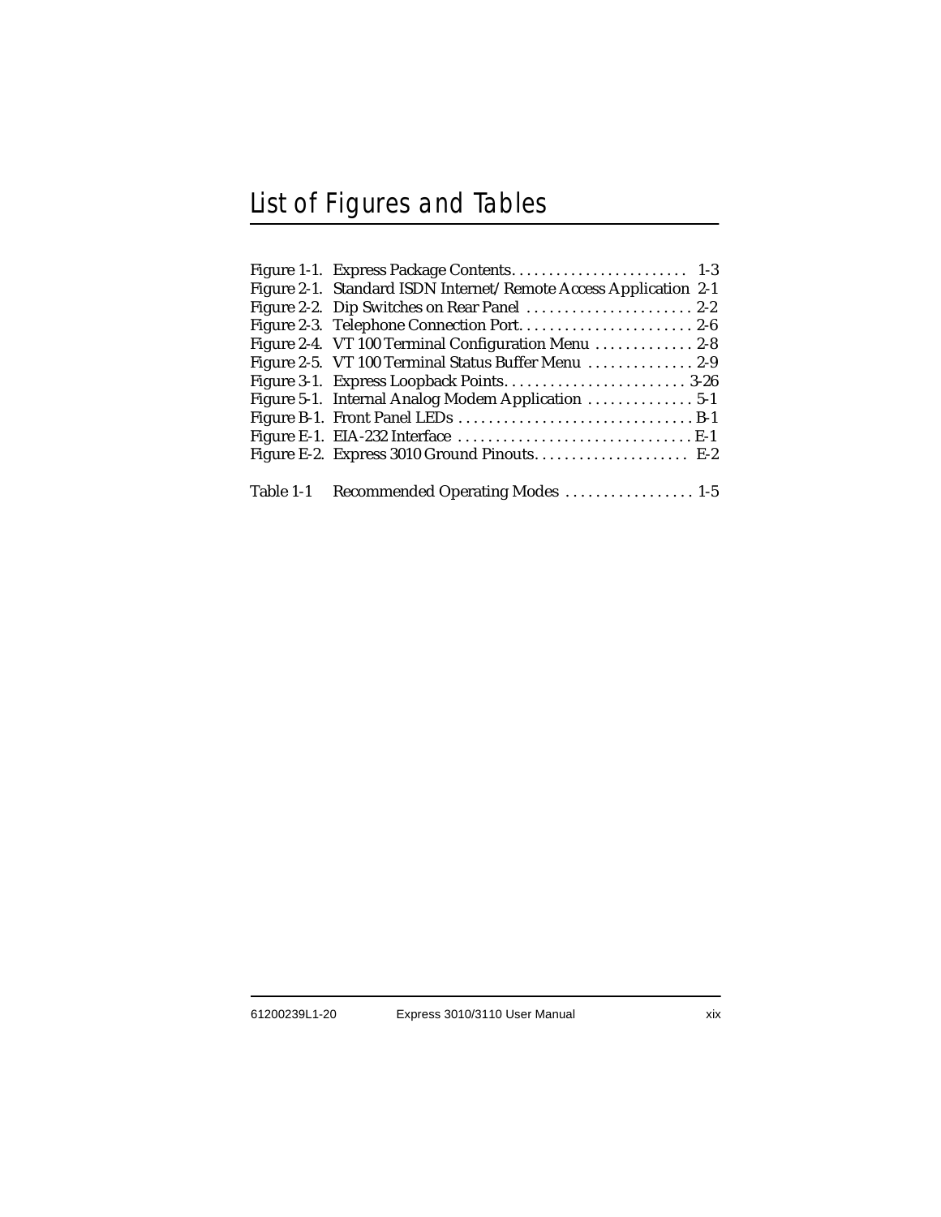# List of Figures and Tables

Figure 1-1. Express Package Contents. . . . . . . . . . . . . . . . . . . . . . . . 1-3
Figure 2-1. Standard ISDN Internet/Remote Access Application 2-1
Figure 2-2. Dip Switches on Rear Panel . . . . . . . . . . . . . . . . . . . . . . 2-2
Figure 2-3. Telephone Connection Port. . . . . . . . . . . . . . . . . . . . . . . 2-6
Figure 2-4. VT 100 Terminal Configuration Menu . . . . . . . . . . . . . 2-8
Figure 2-5. VT 100 Terminal Status Buffer Menu . . . . . . . . . . . . . . 2-9
Figure 3-1. Express Loopback Points. . . . . . . . . . . . . . . . . . . . . . . . 3-26
Figure 5-1. Internal Analog Modem Application . . . . . . . . . . . . . . 5-1
Figure B-1. Front Panel LEDs . . . . . . . . . . . . . . . . . . . . . . . . . . . . . . B-1
Figure E-1. EIA-232 Interface . . . . . . . . . . . . . . . . . . . . . . . . . . . . . . E-1
Figure E-2. Express 3010 Ground Pinouts. . . . . . . . . . . . . . . . . . . . . E-2

Table 1-1 Recommended Operating Modes . . . . . . . . . . . . . . . . . 1-5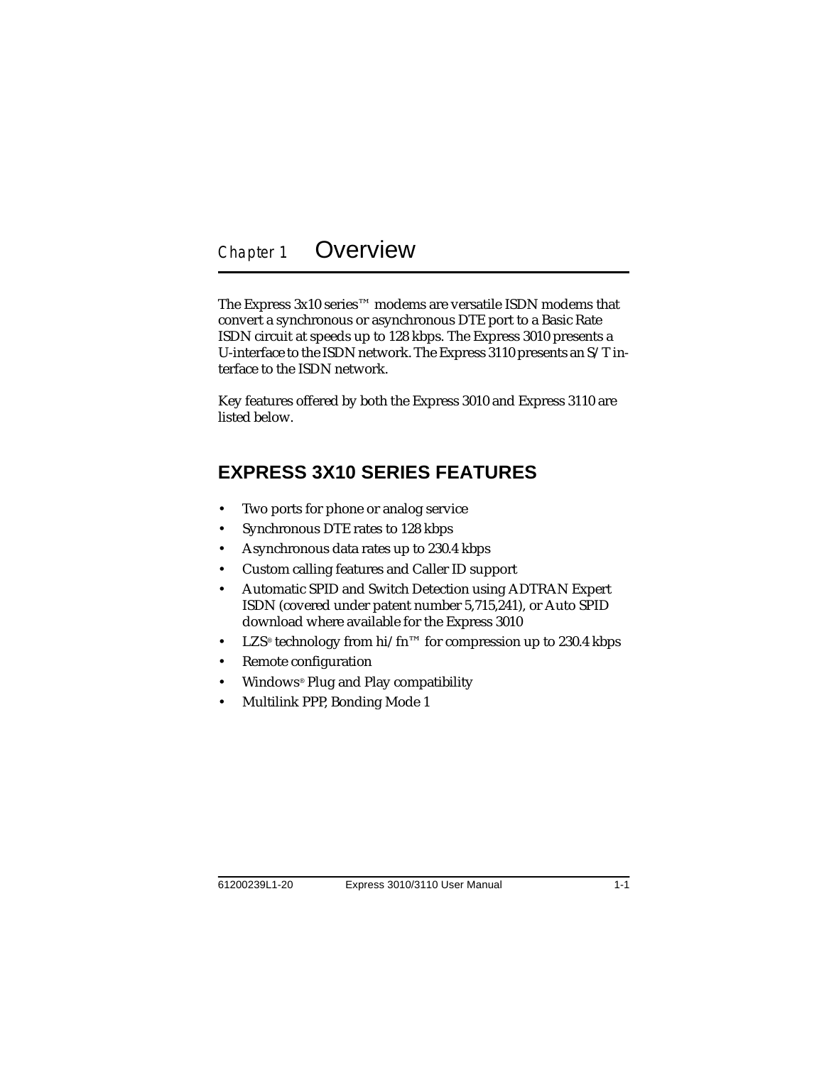# Chapter 1 Overview

The Express 3x10 series™ modems are versatile ISDN modems that convert a synchronous or asynchronous DTE port to a Basic Rate ISDN circuit at speeds up to 128 kbps. The Express 3010 presents a U-interface to the ISDN network. The Express 3110 presents an S/T interface to the ISDN network.

Key features offered by both the Express 3010 and Express 3110 are listed below.

## EXPRESS 3X10 SERIES FEATURES

- Two ports for phone or analog service
- Synchronous DTE rates to 128 kbps
- Asynchronous data rates up to 230.4 kbps
- Custom calling features and Caller ID support
- Automatic SPID and Switch Detection using ADTRAN Expert ISDN (covered under patent number 5,715,241), or Auto SPID download where available for the Express 3010
- LZS® technology from hi/fn™ for compression up to 230.4 kbps
- Remote configuration
- Windows® Plug and Play compatibility
- Multilink PPP, Bonding Mode 1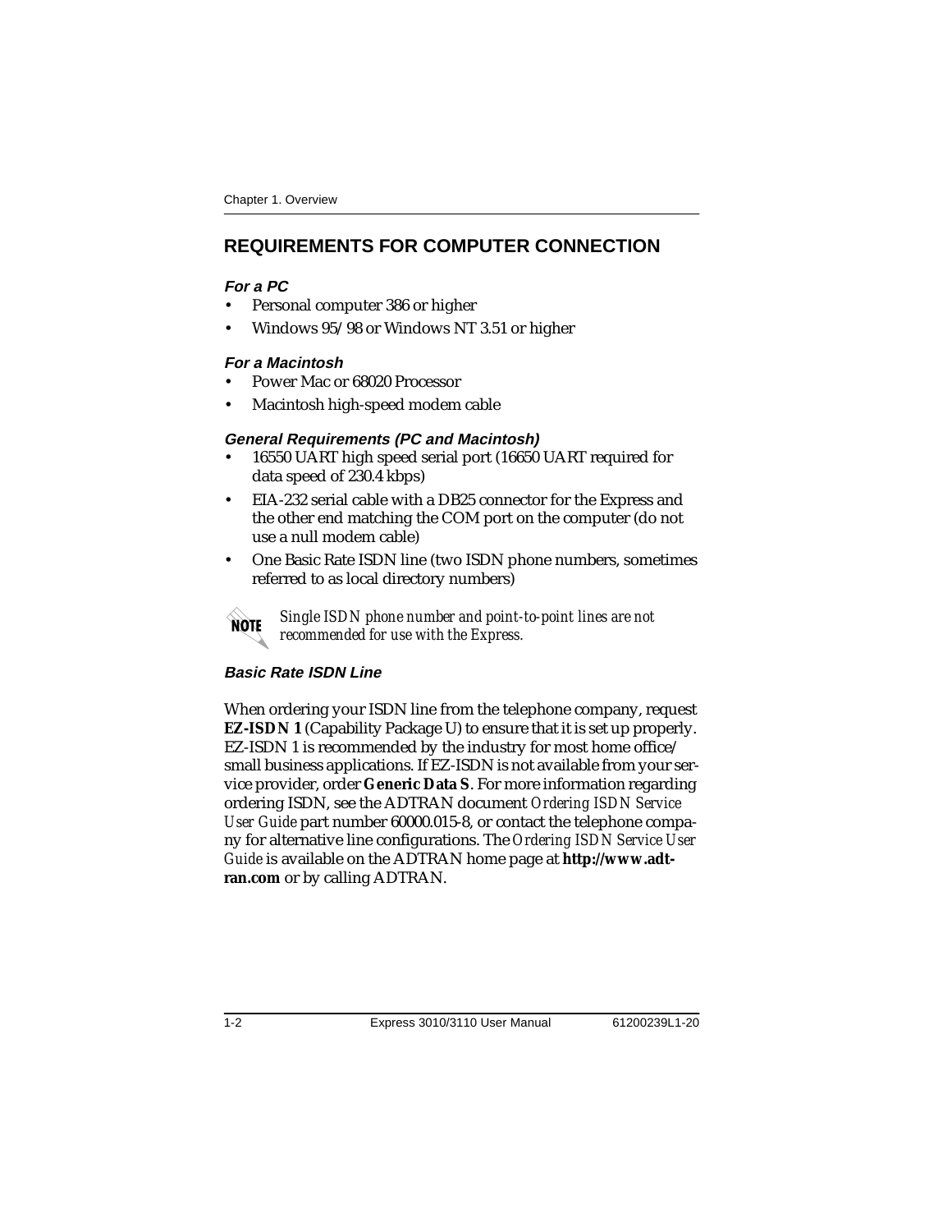## REQUIREMENTS FOR COMPUTER CONNECTION

#### *For a PC*

- Personal computer 386 or higher
- Windows 95/98 or Windows NT 3.51 or higher

#### *For a Macintosh*

- Power Mac or 68020 Processor
- Macintosh high-speed modem cable

#### *General Requirements (PC and Macintosh)*

- 16550 UART high speed serial port (16650 UART required for data speed of 230.4 kbps)
- EIA-232 serial cable with a DB25 connector for the Express and the other end matching the COM port on the computer (do not use a null modem cable)
- One Basic Rate ISDN line (two ISDN phone numbers, sometimes referred to as local directory numbers)

**NOTE** *Single ISDN phone number and point-to-point lines are not recommended for use with the Express.*

#### *Basic Rate ISDN Line*

When ordering your ISDN line from the telephone company, request **EZ-ISDN 1** (Capability Package U) to ensure that it is set up properly. EZ-ISDN 1 is recommended by the industry for most home office/ small business applications. If EZ-ISDN is not available from your service provider, order **Generic Data S**. For more information regarding ordering ISDN, see the ADTRAN document *Ordering ISDN Service User Guide* part number 60000.015-8, or contact the telephone company for alternative line configurations. The *Ordering ISDN Service User Guide* is available on the ADTRAN home page at **http://www.adtran.com** or by calling ADTRAN.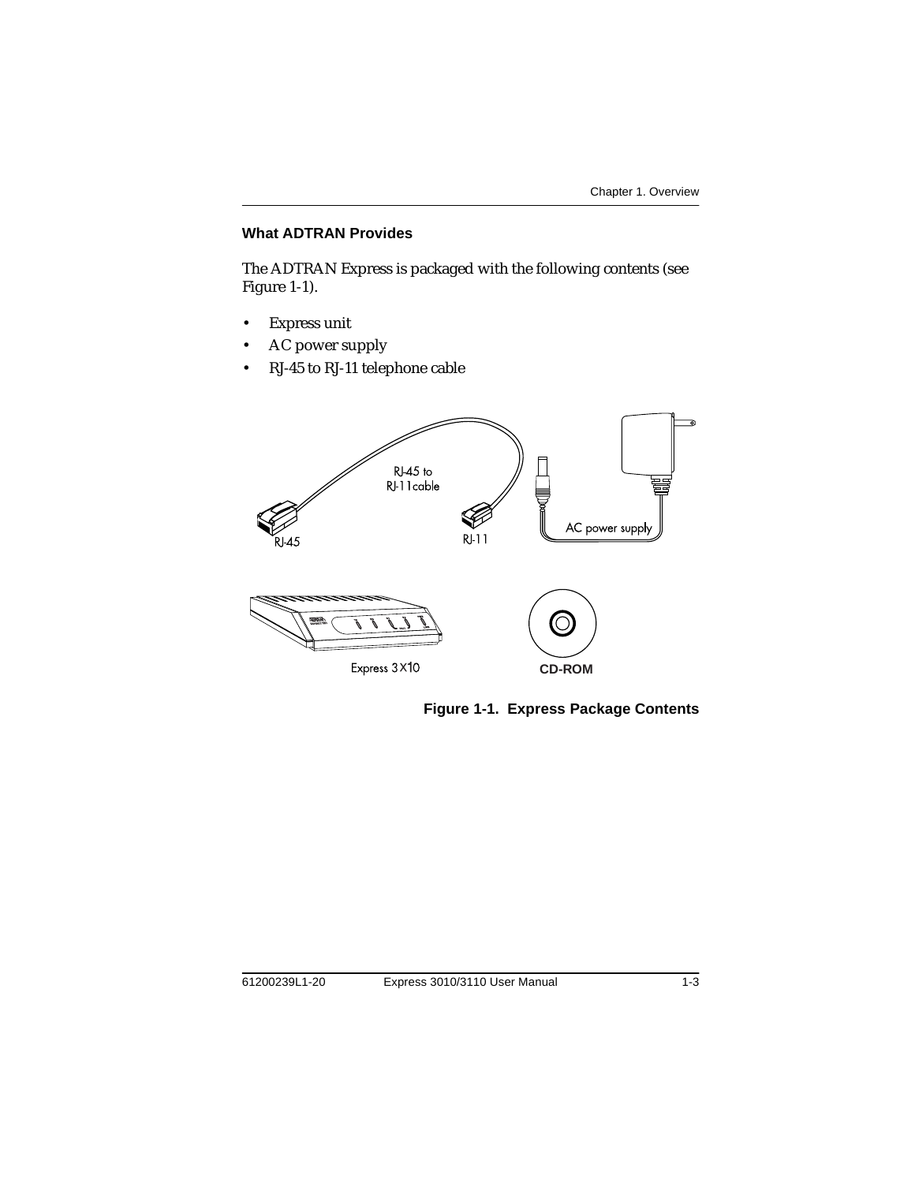### What ADTRAN Provides

The ADTRAN Express is packaged with the following contents (see Figure 1-1).

- Express unit
- AC power supply
- RJ-45 to RJ-11 telephone cable

**Figure 1-1. Express Package Contents**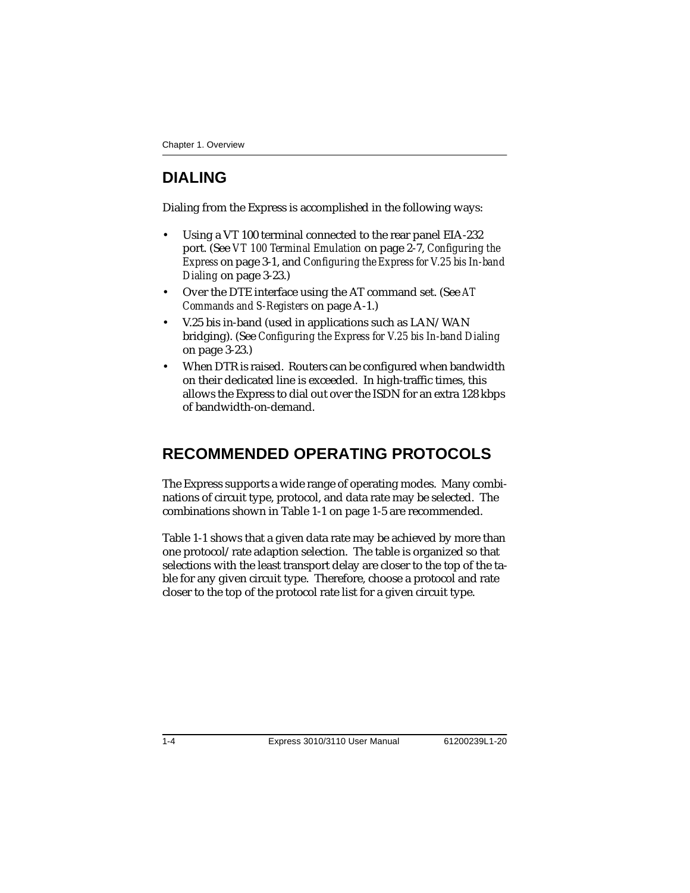## DIALING

Dialing from the Express is accomplished in the following ways:

- Using a VT 100 terminal connected to the rear panel EIA-232 port. (See *VT 100 Terminal Emulation* on page 2-7, *Configuring the Express* on page 3-1, and *Configuring the Express for V.25 bis In-band Dialing* on page 3-23.)
- Over the DTE interface using the AT command set. (See *AT Commands and S-Registers* on page A-1.)
- V.25 bis in-band (used in applications such as LAN/WAN bridging). (See *Configuring the Express for V.25 bis In-band Dialing* on page 3-23.)
- When DTR is raised. Routers can be configured when bandwidth on their dedicated line is exceeded. In high-traffic times, this allows the Express to dial out over the ISDN for an extra 128 kbps of bandwidth-on-demand.

## RECOMMENDED OPERATING PROTOCOLS

The Express supports a wide range of operating modes. Many combinations of circuit type, protocol, and data rate may be selected. The combinations shown in Table 1-1 on page 1-5 are recommended.

Table 1-1 shows that a given data rate may be achieved by more than one protocol/rate adaption selection. The table is organized so that selections with the least transport delay are closer to the top of the table for any given circuit type. Therefore, choose a protocol and rate closer to the top of the protocol rate list for a given circuit type.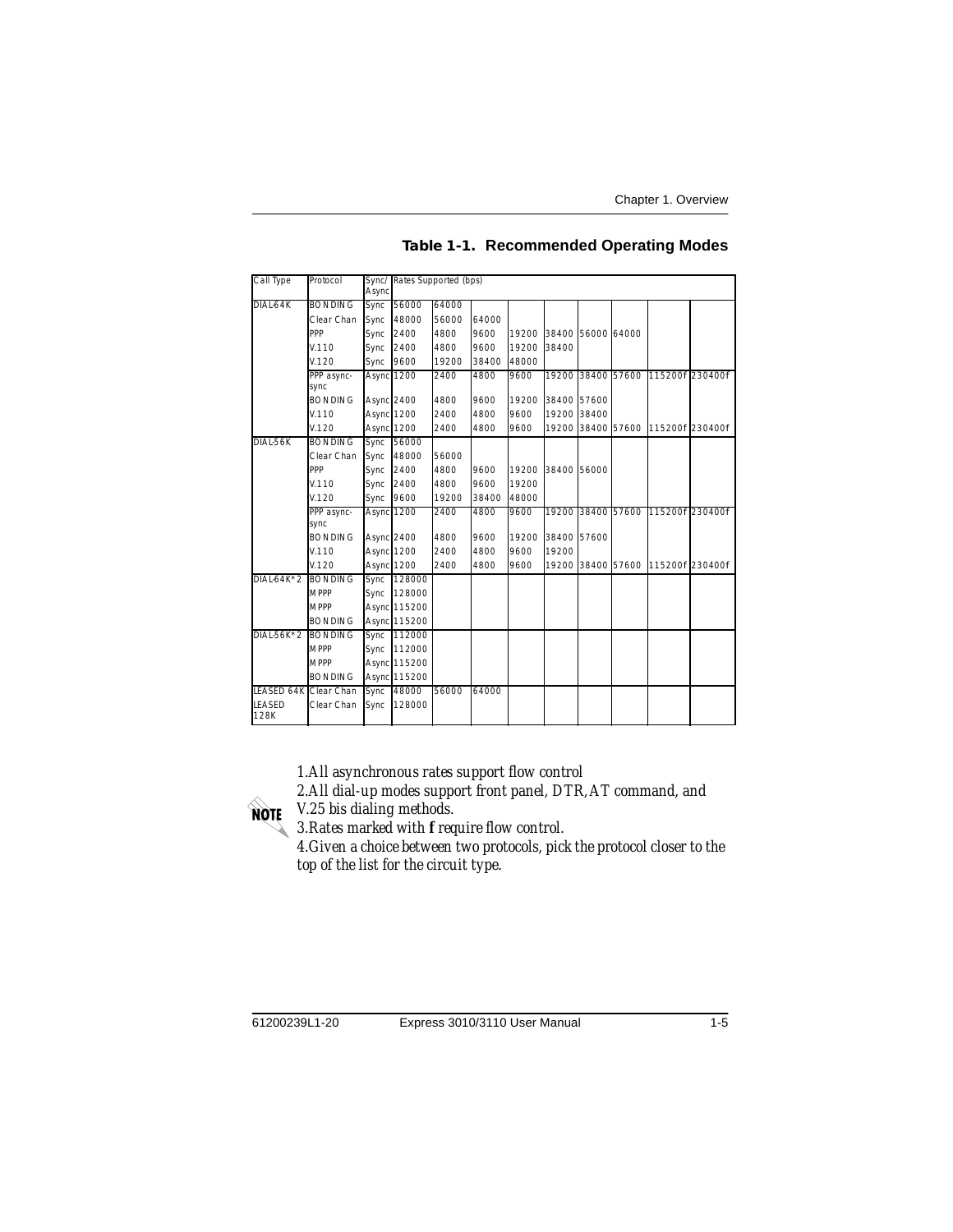## Table 1-1. Recommended Operating Modes

| Call Type | Protocol | Sync/ Async | Rates Supported (bps) | | | | | | | | |
|---|---|---|---|---|---|---|---|---|---|---|---|
| DIAL-64K | BONDING | Sync | 56000 | 64000 | | | | | | | |
| | Clear Chan | Sync | 48000 | 56000 | 64000 | | | | | | |
| | PPP | Sync | 2400 | 4800 | 9600 | 19200 | 38400 | 56000 | 64000 | | |
| | V.110 | Sync | 2400 | 4800 | 9600 | 19200 | 38400 | | | | |
| | V.120 | Sync | 9600 | 19200 | 38400 | 48000 | | | | | |
| | PPP async-sync | Async | 1200 | 2400 | 4800 | 9600 | 19200 | 38400 | 57600 | 115200f | 230400f |
| | BONDING | Async | 2400 | 4800 | 9600 | 19200 | 38400 | 57600 | | | |
| | V.110 | Async | 1200 | 2400 | 4800 | 9600 | 19200 | 38400 | | | |
| | V.120 | Async | 1200 | 2400 | 4800 | 9600 | 19200 | 38400 | 57600 | 115200f | 230400f |
| DIAL-56K | BONDING | Sync | 56000 | | | | | | | | |
| | Clear Chan | Sync | 48000 | 56000 | | | | | | | |
| | PPP | Sync | 2400 | 4800 | 9600 | 19200 | 38400 | 56000 | | | |
| | V.110 | Sync | 2400 | 4800 | 9600 | 19200 | | | | | |
| | V.120 | Sync | 9600 | 19200 | 38400 | 48000 | | | | | |
| | PPP async-sync | Async | 1200 | 2400 | 4800 | 9600 | 19200 | 38400 | 57600 | 115200f | 230400f |
| | BONDING | Async | 2400 | 4800 | 9600 | 19200 | 38400 | 57600 | | | |
| | V.110 | Async | 1200 | 2400 | 4800 | 9600 | 19200 | | | | |
| | V.120 | Async | 1200 | 2400 | 4800 | 9600 | 19200 | 38400 | 57600 | 115200f | 230400f |
| DIAL-64K*2 | BONDING | Sync | 128000 | | | | | | | | |
| | MPPP | Sync | 128000 | | | | | | | | |
| | MPPP | Async | 115200 | | | | | | | | |
| | BONDING | Async | 115200 | | | | | | | | |
| DIAL-56K*2 | BONDING | Sync | 112000 | | | | | | | | |
| | MPPP | Sync | 112000 | | | | | | | | |
| | MPPP | Async | 115200 | | | | | | | | |
| | BONDING | Async | 115200 | | | | | | | | |
| LEASED 64K | Clear Chan | Sync | 48000 | 56000 | 64000 | | | | | | |
| LEASED 128K | Clear Chan | Sync | 128000 | | | | | | | | |

**NOTE**

*1. All asynchronous rates support flow control*
*2. All dial-up modes support front panel, DTR, AT command, and V.25 bis dialing methods.*
*3. Rates marked with **f** require flow control.*
*4. Given a choice between two protocols, pick the protocol closer to the top of the list for the circuit type.*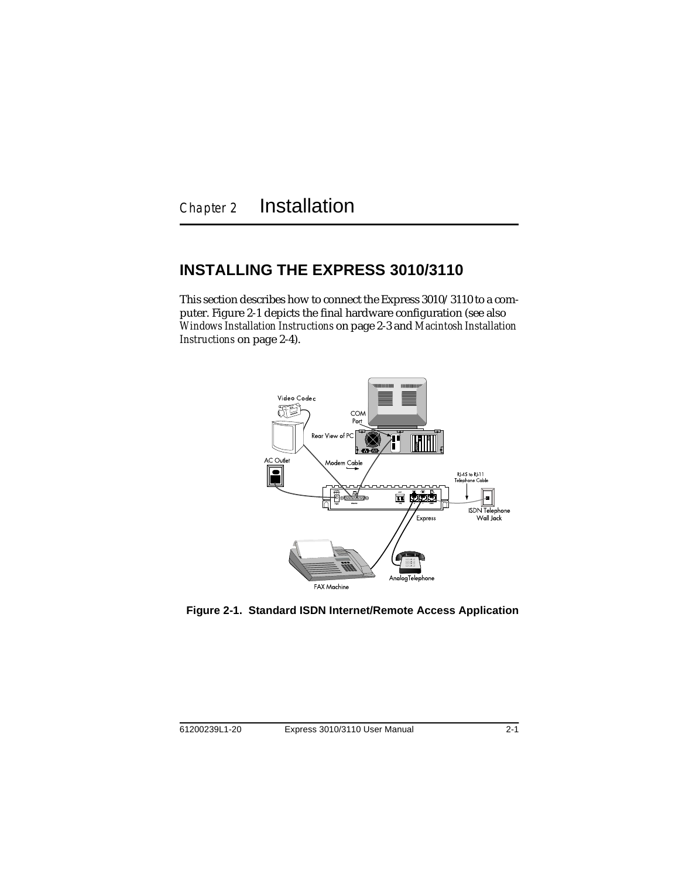# Chapter 2 Installation

## INSTALLING THE EXPRESS 3010/3110

This section describes how to connect the Express 3010/ 3110 to a computer. Figure 2-1 depicts the final hardware configuration (see also *Windows Installation Instructions* on page 2-3 and *Macintosh Installation Instructions* on page 2-4).

**Figure 2-1. Standard ISDN Internet/Remote Access Application**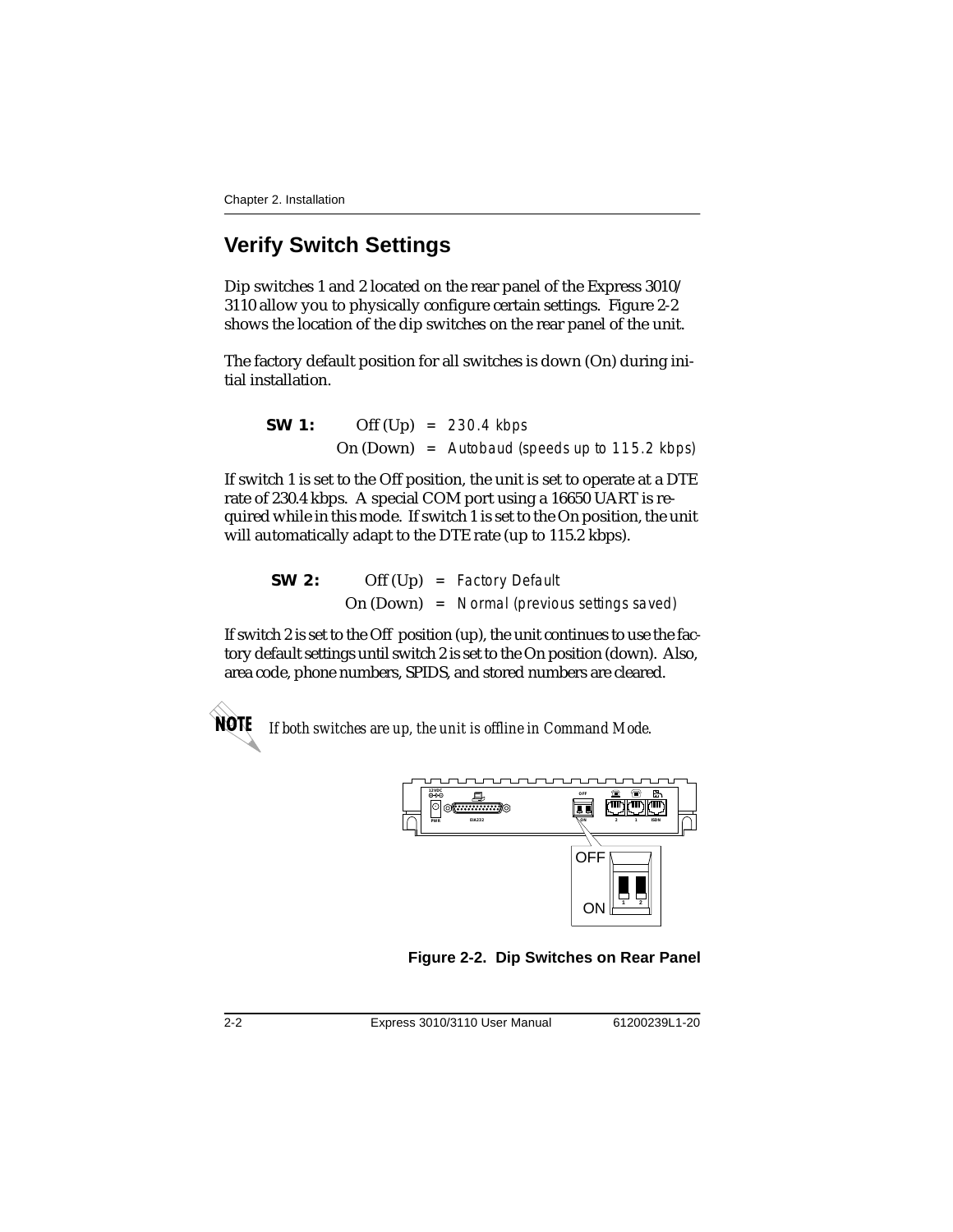## Verify Switch Settings

Dip switches 1 and 2 located on the rear panel of the Express 3010/3110 allow you to physically configure certain settings. Figure 2-2 shows the location of the dip switches on the rear panel of the unit.

The factory default position for all switches is down (On) during initial installation.

**SW 1:** Off (Up) = *230.4 kbps*
On (Down) = *Autobaud (speeds up to 115.2 kbps)*

If switch 1 is set to the Off position, the unit is set to operate at a DTE rate of 230.4 kbps. A special COM port using a 16650 UART is required while in this mode. If switch 1 is set to the On position, the unit will automatically adapt to the DTE rate (up to 115.2 kbps).

**SW 2:** Off (Up) = *Factory Default*
On (Down) = *Normal (previous settings saved)*

If switch 2 is set to the Off position (up), the unit continues to use the factory default settings until switch 2 is set to the On position (down). Also, area code, phone numbers, SPIDS, and stored numbers are cleared.

**NOTE** *If both switches are up, the unit is offline in Command Mode.*

**Figure 2-2. Dip Switches on Rear Panel**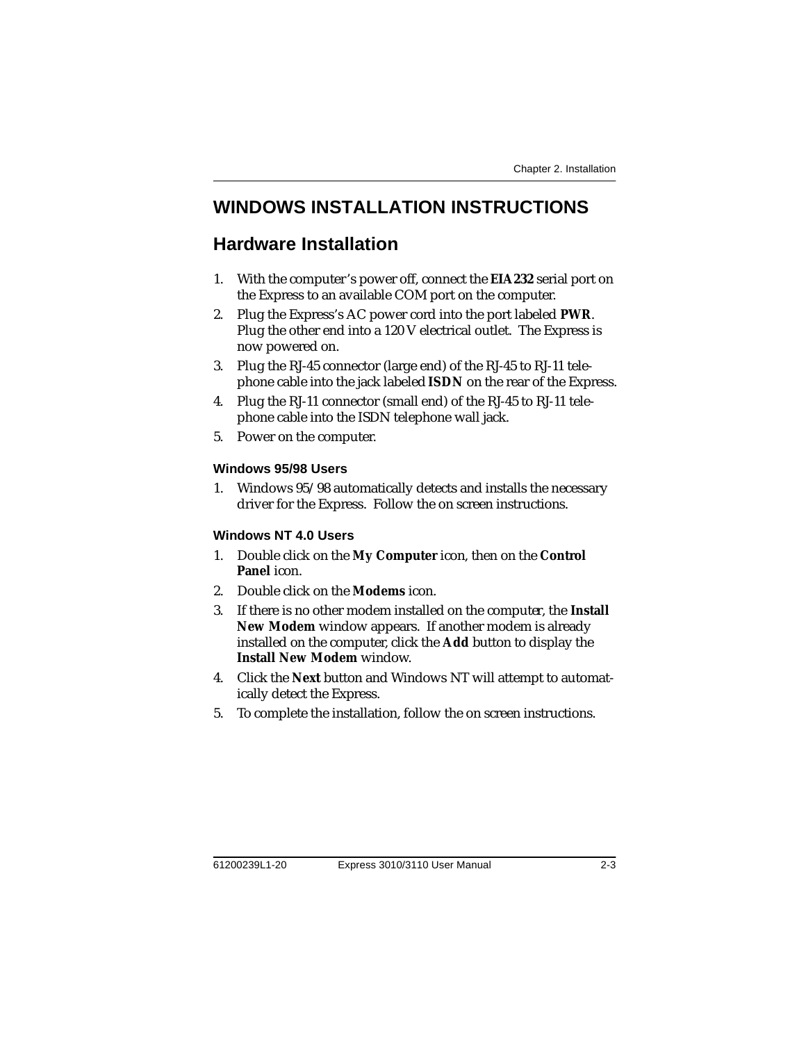# WINDOWS INSTALLATION INSTRUCTIONS

## Hardware Installation

1. With the computer's power off, connect the **EIA 232** serial port on the Express to an available COM port on the computer.
2. Plug the Express's AC power cord into the port labeled **PWR**. Plug the other end into a 120 V electrical outlet. The Express is now powered on.
3. Plug the RJ-45 connector (large end) of the RJ-45 to RJ-11 telephone cable into the jack labeled **ISDN** on the rear of the Express.
4. Plug the RJ-11 connector (small end) of the RJ-45 to RJ-11 telephone cable into the ISDN telephone wall jack.
5. Power on the computer.

### Windows 95/98 Users

1. Windows 95/98 automatically detects and installs the necessary driver for the Express. Follow the on screen instructions.

### Windows NT 4.0 Users

1. Double click on the **My Computer** icon, then on the **Control Panel** icon.
2. Double click on the **Modems** icon.
3. If there is no other modem installed on the computer, the **Install New Modem** window appears. If another modem is already installed on the computer, click the **Add** button to display the **Install New Modem** window.
4. Click the **Next** button and Windows NT will attempt to automatically detect the Express.
5. To complete the installation, follow the on screen instructions.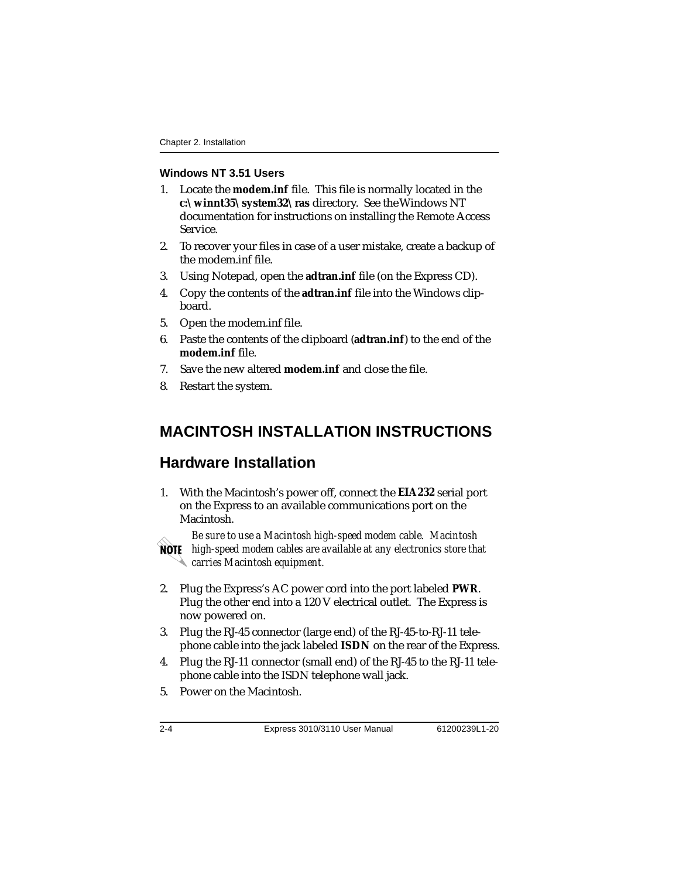### Windows NT 3.51 Users

1. Locate the **modem.inf** file. This file is normally located in the **c:\winnt35\system32\ras** directory. See the Windows NT documentation for instructions on installing the Remote Access Service.
2. To recover your files in case of a user mistake, create a backup of the modem.inf file.
3. Using Notepad, open the **adtran.inf** file (on the Express CD).
4. Copy the contents of the **adtran.inf** file into the Windows clipboard.
5. Open the modem.inf file.
6. Paste the contents of the clipboard (**adtran.inf**) to the end of the **modem.inf** file.
7. Save the new altered **modem.inf** and close the file.
8. Restart the system.

# MACINTOSH INSTALLATION INSTRUCTIONS

## Hardware Installation

1. With the Macintosh's power off, connect the **EIA232** serial port on the Express to an available communications port on the Macintosh.

   **NOTE** *Be sure to use a Macintosh high-speed modem cable. Macintosh high-speed modem cables are available at any electronics store that carries Macintosh equipment.*

2. Plug the Express's AC power cord into the port labeled **PWR**. Plug the other end into a 120 V electrical outlet. The Express is now powered on.
3. Plug the RJ-45 connector (large end) of the RJ-45-to-RJ-11 telephone cable into the jack labeled **ISDN** on the rear of the Express.
4. Plug the RJ-11 connector (small end) of the RJ-45 to the RJ-11 telephone cable into the ISDN telephone wall jack.
5. Power on the Macintosh.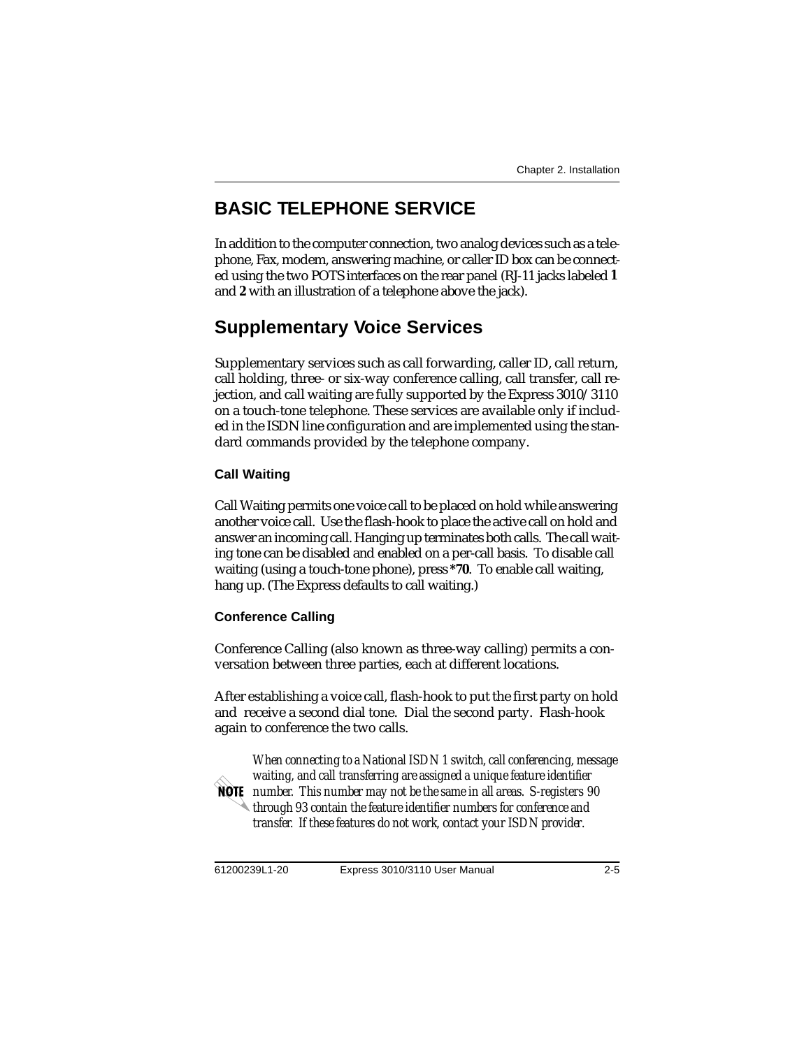# BASIC TELEPHONE SERVICE

In addition to the computer connection, two analog devices such as a telephone, Fax, modem, answering machine, or caller ID box can be connected using the two POTS interfaces on the rear panel (RJ-11 jacks labeled **1** and **2** with an illustration of a telephone above the jack).

## Supplementary Voice Services

Supplementary services such as call forwarding, caller ID, call return, call holding, three- or six-way conference calling, call transfer, call rejection, and call waiting are fully supported by the Express 3010/3110 on a touch-tone telephone. These services are available only if included in the ISDN line configuration and are implemented using the standard commands provided by the telephone company.

### Call Waiting

Call Waiting permits one voice call to be placed on hold while answering another voice call. Use the flash-hook to place the active call on hold and answer an incoming call. Hanging up terminates both calls. The call waiting tone can be disabled and enabled on a per-call basis. To disable call waiting (using a touch-tone phone), press ***70**. To enable call waiting, hang up. (The Express defaults to call waiting.)

### Conference Calling

Conference Calling (also known as three-way calling) permits a conversation between three parties, each at different locations.

After establishing a voice call, flash-hook to put the first party on hold and receive a second dial tone. Dial the second party. Flash-hook again to conference the two calls.

**NOTE** *When connecting to a National ISDN 1 switch, call conferencing, message waiting, and call transferring are assigned a unique feature identifier number. This number may not be the same in all areas. S-registers 90 through 93 contain the feature identifier numbers for conference and transfer. If these features do not work, contact your ISDN provider.*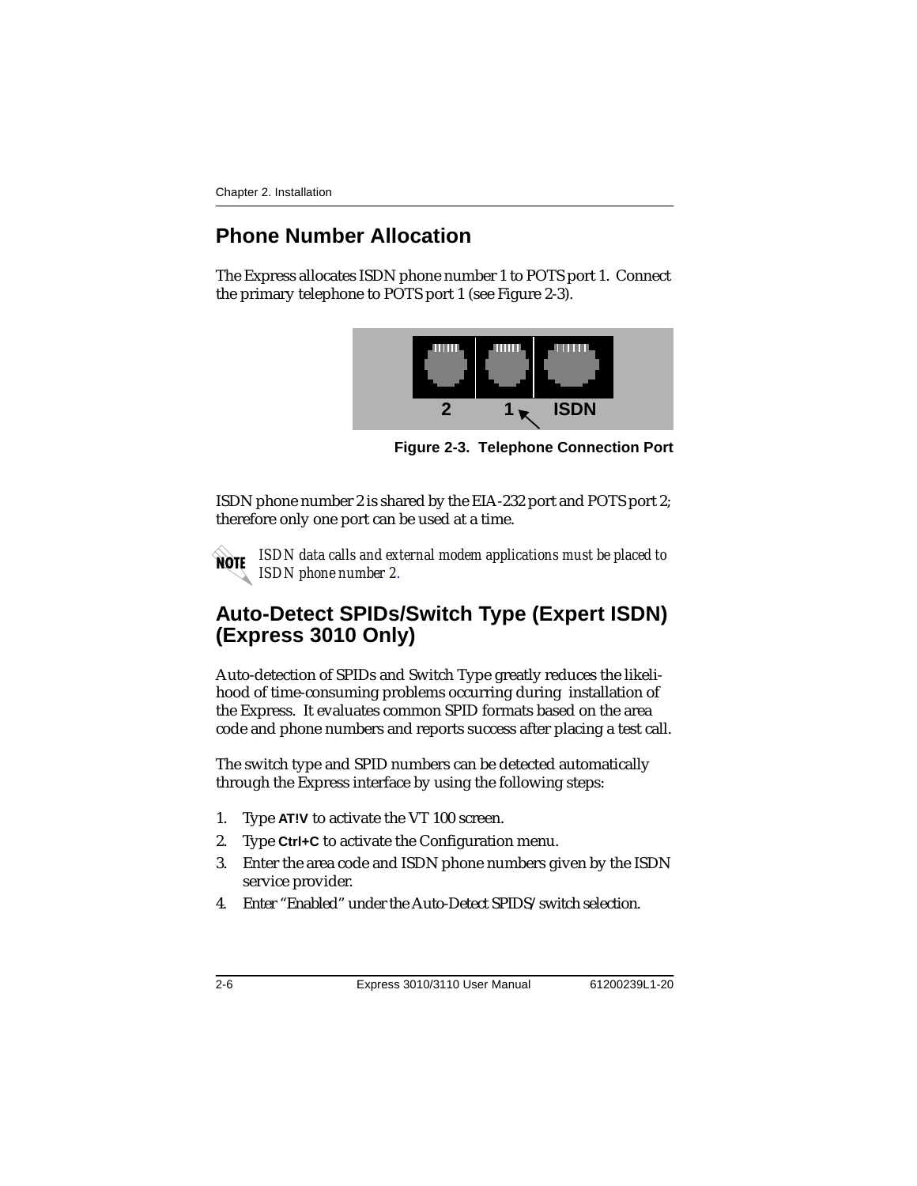## Phone Number Allocation

The Express allocates ISDN phone number 1 to POTS port 1. Connect the primary telephone to POTS port 1 (see Figure 2-3).

**Figure 2-3. Telephone Connection Port**

ISDN phone number 2 is shared by the EIA-232 port and POTS port 2; therefore only one port can be used at a time.

> **NOTE** *ISDN data calls and external modem applications must be placed to ISDN phone number 2.*

## Auto-Detect SPIDs/Switch Type (Expert ISDN) (Express 3010 Only)

Auto-detection of SPIDs and Switch Type greatly reduces the likelihood of time-consuming problems occurring during installation of the Express. It evaluates common SPID formats based on the area code and phone numbers and reports success after placing a test call.

The switch type and SPID numbers can be detected automatically through the Express interface by using the following steps:

1. Type **AT!V** to activate the VT 100 screen.
2. Type **Ctrl+C** to activate the Configuration menu.
3. Enter the area code and ISDN phone numbers given by the ISDN service provider.
4. Enter “Enabled” under the Auto-Detect SPIDS/switch selection.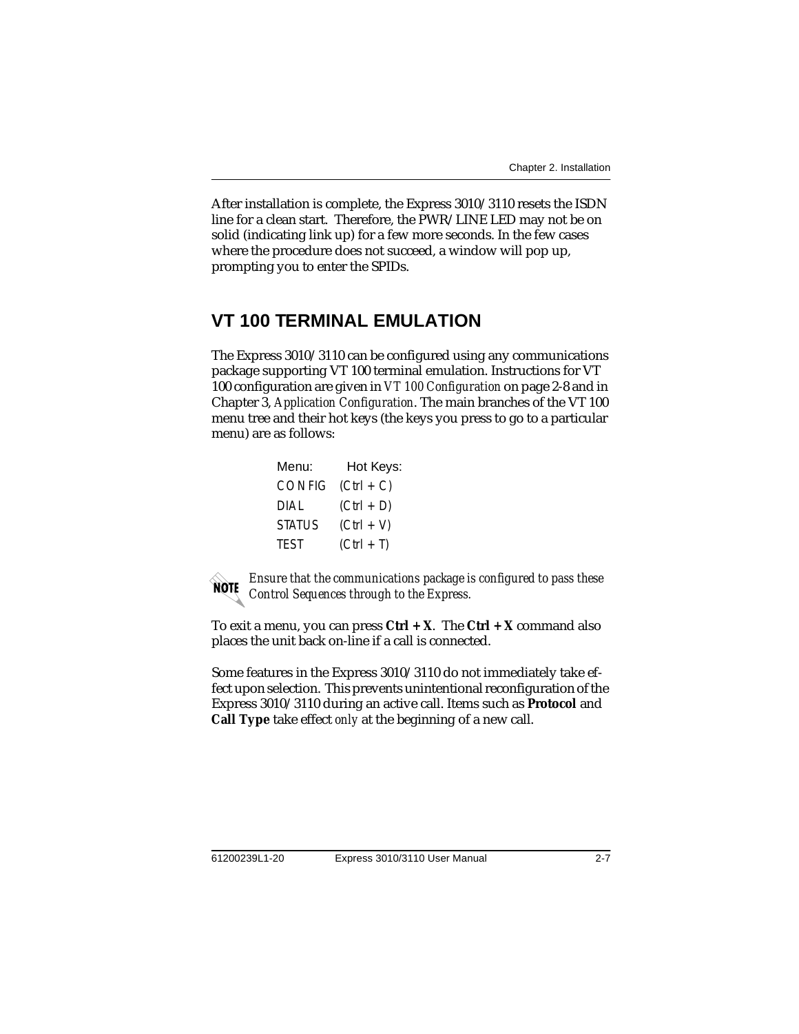After installation is complete, the Express 3010/3110 resets the ISDN line for a clean start. Therefore, the PWR/LINE LED may not be on solid (indicating link up) for a few more seconds. In the few cases where the procedure does not succeed, a window will pop up, prompting you to enter the SPIDs.

## VT 100 TERMINAL EMULATION

The Express 3010/3110 can be configured using any communications package supporting VT 100 terminal emulation. Instructions for VT 100 configuration are given in *VT 100 Configuration* on page 2-8 and in Chapter 3, *Application Configuration*. The main branches of the VT 100 menu tree and their hot keys (the keys you press to go to a particular menu) are as follows:

| Menu: | Hot Keys: |
|---|---|
| CONFIG | (Ctrl + C) |
| DIAL | (Ctrl + D) |
| STATUS | (Ctrl + V) |
| TEST | (Ctrl + T) |

**NOTE** *Ensure that the communications package is configured to pass these Control Sequences through to the Express.*

To exit a menu, you can press **Ctrl + X**. The **Ctrl + X** command also places the unit back on-line if a call is connected.

Some features in the Express 3010/3110 do not immediately take effect upon selection. This prevents unintentional reconfiguration of the Express 3010/3110 during an active call. Items such as **Protocol** and **Call Type** take effect *only* at the beginning of a new call.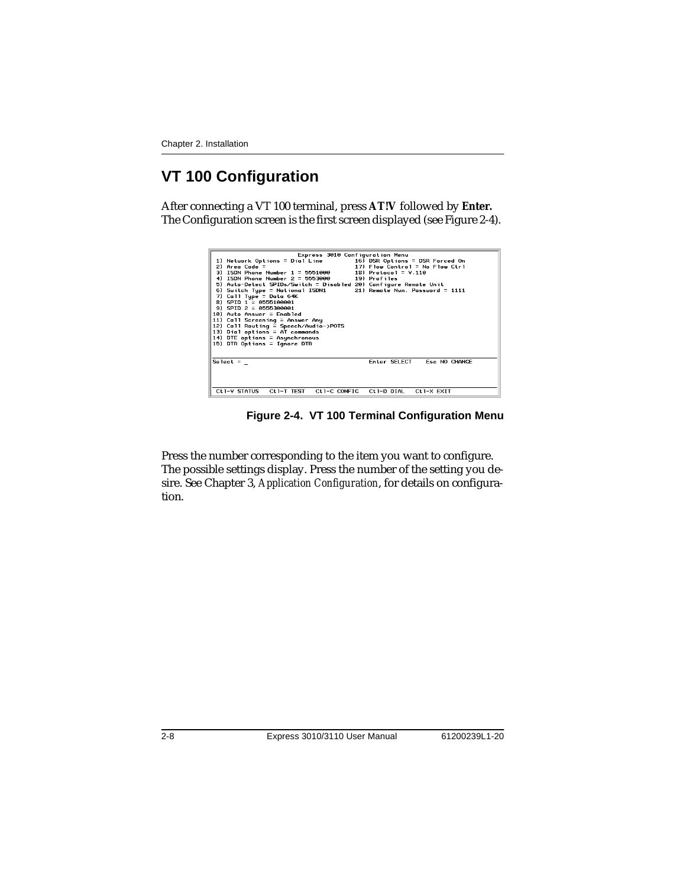## VT 100 Configuration

After connecting a VT 100 terminal, press **AT!V** followed by **Enter.** The Configuration screen is the first screen displayed (see Figure 2-4).

```
                     Express 3010 Configuration Menu
 1) Network Options = Dial Line          16) DSR Options = DSR Forced On
 2) Area Code =                          17) Flow Control = No Flow Ctrl
 3) ISDN Phone Number 1 = 5551000        18) Protocol = V.110
 4) ISDN Phone Number 2 = 5553000        19) Profiles
 5) Auto-Detect SPIDs/Switch = Disabled  20) Configure Remote Unit
 6) Switch Type = National ISDN1         21) Remote Num. Password = 1111
 7) Call Type = Data 64K
 8) SPID 1 = 0555100001
 9) SPID 2 = 0555300001
10) Auto Answer = Enabled
11) Call Screening = Answer Any
12) Call Routing = Speech/Audio->POTS
13) Dial options = AT commands
14) DTE options = Asynchronous
15) DTR Options = Ignore DTR

Select = _                                   Enter SELECT    Esc NO CHANGE

 Ctl-V STATUS   Ctl-T TEST   Ctl-C CONFIG   Ctl-D DIAL   Ctl-X EXIT
```

**Figure 2-4. VT 100 Terminal Configuration Menu**

Press the number corresponding to the item you want to configure. The possible settings display. Press the number of the setting you desire. See Chapter 3, *Application Configuration*, for details on configuration.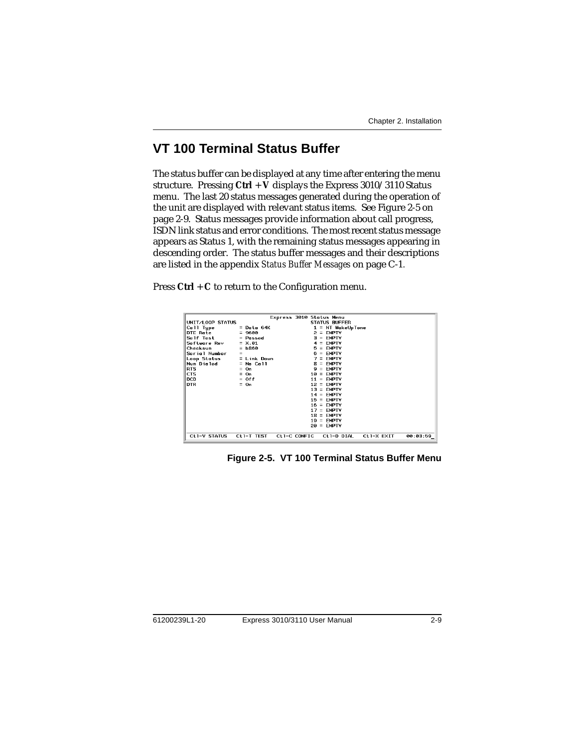## VT 100 Terminal Status Buffer

The status buffer can be displayed at any time after entering the menu structure. Pressing **Ctrl + V** displays the Express 3010/3110 Status menu. The last 20 status messages generated during the operation of the unit are displayed with relevant status items. See Figure 2-5 on page 2-9. Status messages provide information about call progress, ISDN link status and error conditions. The most recent status message appears as Status 1, with the remaining status messages appearing in descending order. The status buffer messages and their descriptions are listed in the appendix *Status Buffer Messages* on page C-1.

Press **Ctrl + C** to return to the Configuration menu.

```
                        Express 3010 Status Menu
UNIT/LOOP STATUS                              STATUS BUFFER
Call Type        = Data 64K                    1 = NT WakeUpTone
DTE Rate         = 9600                        2 = EMPTY
Self Test        = Passed                      3 = EMPTY
Software Rev     = X.01                        4 = EMPTY
Checksum         = b860                        5 = EMPTY
Serial Number    =                             6 = EMPTY
Loop Status      = Link Down                   7 = EMPTY
Num Dialed       = No Call                     8 = EMPTY
RTS              = On                          9 = EMPTY
CTS              = On                         10 = EMPTY
DCD              = Off                        11 = EMPTY
DTR              = On                         12 = EMPTY
                                              13 = EMPTY
                                              14 = EMPTY
                                              15 = EMPTY
                                              16 = EMPTY
                                              17 = EMPTY
                                              18 = EMPTY
                                              19 = EMPTY
                                              20 = EMPTY

 Ctl-V STATUS   Ctl-T TEST   Ctl-C CONFIG   Ctl-D DIAL   Ctl-X EXIT    00:03:59
```

**Figure 2-5. VT 100 Terminal Status Buffer Menu**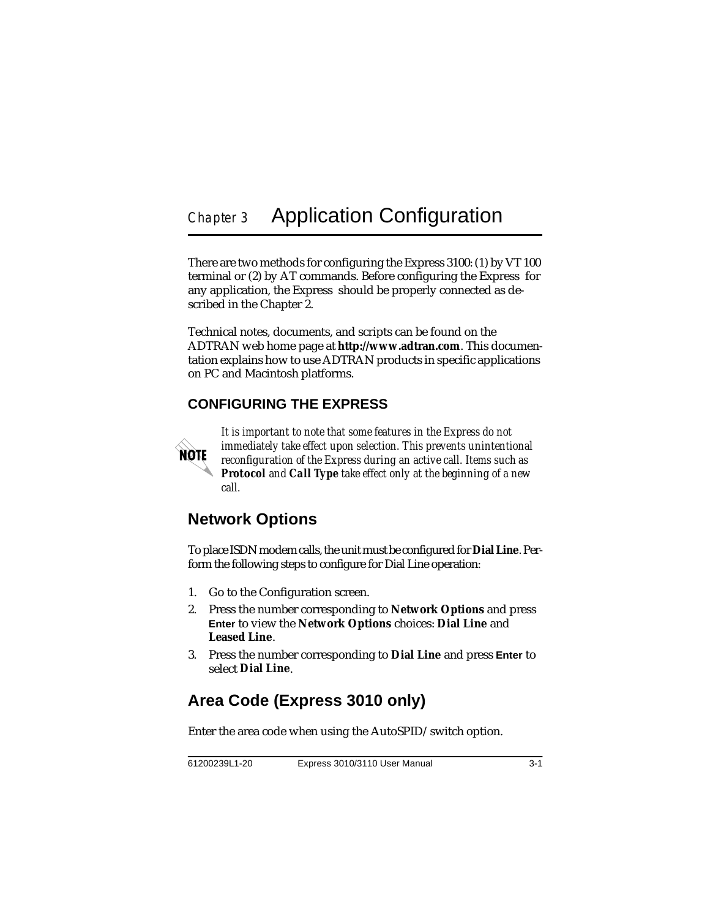# Chapter 3 Application Configuration

There are two methods for configuring the Express 3100: (1) by VT 100 terminal or (2) by AT commands. Before configuring the Express for any application, the Express should be properly connected as described in the Chapter 2.

Technical notes, documents, and scripts can be found on the ADTRAN web home page at **http://www.adtran.com**. This documentation explains how to use ADTRAN products in specific applications on PC and Macintosh platforms.

## CONFIGURING THE EXPRESS

**NOTE**

*It is important to note that some features in the Express do not immediately take effect upon selection. This prevents unintentional reconfiguration of the Express during an active call. Items such as **Protocol** and **Call Type** take effect only at the beginning of a new call.*

## Network Options

To place ISDN modem calls, the unit must be configured for **Dial Line**. Perform the following steps to configure for Dial Line operation:

1. Go to the Configuration screen.
2. Press the number corresponding to **Network Options** and press **Enter** to view the **Network Options** choices: **Dial Line** and **Leased Line**.
3. Press the number corresponding to **Dial Line** and press **Enter** to select **Dial Line**.

## Area Code (Express 3010 only)

Enter the area code when using the AutoSPID/switch option.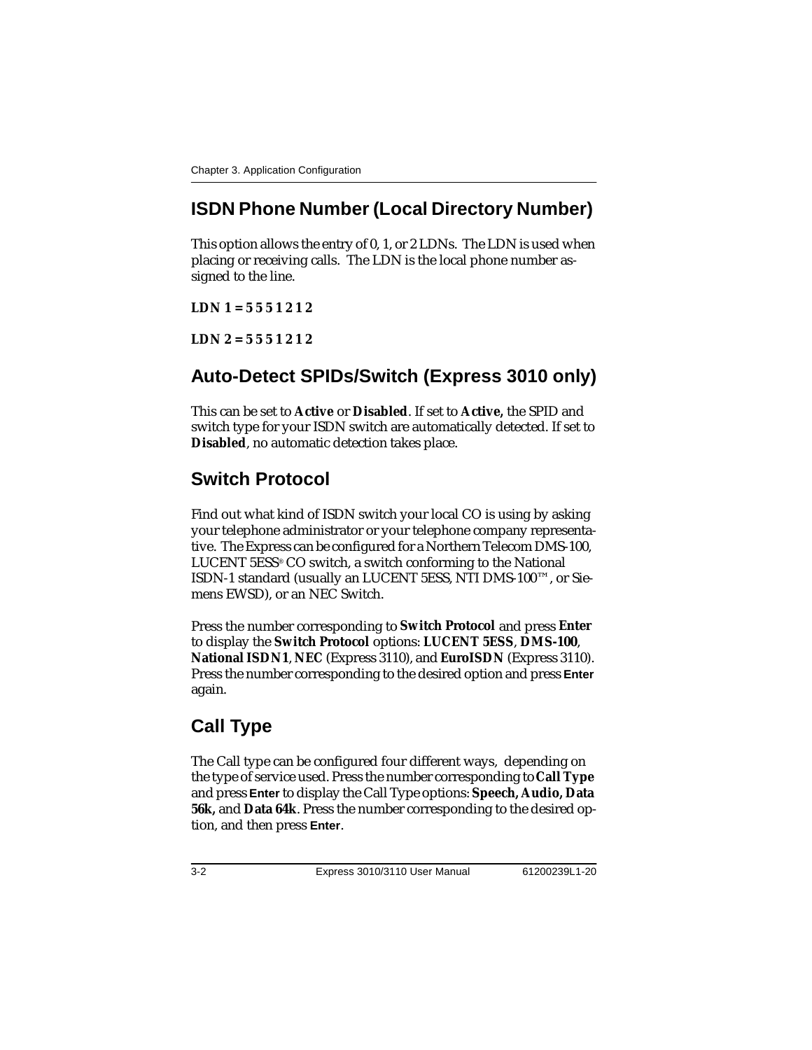## ISDN Phone Number (Local Directory Number)

This option allows the entry of 0, 1, or 2 LDNs. The LDN is used when placing or receiving calls. The LDN is the local phone number assigned to the line.

**LDN 1 = 5 5 5 1 2 1 2**

**LDN 2 = 5 5 5 1 2 1 2**

## Auto-Detect SPIDs/Switch (Express 3010 only)

This can be set to **Active** or **Disabled**. If set to **Active,** the SPID and switch type for your ISDN switch are automatically detected. If set to **Disabled**, no automatic detection takes place.

## Switch Protocol

Find out what kind of ISDN switch your local CO is using by asking your telephone administrator or your telephone company representative. The Express can be configured for a Northern Telecom DMS-100, LUCENT 5ESS® CO switch, a switch conforming to the National ISDN-1 standard (usually an LUCENT 5ESS, NTI DMS-100™, or Siemens EWSD), or an NEC Switch.

Press the number corresponding to **Switch Protocol** and press **Enter** to display the **Switch Protocol** options: **LUCENT 5ESS**, **DMS-100**, **National ISDN1**, **NEC** (Express 3110), and **EuroISDN** (Express 3110). Press the number corresponding to the desired option and press **Enter** again.

## Call Type

The Call type can be configured four different ways, depending on the type of service used. Press the number corresponding to **Call Type** and press **Enter** to display the Call Type options: **Speech, Audio, Data 56k,** and **Data 64k**. Press the number corresponding to the desired option, and then press **Enter**.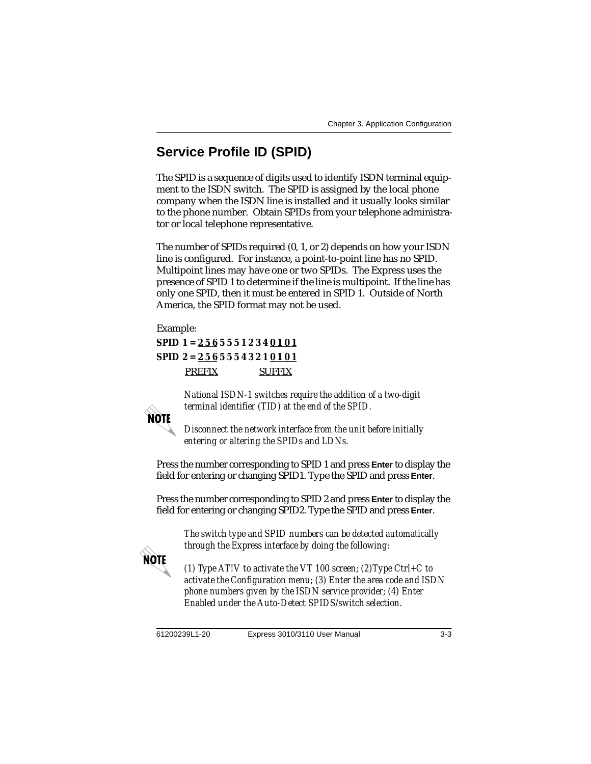## Service Profile ID (SPID)

The SPID is a sequence of digits used to identify ISDN terminal equipment to the ISDN switch. The SPID is assigned by the local phone company when the ISDN line is installed and it usually looks similar to the phone number. Obtain SPIDs from your telephone administrator or local telephone representative.

The number of SPIDs required (0, 1, or 2) depends on how your ISDN line is configured. For instance, a point-to-point line has no SPID. Multipoint lines may have one or two SPIDs. The Express uses the presence of SPID 1 to determine if the line is multipoint. If the line has only one SPID, then it must be entered in SPID 1. Outside of North America, the SPID format may not be used.

Example:

**SPID 1 = <u>2 5 6</u> 5 5 5 1 2 3 4 <u>0 1 0 1</u>**
**SPID 2 = <u>2 5 6</u> 5 5 5 4 3 2 1 <u>0 1 0 1</u>**
<u>PREFIX</u> <u>SUFFIX</u>

**NOTE**

*National ISDN-1 switches require the addition of a two-digit terminal identifier (TID) at the end of the SPID.*

*Disconnect the network interface from the unit before initially entering or altering the SPIDs and LDNs.*

Press the number corresponding to SPID 1 and press **Enter** to display the field for entering or changing SPID1. Type the SPID and press **Enter**.

Press the number corresponding to SPID 2 and press **Enter** to display the field for entering or changing SPID2. Type the SPID and press **Enter**.

**NOTE**

*The switch type and SPID numbers can be detected automatically through the Express interface by doing the following:*

*(1) Type AT!V to activate the VT 100 screen; (2)Type Ctrl+C to activate the Configuration menu; (3) Enter the area code and ISDN phone numbers given by the ISDN service provider; (4) Enter Enabled under the Auto-Detect SPIDS/switch selection.*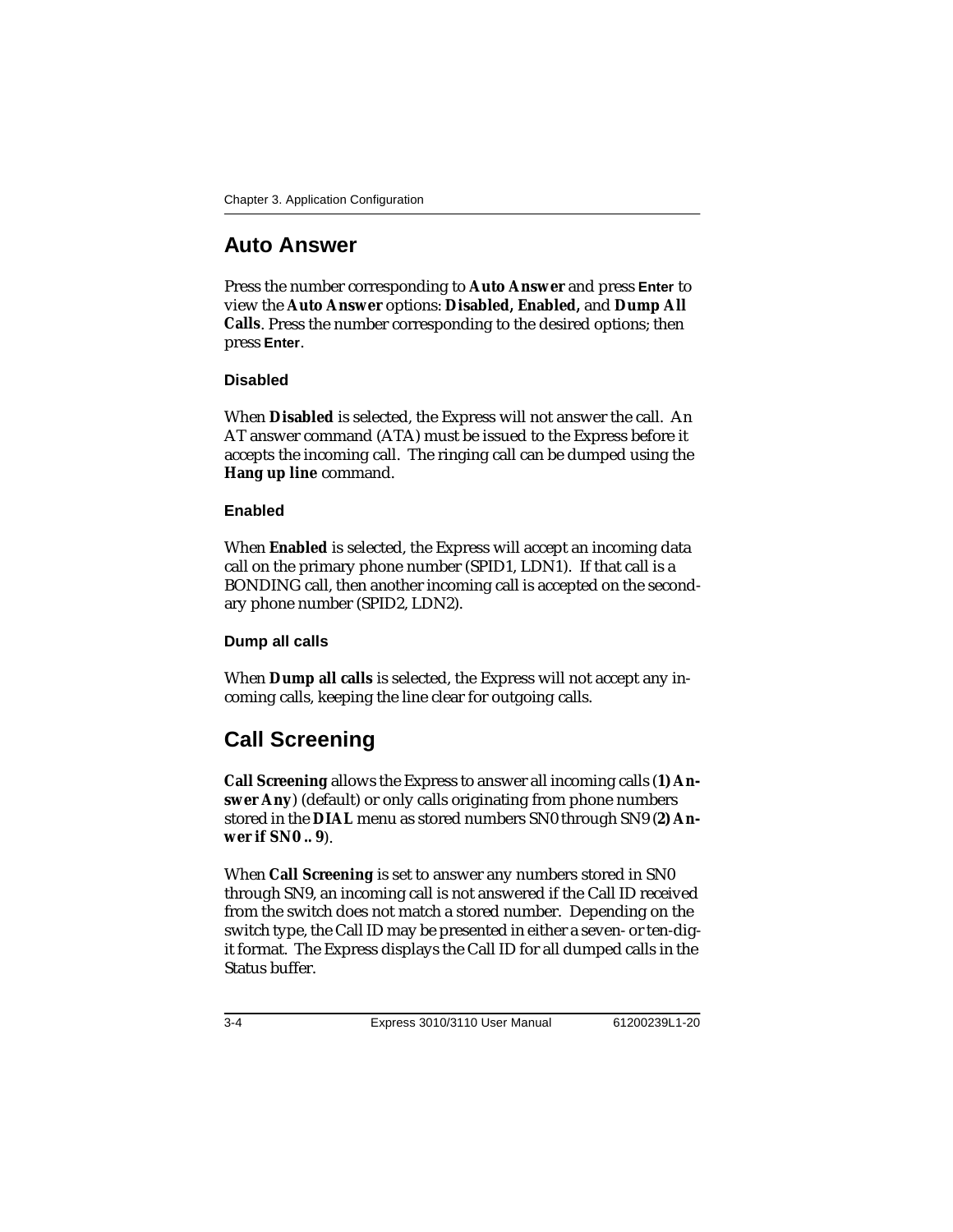## Auto Answer

Press the number corresponding to **Auto Answer** and press **Enter** to view the **Auto Answer** options: **Disabled, Enabled,** and **Dump All Calls**. Press the number corresponding to the desired options; then press **Enter**.

### Disabled

When **Disabled** is selected, the Express will not answer the call. An AT answer command (ATA) must be issued to the Express before it accepts the incoming call. The ringing call can be dumped using the **Hang up line** command.

### Enabled

When **Enabled** is selected, the Express will accept an incoming data call on the primary phone number (SPID1, LDN1). If that call is a BONDING call, then another incoming call is accepted on the secondary phone number (SPID2, LDN2).

### Dump all calls

When **Dump all calls** is selected, the Express will not accept any incoming calls, keeping the line clear for outgoing calls.

## Call Screening

**Call Screening** allows the Express to answer all incoming calls (**1) Answer Any**) (default) or only calls originating from phone numbers stored in the **DIAL** menu as stored numbers SN0 through SN9 (**2) Anwer if SN0 .. 9**).

When **Call Screening** is set to answer any numbers stored in SN0 through SN9, an incoming call is not answered if the Call ID received from the switch does not match a stored number. Depending on the switch type, the Call ID may be presented in either a seven- or ten-digit format. The Express displays the Call ID for all dumped calls in the Status buffer.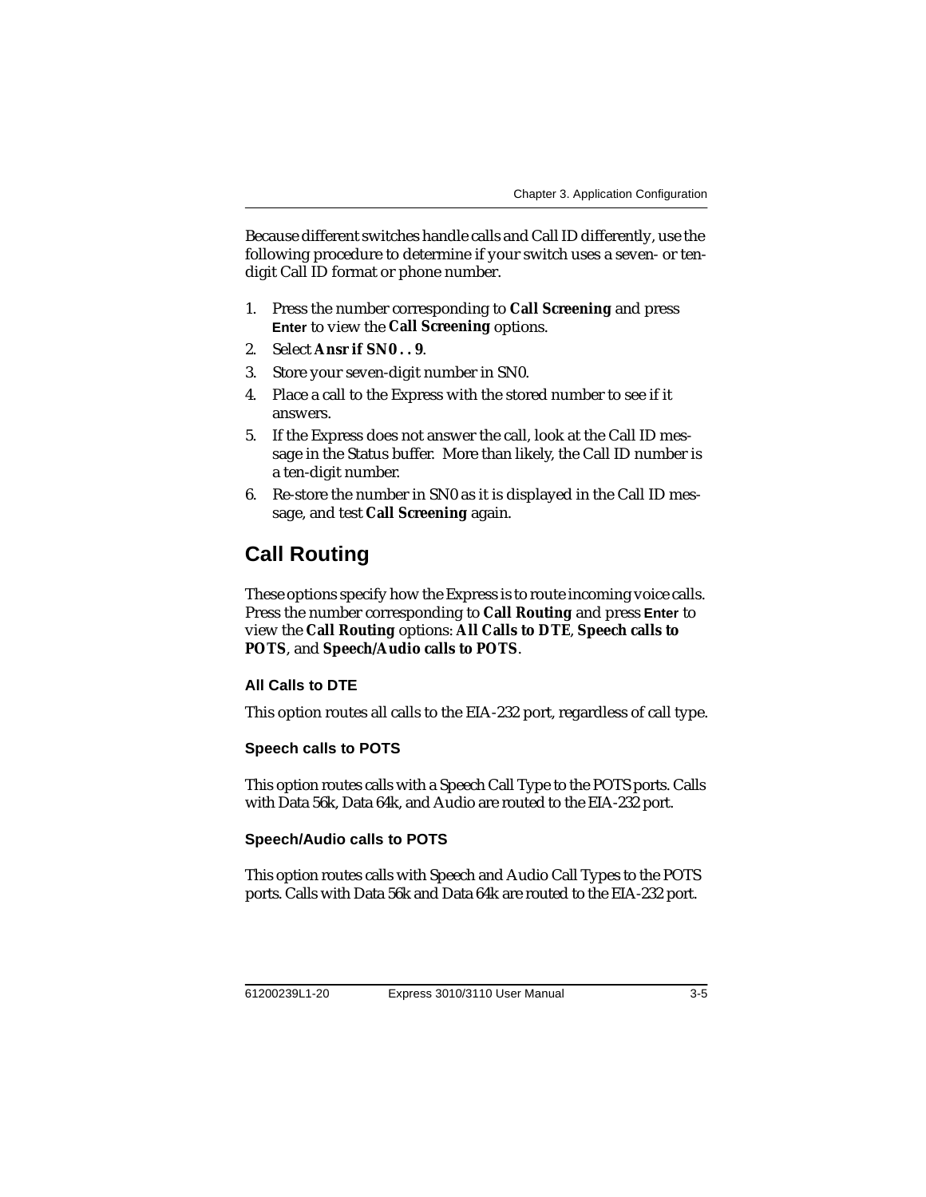Because different switches handle calls and Call ID differently, use the following procedure to determine if your switch uses a seven- or ten-digit Call ID format or phone number.

1. Press the number corresponding to **Call Screening** and press **Enter** to view the **Call Screening** options.
2. Select **Ansr if SN0 . . 9**.
3. Store your seven-digit number in SN0.
4. Place a call to the Express with the stored number to see if it answers.
5. If the Express does not answer the call, look at the Call ID message in the Status buffer. More than likely, the Call ID number is a ten-digit number.
6. Re-store the number in SN0 as it is displayed in the Call ID message, and test **Call Screening** again.

## Call Routing

These options specify how the Express is to route incoming voice calls. Press the number corresponding to **Call Routing** and press **Enter** to view the **Call Routing** options: **All Calls to DTE**, **Speech calls to POTS**, and **Speech/Audio calls to POTS**.

### All Calls to DTE

This option routes all calls to the EIA-232 port, regardless of call type.

### Speech calls to POTS

This option routes calls with a Speech Call Type to the POTS ports. Calls with Data 56k, Data 64k, and Audio are routed to the EIA-232 port.

### Speech/Audio calls to POTS

This option routes calls with Speech and Audio Call Types to the POTS ports. Calls with Data 56k and Data 64k are routed to the EIA-232 port.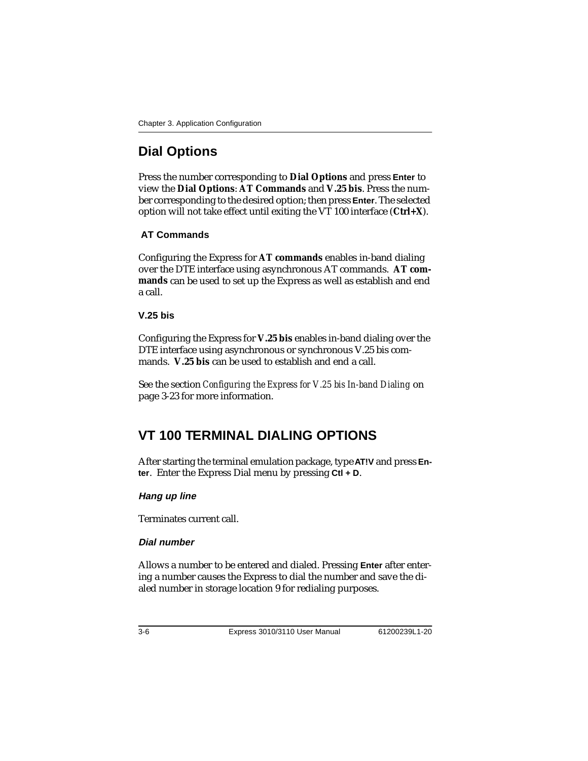## Dial Options

Press the number corresponding to **Dial Options** and press **Enter** to view the **Dial Options**: **AT Commands** and **V.25 bis**. Press the number corresponding to the desired option; then press **Enter**. The selected option will not take effect until exiting the VT 100 interface (**Ctrl+X**).

### AT Commands

Configuring the Express for **AT commands** enables in-band dialing over the DTE interface using asynchronous AT commands. **AT commands** can be used to set up the Express as well as establish and end a call.

### V.25 bis

Configuring the Express for **V.25 bis** enables in-band dialing over the DTE interface using asynchronous or synchronous V.25 bis commands. **V.25 bis** can be used to establish and end a call.

See the section *Configuring the Express for V.25 bis In-band Dialing* on page 3-23 for more information.

## VT 100 TERMINAL DIALING OPTIONS

After starting the terminal emulation package, type **AT!V** and press **Enter**. Enter the Express Dial menu by pressing **Ctl + D**.

### *Hang up line*

Terminates current call.

### *Dial number*

Allows a number to be entered and dialed. Pressing **Enter** after entering a number causes the Express to dial the number and save the dialed number in storage location 9 for redialing purposes.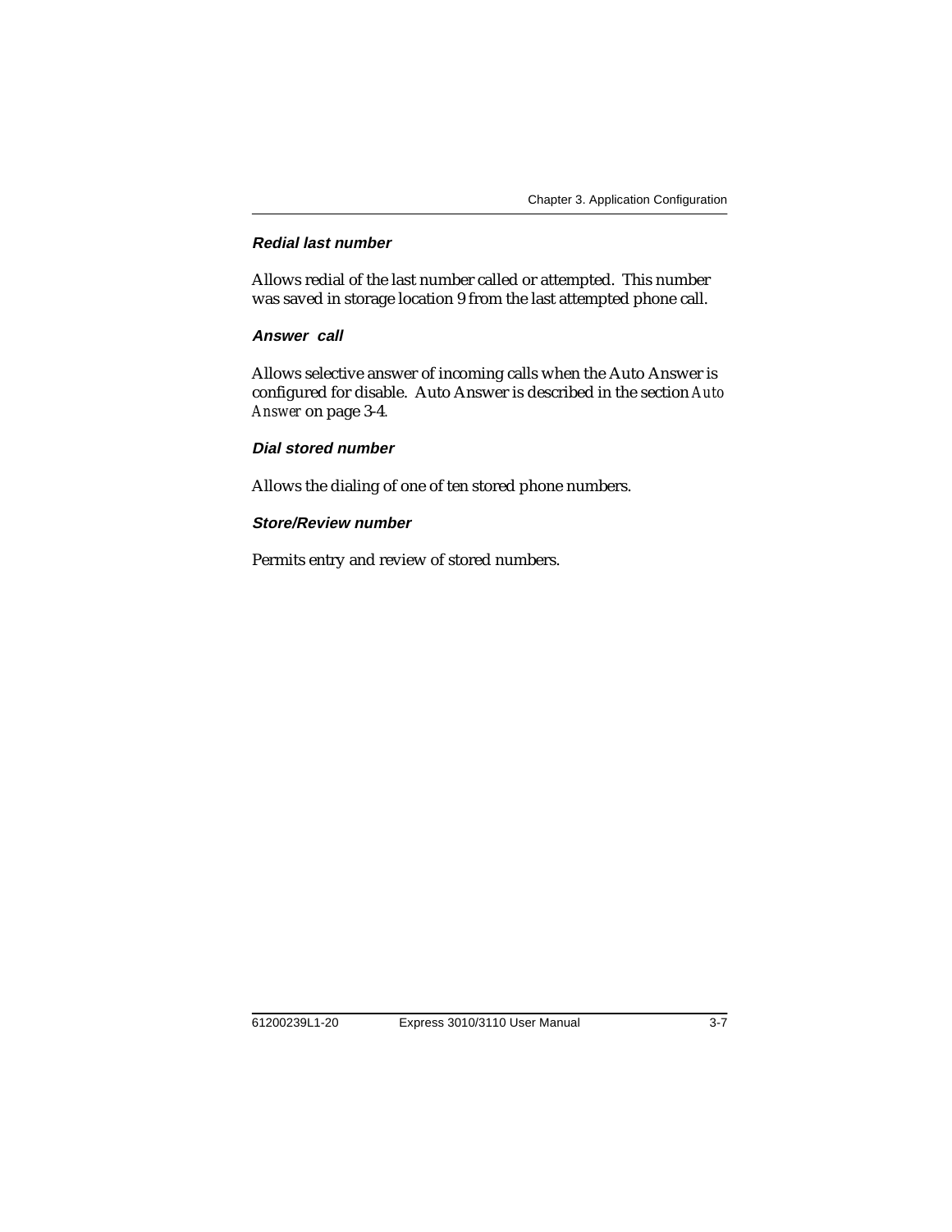#### Redial last number

Allows redial of the last number called or attempted. This number was saved in storage location 9 from the last attempted phone call.

#### Answer call

Allows selective answer of incoming calls when the Auto Answer is configured for disable. Auto Answer is described in the section *Auto Answer* on page 3-4.

#### Dial stored number

Allows the dialing of one of ten stored phone numbers.

#### Store/Review number

Permits entry and review of stored numbers.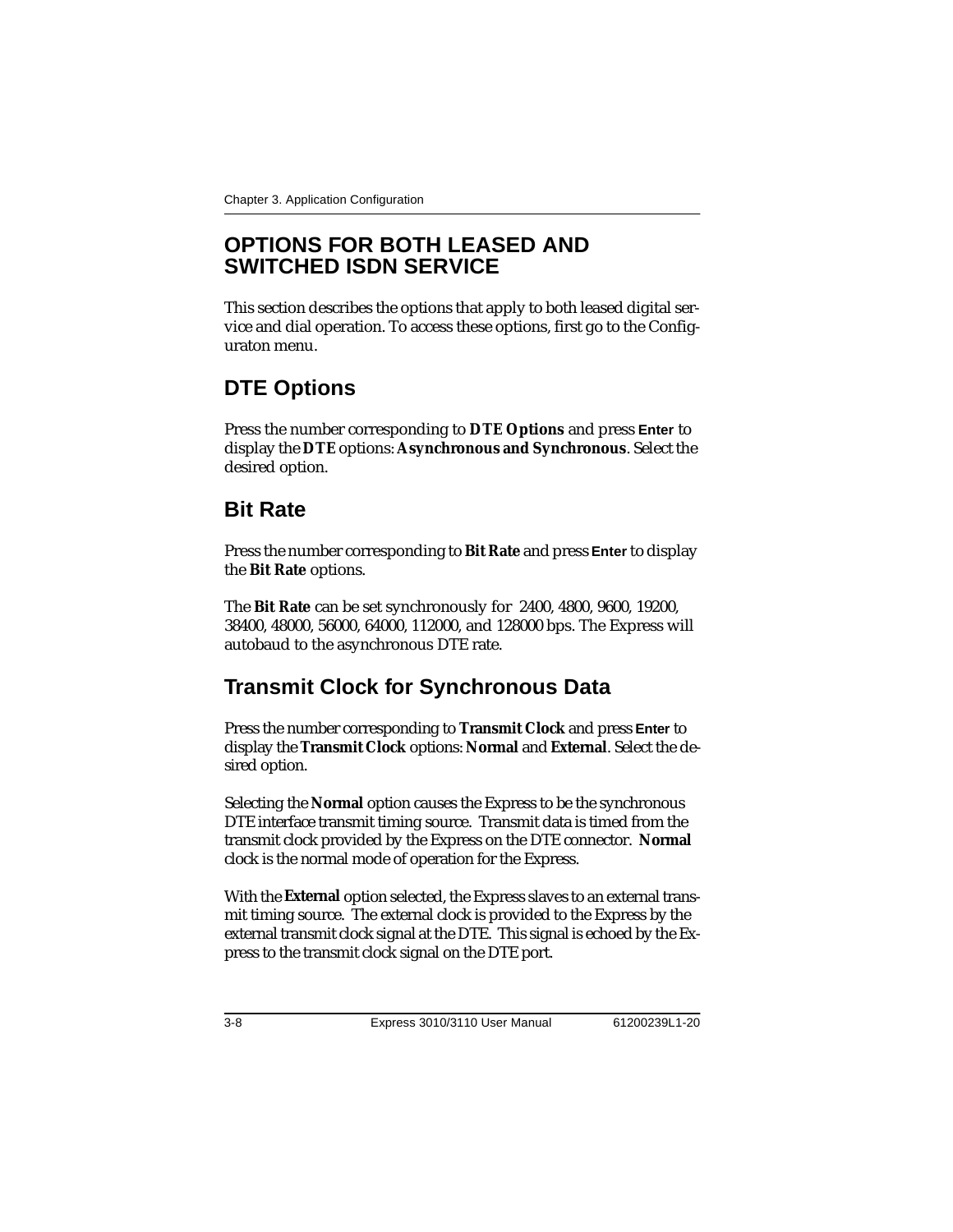# OPTIONS FOR BOTH LEASED AND SWITCHED ISDN SERVICE

This section describes the options that apply to both leased digital service and dial operation. To access these options, first go to the Configuraton menu.

## DTE Options

Press the number corresponding to **DTE Options** and press **Enter** to display the **DTE** options: **Asynchronous and Synchronous**. Select the desired option.

## Bit Rate

Press the number corresponding to **Bit Rate** and press **Enter** to display the **Bit Rate** options.

The **Bit Rate** can be set synchronously for 2400, 4800, 9600, 19200, 38400, 48000, 56000, 64000, 112000, and 128000 bps. The Express will autobaud to the asynchronous DTE rate.

## Transmit Clock for Synchronous Data

Press the number corresponding to **Transmit Clock** and press **Enter** to display the **Transmit Clock** options: **Normal** and **External**. Select the desired option.

Selecting the **Normal** option causes the Express to be the synchronous DTE interface transmit timing source. Transmit data is timed from the transmit clock provided by the Express on the DTE connector. **Normal** clock is the normal mode of operation for the Express.

With the **External** option selected, the Express slaves to an external transmit timing source. The external clock is provided to the Express by the external transmit clock signal at the DTE. This signal is echoed by the Express to the transmit clock signal on the DTE port.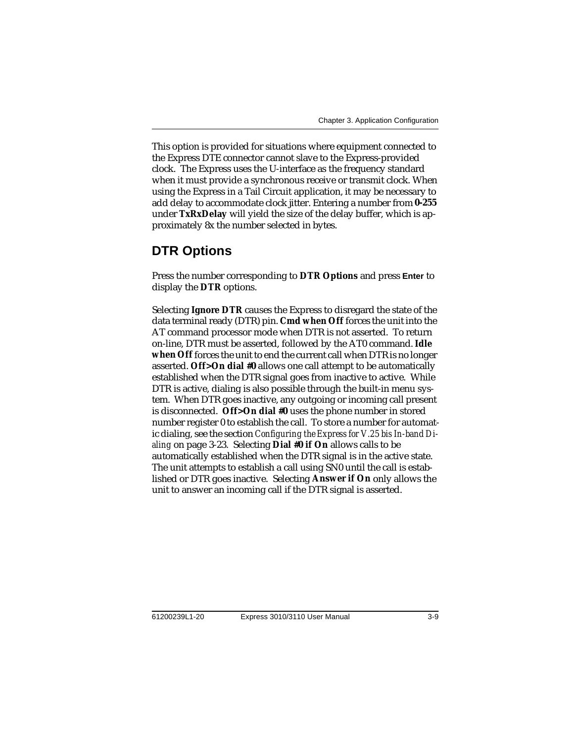This option is provided for situations where equipment connected to the Express DTE connector cannot slave to the Express-provided clock. The Express uses the U-interface as the frequency standard when it must provide a synchronous receive or transmit clock. When using the Express in a Tail Circuit application, it may be necessary to add delay to accommodate clock jitter. Entering a number from **0-255** under **TxRxDelay** will yield the size of the delay buffer, which is approximately 8x the number selected in bytes.

## DTR Options

Press the number corresponding to **DTR Options** and press **Enter** to display the **DTR** options.

Selecting **Ignore DTR** causes the Express to disregard the state of the data terminal ready (DTR) pin. **Cmd when Off** forces the unit into the AT command processor mode when DTR is not asserted. To return on-line, DTR must be asserted, followed by the AT0 command. **Idle when Off** forces the unit to end the current call when DTR is no longer asserted. **Off>On dial #0** allows one call attempt to be automatically established when the DTR signal goes from inactive to active. While DTR is active, dialing is also possible through the built-in menu system. When DTR goes inactive, any outgoing or incoming call present is disconnected. **Off>On dial #0** uses the phone number in stored number register 0 to establish the call. To store a number for automatic dialing, see the section *Configuring the Express for V.25 bis In-band Dialing* on page 3-23. Selecting **Dial #0 if On** allows calls to be automatically established when the DTR signal is in the active state. The unit attempts to establish a call using SN0 until the call is established or DTR goes inactive. Selecting **Answer if On** only allows the unit to answer an incoming call if the DTR signal is asserted.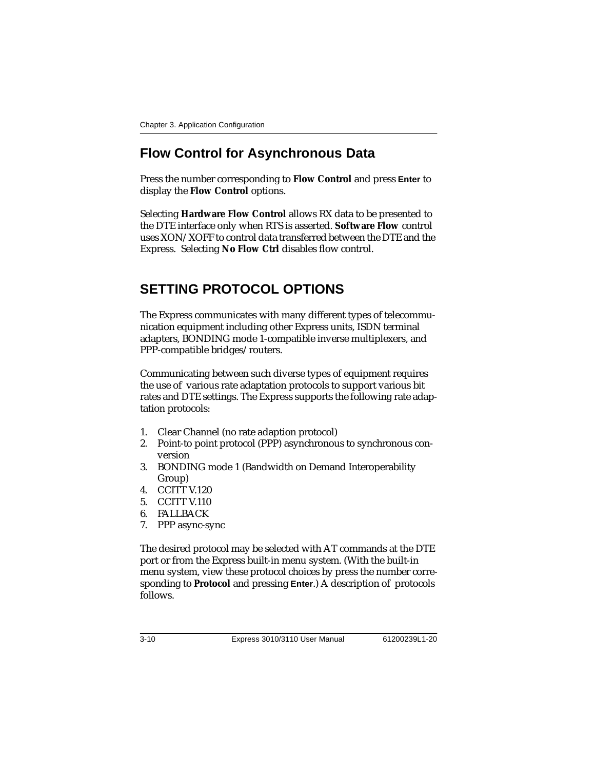## Flow Control for Asynchronous Data

Press the number corresponding to **Flow Control** and press **Enter** to display the **Flow Control** options.

Selecting **Hardware Flow Control** allows RX data to be presented to the DTE interface only when RTS is asserted. **Software Flow** control uses XON/XOFF to control data transferred between the DTE and the Express. Selecting **No Flow Ctrl** disables flow control.

## SETTING PROTOCOL OPTIONS

The Express communicates with many different types of telecommunication equipment including other Express units, ISDN terminal adapters, BONDING mode 1-compatible inverse multiplexers, and PPP-compatible bridges/routers.

Communicating between such diverse types of equipment requires the use of various rate adaptation protocols to support various bit rates and DTE settings. The Express supports the following rate adaptation protocols:

1. Clear Channel (no rate adaption protocol)
2. Point-to point protocol (PPP) asynchronous to synchronous conversion
3. BONDING mode 1 (Bandwidth on Demand Interoperability Group)
4. CCITT V.120
5. CCITT V.110
6. FALLBACK
7. PPP async-sync

The desired protocol may be selected with AT commands at the DTE port or from the Express built-in menu system. (With the built-in menu system, view these protocol choices by press the number corresponding to **Protocol** and pressing **Enter**.) A description of protocols follows.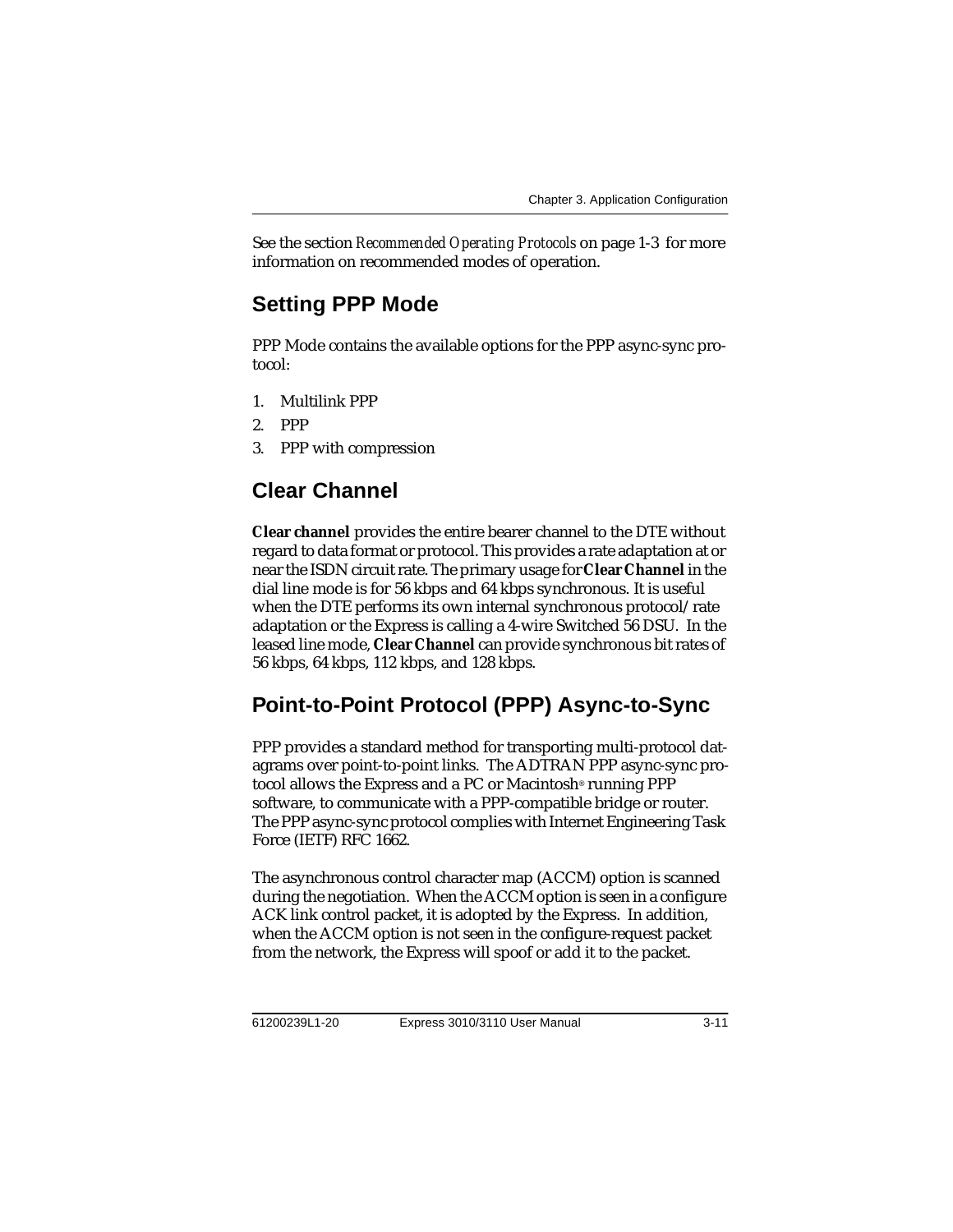See the section *Recommended Operating Protocols* on page 1-3 for more information on recommended modes of operation.

## Setting PPP Mode

PPP Mode contains the available options for the PPP async-sync protocol:

1. Multilink PPP
2. PPP
3. PPP with compression

## Clear Channel

**Clear channel** provides the entire bearer channel to the DTE without regard to data format or protocol. This provides a rate adaptation at or near the ISDN circuit rate. The primary usage for **Clear Channel** in the dial line mode is for 56 kbps and 64 kbps synchronous. It is useful when the DTE performs its own internal synchronous protocol/rate adaptation or the Express is calling a 4-wire Switched 56 DSU. In the leased line mode, **Clear Channel** can provide synchronous bit rates of 56 kbps, 64 kbps, 112 kbps, and 128 kbps.

## Point-to-Point Protocol (PPP) Async-to-Sync

PPP provides a standard method for transporting multi-protocol datagrams over point-to-point links. The ADTRAN PPP async-sync protocol allows the Express and a PC or Macintosh® running PPP software, to communicate with a PPP-compatible bridge or router. The PPP async-sync protocol complies with Internet Engineering Task Force (IETF) RFC 1662.

The asynchronous control character map (ACCM) option is scanned during the negotiation. When the ACCM option is seen in a configure ACK link control packet, it is adopted by the Express. In addition, when the ACCM option is not seen in the configure-request packet from the network, the Express will spoof or add it to the packet.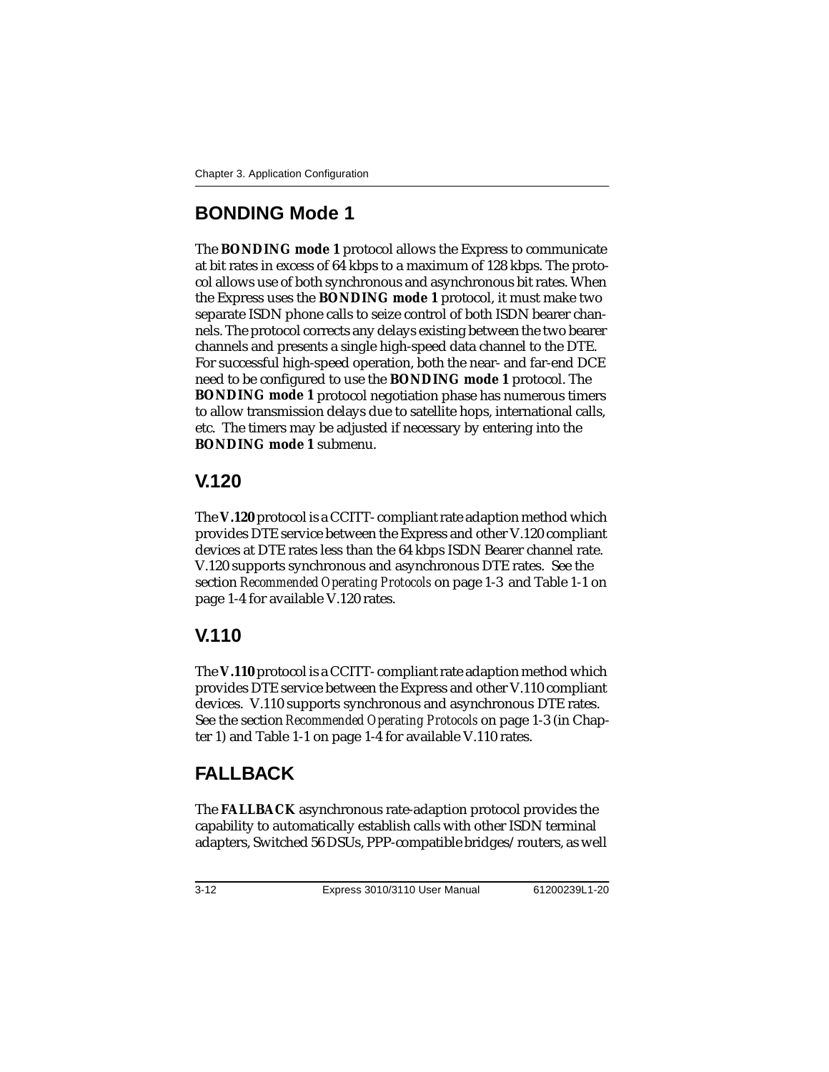## BONDING Mode 1

The **BONDING mode 1** protocol allows the Express to communicate at bit rates in excess of 64 kbps to a maximum of 128 kbps. The protocol allows use of both synchronous and asynchronous bit rates. When the Express uses the **BONDING mode 1** protocol, it must make two separate ISDN phone calls to seize control of both ISDN bearer channels. The protocol corrects any delays existing between the two bearer channels and presents a single high-speed data channel to the DTE. For successful high-speed operation, both the near- and far-end DCE need to be configured to use the **BONDING mode 1** protocol. The **BONDING mode 1** protocol negotiation phase has numerous timers to allow transmission delays due to satellite hops, international calls, etc. The timers may be adjusted if necessary by entering into the **BONDING mode 1** submenu.

## V.120

The **V.120** protocol is a CCITT- compliant rate adaption method which provides DTE service between the Express and other V.120 compliant devices at DTE rates less than the 64 kbps ISDN Bearer channel rate. V.120 supports synchronous and asynchronous DTE rates. See the section *Recommended Operating Protocols* on page 1-3 and Table 1-1 on page 1-4 for available V.120 rates.

## V.110

The **V.110** protocol is a CCITT- compliant rate adaption method which provides DTE service between the Express and other V.110 compliant devices. V.110 supports synchronous and asynchronous DTE rates. See the section *Recommended Operating Protocols* on page 1-3 (in Chapter 1) and Table 1-1 on page 1-4 for available V.110 rates.

## FALLBACK

The **FALLBACK** asynchronous rate-adaption protocol provides the capability to automatically establish calls with other ISDN terminal adapters, Switched 56 DSUs, PPP-compatible bridges/routers, as well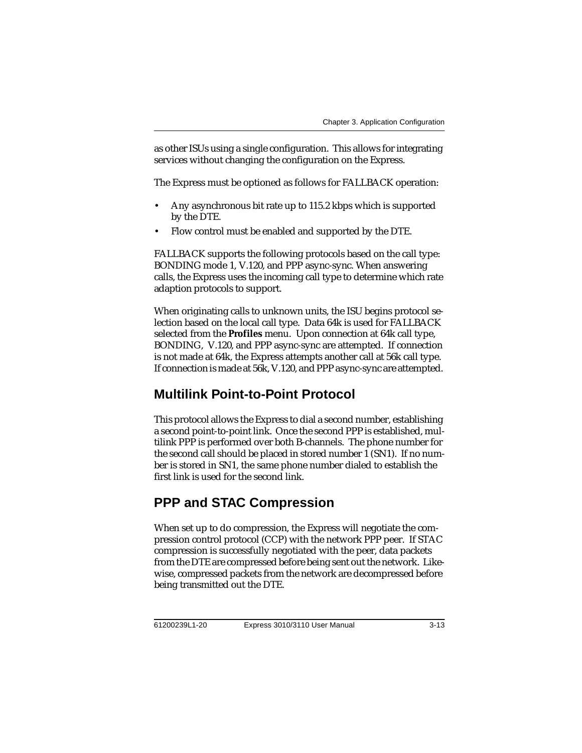as other ISUs using a single configuration. This allows for integrating services without changing the configuration on the Express.

The Express must be optioned as follows for FALLBACK operation:

- Any asynchronous bit rate up to 115.2 kbps which is supported by the DTE.
- Flow control must be enabled and supported by the DTE.

FALLBACK supports the following protocols based on the call type: BONDING mode 1, V.120, and PPP async-sync. When answering calls, the Express uses the incoming call type to determine which rate adaption protocols to support.

When originating calls to unknown units, the ISU begins protocol selection based on the local call type. Data 64k is used for FALLBACK selected from the **Profiles** menu. Upon connection at 64k call type, BONDING, V.120, and PPP async-sync are attempted. If connection is not made at 64k, the Express attempts another call at 56k call type. If connection is made at 56k, V.120, and PPP async-sync are attempted.

## Multilink Point-to-Point Protocol

This protocol allows the Express to dial a second number, establishing a second point-to-point link. Once the second PPP is established, multilink PPP is performed over both B-channels. The phone number for the second call should be placed in stored number 1 (SN1). If no number is stored in SN1, the same phone number dialed to establish the first link is used for the second link.

## PPP and STAC Compression

When set up to do compression, the Express will negotiate the compression control protocol (CCP) with the network PPP peer. If STAC compression is successfully negotiated with the peer, data packets from the DTE are compressed before being sent out the network. Likewise, compressed packets from the network are decompressed before being transmitted out the DTE.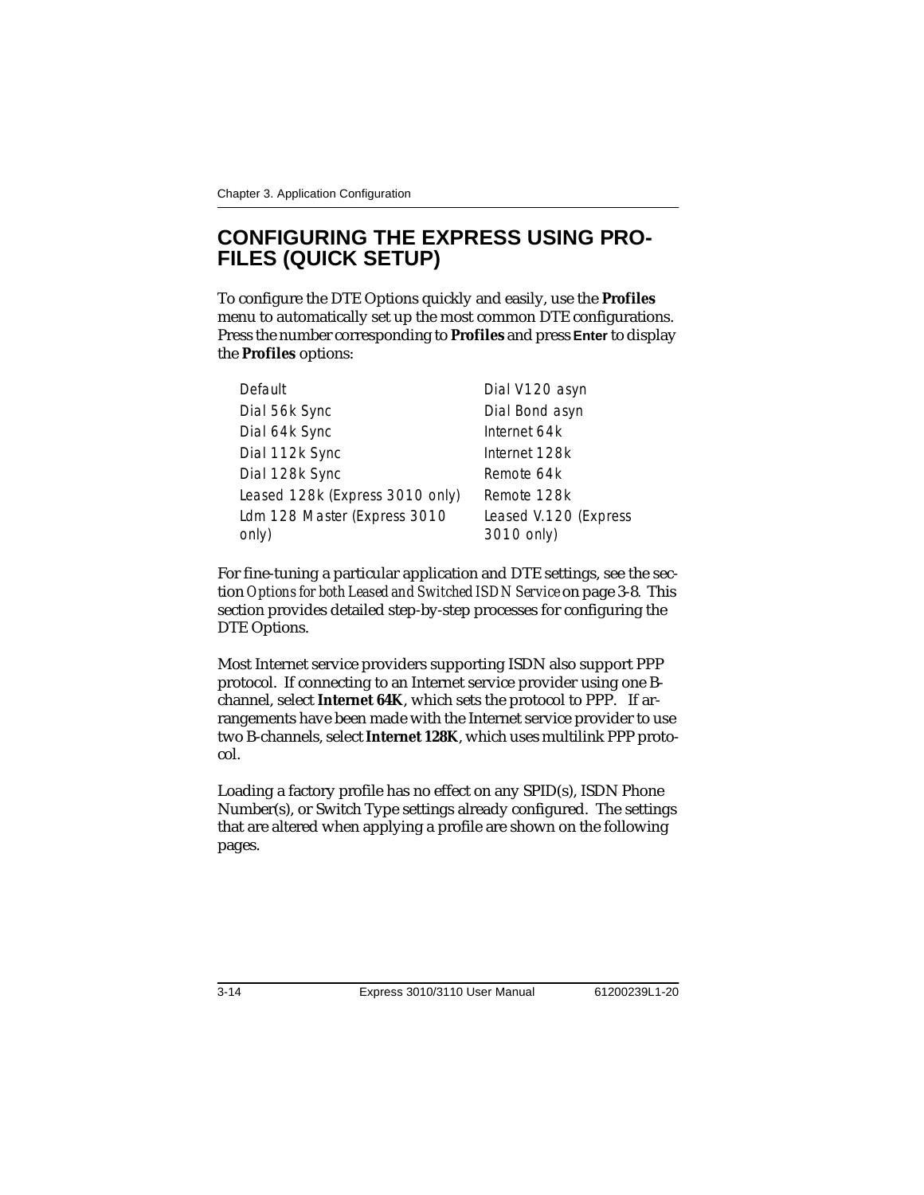# CONFIGURING THE EXPRESS USING PROFILES (QUICK SETUP)

To configure the DTE Options quickly and easily, use the **Profiles** menu to automatically set up the most common DTE configurations. Press the number corresponding to **Profiles** and press **Enter** to display the **Profiles** options:

| | |
|---|---|
| Default | Dial V120 asyn |
| Dial 56k Sync | Dial Bond asyn |
| Dial 64k Sync | Internet 64k |
| Dial 112k Sync | Internet 128k |
| Dial 128k Sync | Remote 64k |
| Leased 128k (Express 3010 only) | Remote 128k |
| Ldm 128 Master (Express 3010 only) | Leased V.120 (Express 3010 only) |

For fine-tuning a particular application and DTE settings, see the section *Options for both Leased and Switched ISDN Service* on page 3-8. This section provides detailed step-by-step processes for configuring the DTE Options.

Most Internet service providers supporting ISDN also support PPP protocol. If connecting to an Internet service provider using one B-channel, select **Internet 64K**, which sets the protocol to PPP. If arrangements have been made with the Internet service provider to use two B-channels, select **Internet 128K**, which uses multilink PPP protocol.

Loading a factory profile has no effect on any SPID(s), ISDN Phone Number(s), or Switch Type settings already configured. The settings that are altered when applying a profile are shown on the following pages.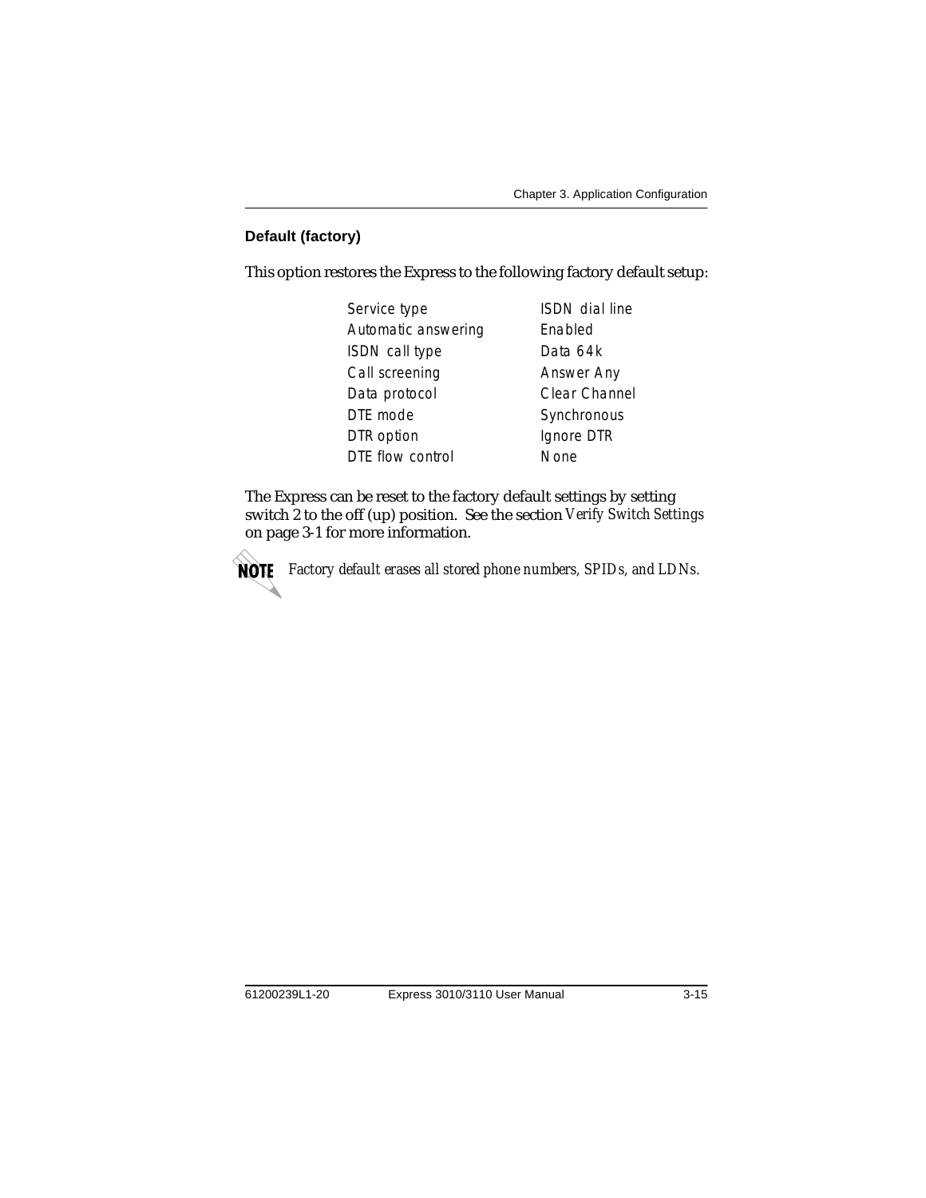### Default (factory)

This option restores the Express to the following factory default setup:

| Setting | Default |
|---|---|
| Service type | ISDN dial line |
| Automatic answering | Enabled |
| ISDN call type | Data 64k |
| Call screening | Answer Any |
| Data protocol | Clear Channel |
| DTE mode | Synchronous |
| DTR option | Ignore DTR |
| DTE flow control | None |

The Express can be reset to the factory default settings by setting switch 2 to the off (up) position. See the section *Verify Switch Settings* on page 3-1 for more information.

**NOTE** *Factory default erases all stored phone numbers, SPIDs, and LDNs.*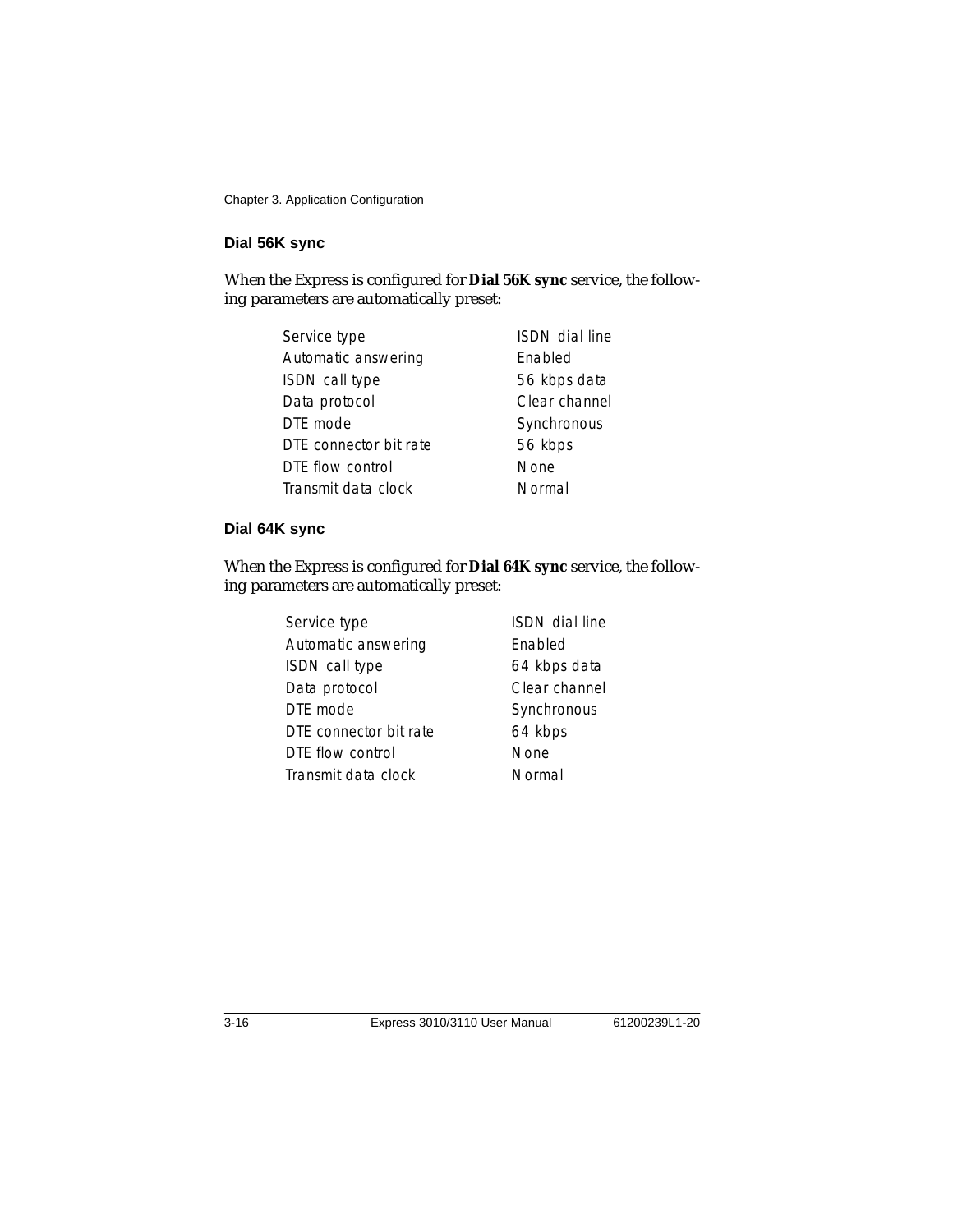## Dial 56K sync

When the Express is configured for **Dial 56K sync** service, the following parameters are automatically preset:

| | |
|---|---|
| Service type | ISDN dial line |
| Automatic answering | Enabled |
| ISDN call type | 56 kbps data |
| Data protocol | Clear channel |
| DTE mode | Synchronous |
| DTE connector bit rate | 56 kbps |
| DTE flow control | None |
| Transmit data clock | Normal |

## Dial 64K sync

When the Express is configured for **Dial 64K sync** service, the following parameters are automatically preset:

| | |
|---|---|
| Service type | ISDN dial line |
| Automatic answering | Enabled |
| ISDN call type | 64 kbps data |
| Data protocol | Clear channel |
| DTE mode | Synchronous |
| DTE connector bit rate | 64 kbps |
| DTE flow control | None |
| Transmit data clock | Normal |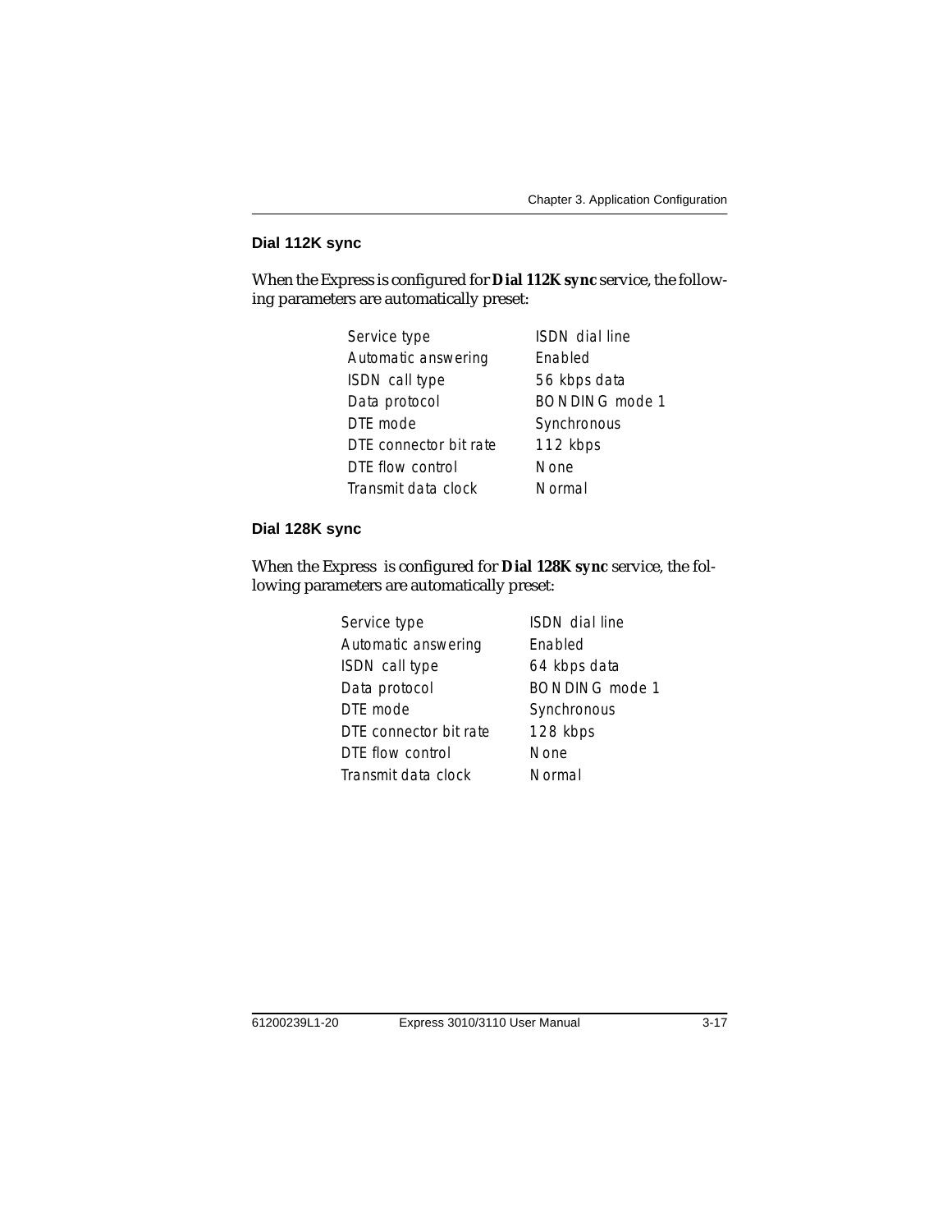### Dial 112K sync

When the Express is configured for **Dial 112K sync** service, the following parameters are automatically preset:

| | |
|---|---|
| Service type | ISDN dial line |
| Automatic answering | Enabled |
| ISDN call type | 56 kbps data |
| Data protocol | BONDING mode 1 |
| DTE mode | Synchronous |
| DTE connector bit rate | 112 kbps |
| DTE flow control | None |
| Transmit data clock | Normal |

### Dial 128K sync

When the Express is configured for **Dial 128K sync** service, the following parameters are automatically preset:

| | |
|---|---|
| Service type | ISDN dial line |
| Automatic answering | Enabled |
| ISDN call type | 64 kbps data |
| Data protocol | BONDING mode 1 |
| DTE mode | Synchronous |
| DTE connector bit rate | 128 kbps |
| DTE flow control | None |
| Transmit data clock | Normal |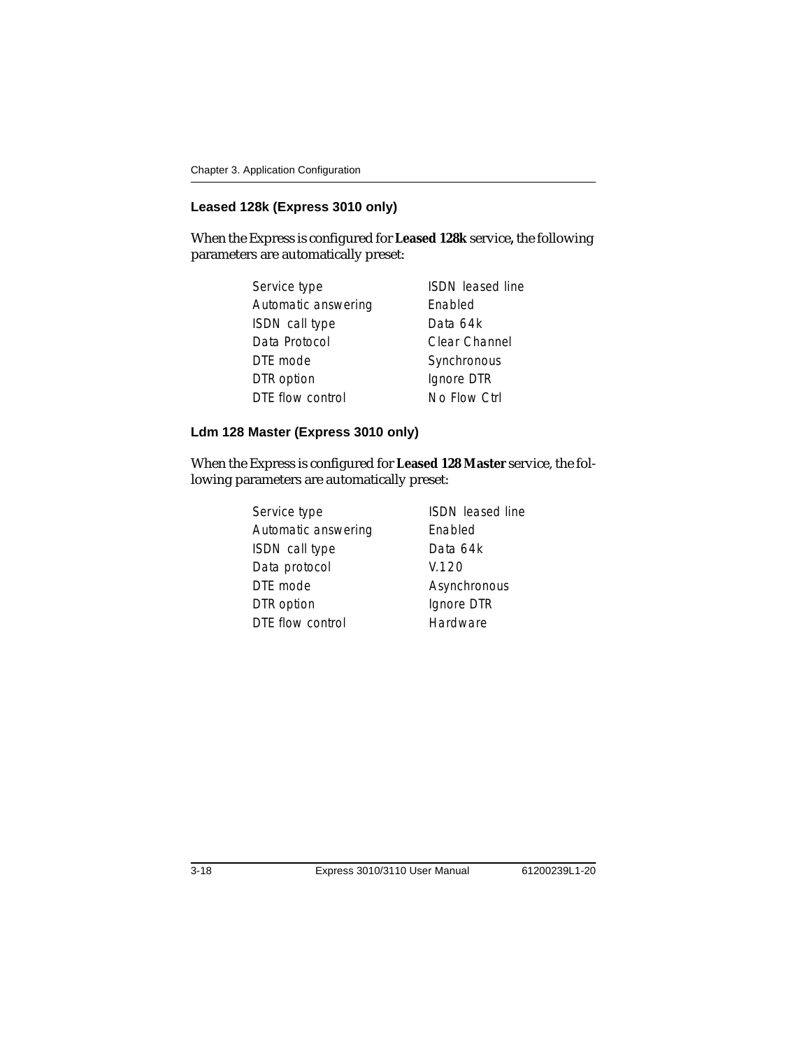### Leased 128k (Express 3010 only)

When the Express is configured for **Leased 128k** service, the following parameters are automatically preset:

| | |
|---|---|
| Service type | ISDN leased line |
| Automatic answering | Enabled |
| ISDN call type | Data 64k |
| Data Protocol | Clear Channel |
| DTE mode | Synchronous |
| DTR option | Ignore DTR |
| DTE flow control | No Flow Ctrl |

### Ldm 128 Master (Express 3010 only)

When the Express is configured for **Leased 128 Master** service, the following parameters are automatically preset:

| | |
|---|---|
| Service type | ISDN leased line |
| Automatic answering | Enabled |
| ISDN call type | Data 64k |
| Data protocol | V.120 |
| DTE mode | Asynchronous |
| DTR option | Ignore DTR |
| DTE flow control | Hardware |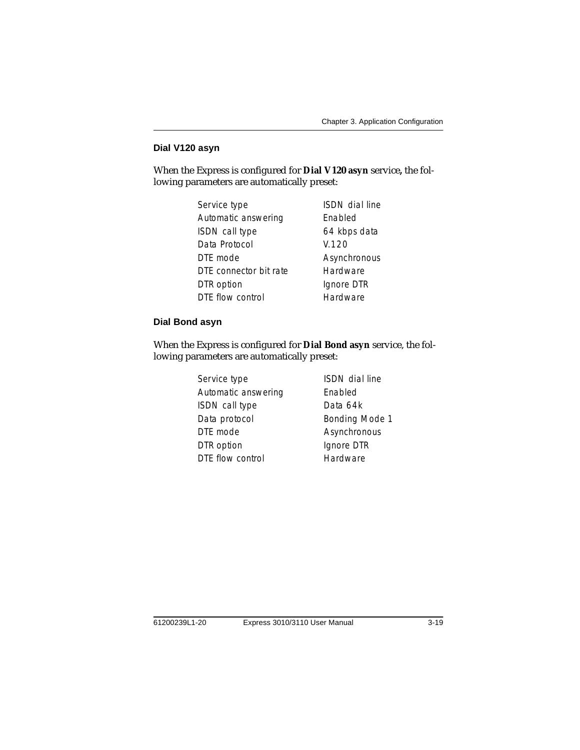### Dial V120 asyn

When the Express is configured for **Dial V120 asyn** service**,** the following parameters are automatically preset:

| | |
|---|---|
| Service type | ISDN dial line |
| Automatic answering | Enabled |
| ISDN call type | 64 kbps data |
| Data Protocol | V.120 |
| DTE mode | Asynchronous |
| DTE connector bit rate | Hardware |
| DTR option | Ignore DTR |
| DTE flow control | Hardware |

### Dial Bond asyn

When the Express is configured for **Dial Bond asyn** service, the following parameters are automatically preset:

| | |
|---|---|
| Service type | ISDN dial line |
| Automatic answering | Enabled |
| ISDN call type | Data 64k |
| Data protocol | Bonding Mode 1 |
| DTE mode | Asynchronous |
| DTR option | Ignore DTR |
| DTE flow control | Hardware |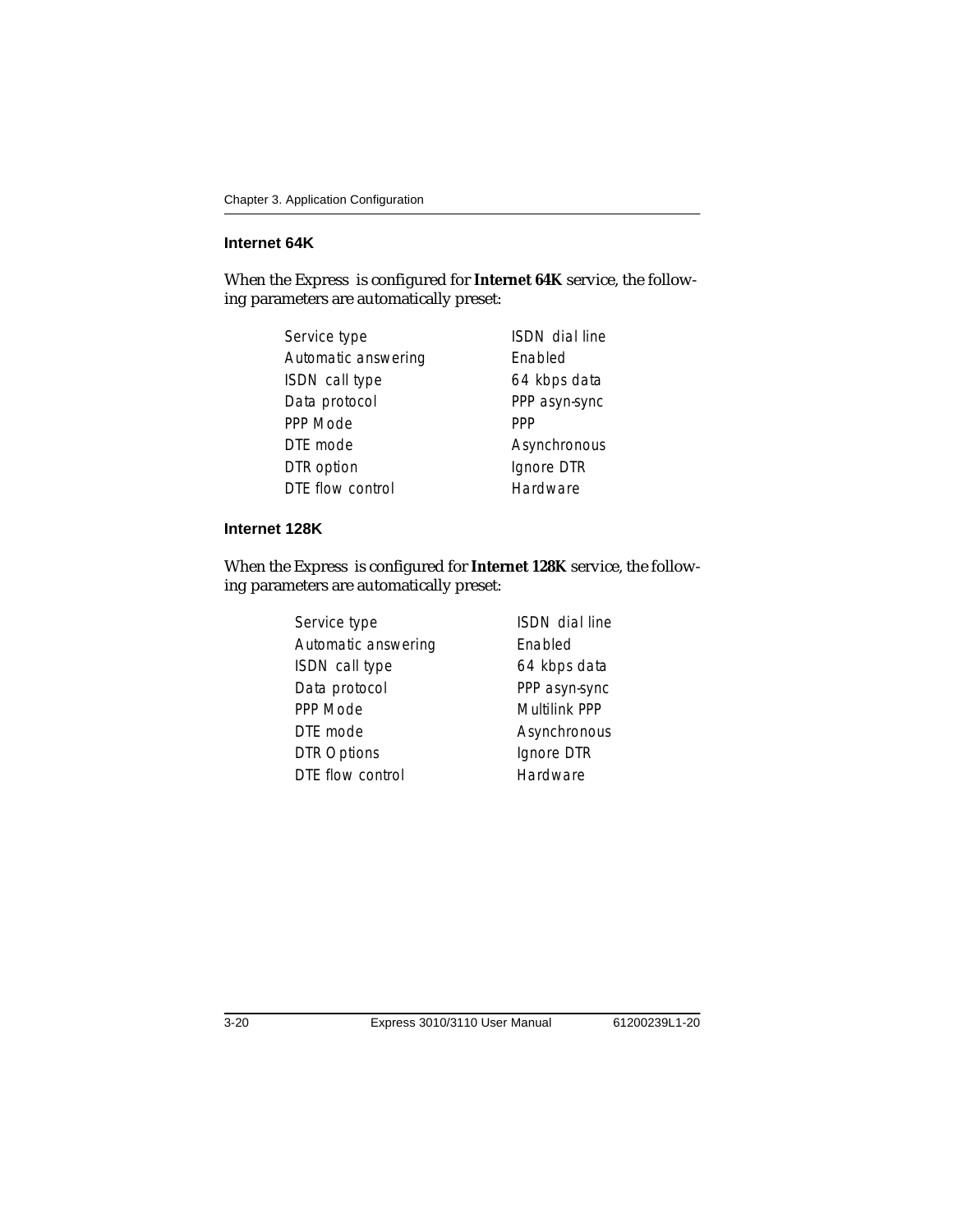### Internet 64K

When the Express is configured for **Internet 64K** service, the following parameters are automatically preset:

| | |
|---|---|
| Service type | ISDN dial line |
| Automatic answering | Enabled |
| ISDN call type | 64 kbps data |
| Data protocol | PPP asyn-sync |
| PPP Mode | PPP |
| DTE mode | Asynchronous |
| DTR option | Ignore DTR |
| DTE flow control | Hardware |

### Internet 128K

When the Express is configured for **Internet 128K** service, the following parameters are automatically preset:

| | |
|---|---|
| Service type | ISDN dial line |
| Automatic answering | Enabled |
| ISDN call type | 64 kbps data |
| Data protocol | PPP asyn-sync |
| PPP Mode | Multilink PPP |
| DTE mode | Asynchronous |
| DTR Options | Ignore DTR |
| DTE flow control | Hardware |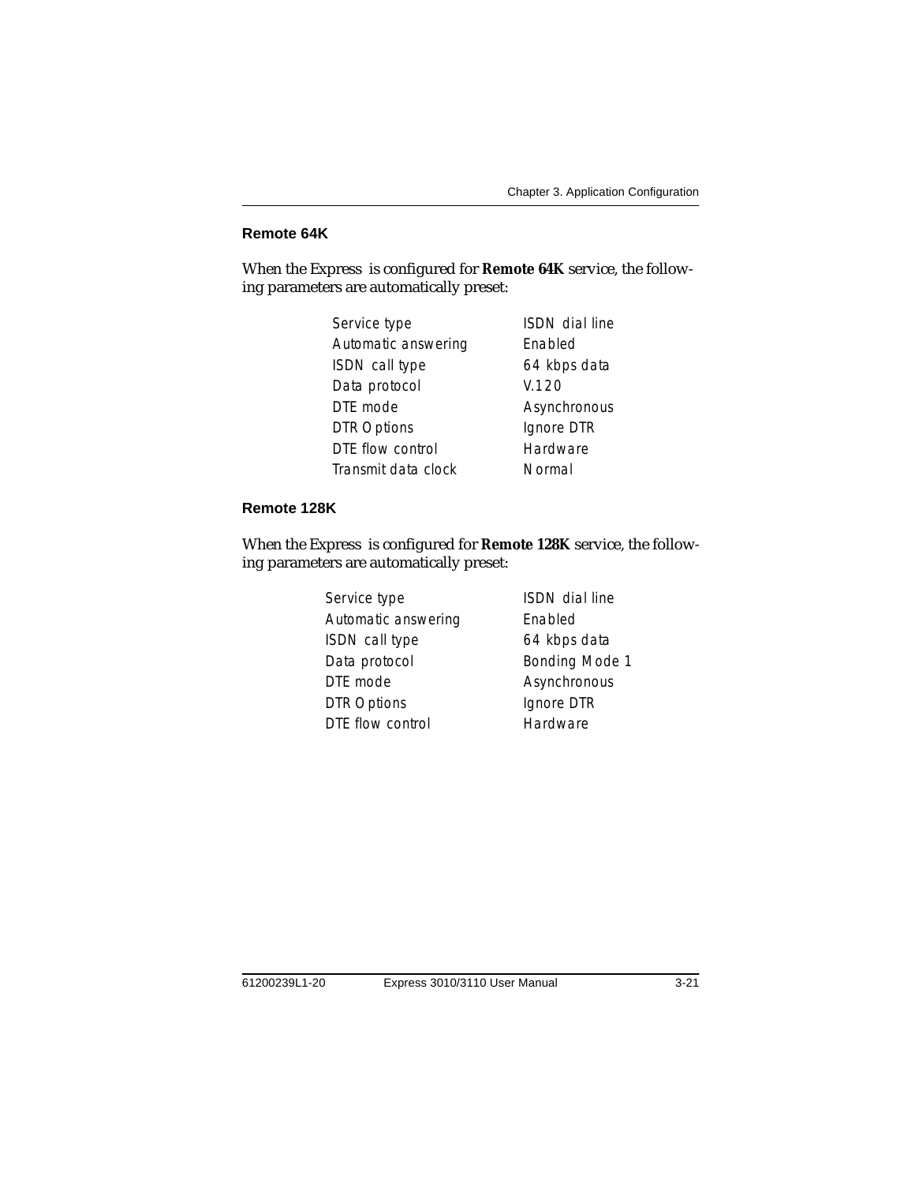### Remote 64K

When the Express is configured for **Remote 64K** service, the following parameters are automatically preset:

| | |
|---|---|
| Service type | ISDN dial line |
| Automatic answering | Enabled |
| ISDN call type | 64 kbps data |
| Data protocol | V.120 |
| DTE mode | Asynchronous |
| DTR Options | Ignore DTR |
| DTE flow control | Hardware |
| Transmit data clock | Normal |

### Remote 128K

When the Express is configured for **Remote 128K** service, the following parameters are automatically preset:

| | |
|---|---|
| Service type | ISDN dial line |
| Automatic answering | Enabled |
| ISDN call type | 64 kbps data |
| Data protocol | Bonding Mode 1 |
| DTE mode | Asynchronous |
| DTR Options | Ignore DTR |
| DTE flow control | Hardware |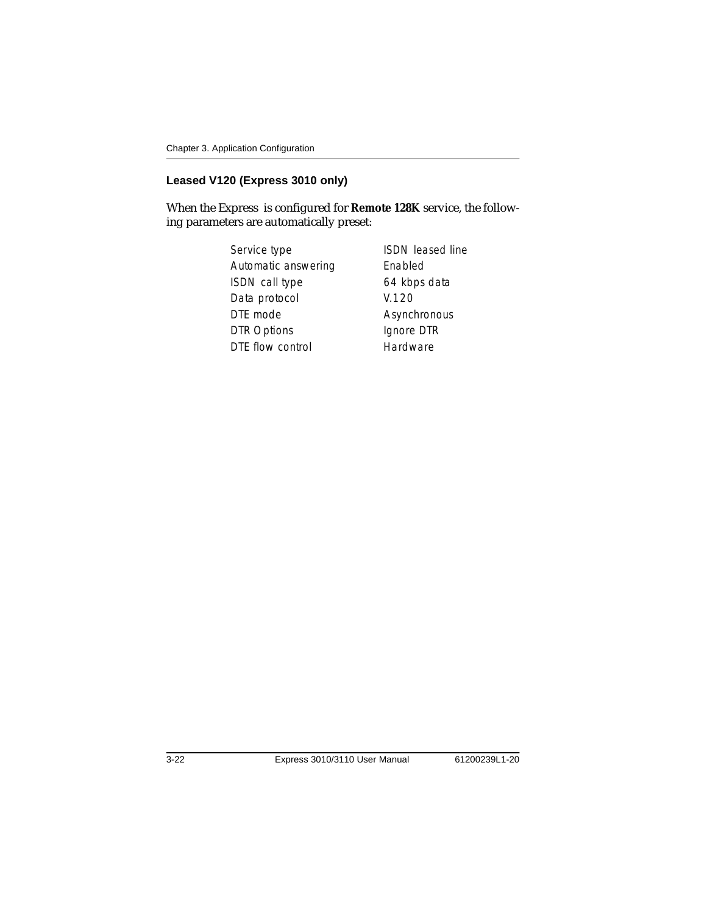## Leased V120 (Express 3010 only)

When the Express is configured for **Remote 128K** service, the following parameters are automatically preset:

| | |
|---|---|
| Service type | ISDN leased line |
| Automatic answering | Enabled |
| ISDN call type | 64 kbps data |
| Data protocol | V.120 |
| DTE mode | Asynchronous |
| DTR Options | Ignore DTR |
| DTE flow control | Hardware |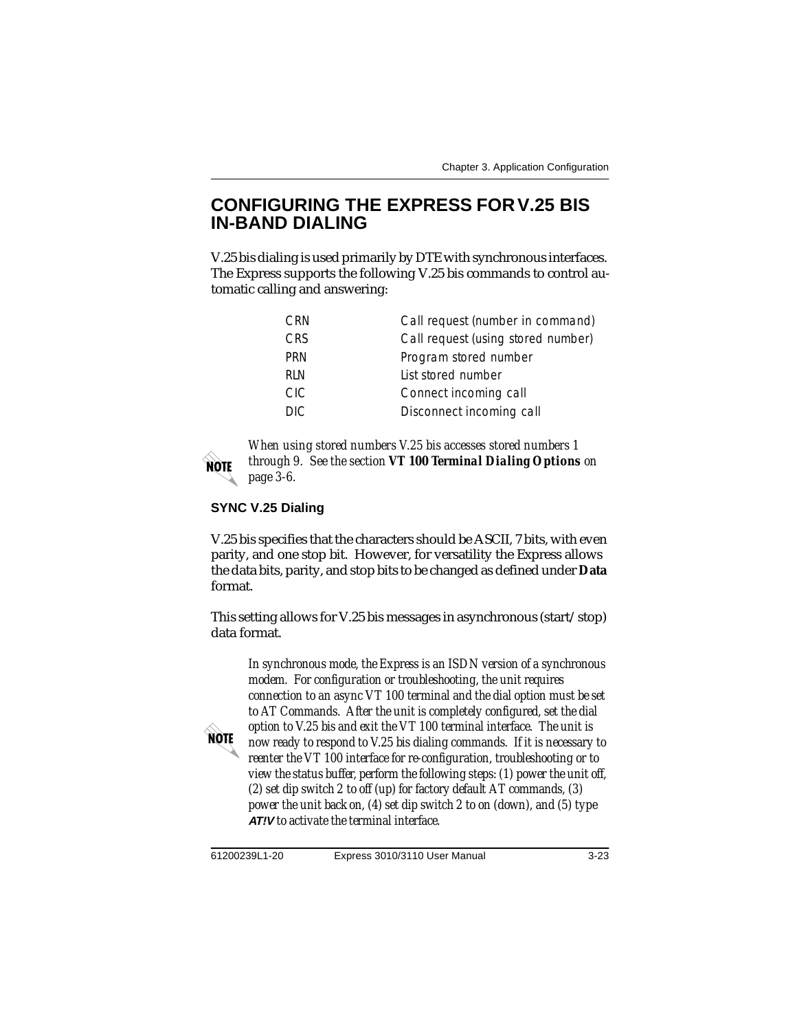## CONFIGURING THE EXPRESS FOR V.25 BIS IN-BAND DIALING

V.25 bis dialing is used primarily by DTE with synchronous interfaces. The Express supports the following V.25 bis commands to control automatic calling and answering:

| | |
|---|---|
| CRN | Call request (number in command) |
| CRS | Call request (using stored number) |
| PRN | Program stored number |
| RLN | List stored number |
| CIC | Connect incoming call |
| DIC | Disconnect incoming call |

**NOTE** *When using stored numbers V.25 bis accesses stored numbers 1 through 9. See the section* ***VT 100 Terminal Dialing Options*** *on page 3-6.*

### SYNC V.25 Dialing

V.25 bis specifies that the characters should be ASCII, 7 bits, with even parity, and one stop bit. However, for versatility the Express allows the data bits, parity, and stop bits to be changed as defined under **Data** format.

This setting allows for V.25 bis messages in asynchronous (start/stop) data format.

**NOTE** *In synchronous mode, the Express is an ISDN version of a synchronous modem. For configuration or troubleshooting, the unit requires connection to an async VT 100 terminal and the dial option must be set to AT Commands. After the unit is completely configured, set the dial option to V.25 bis and exit the VT 100 terminal interface. The unit is now ready to respond to V.25 bis dialing commands. If it is necessary to reenter the VT 100 interface for re-configuration, troubleshooting or to view the status buffer, perform the following steps: (1) power the unit off, (2) set dip switch 2 to off (up) for factory default AT commands, (3) power the unit back on, (4) set dip switch 2 to on (down), and (5) type* ***AT!V*** *to activate the terminal interface.*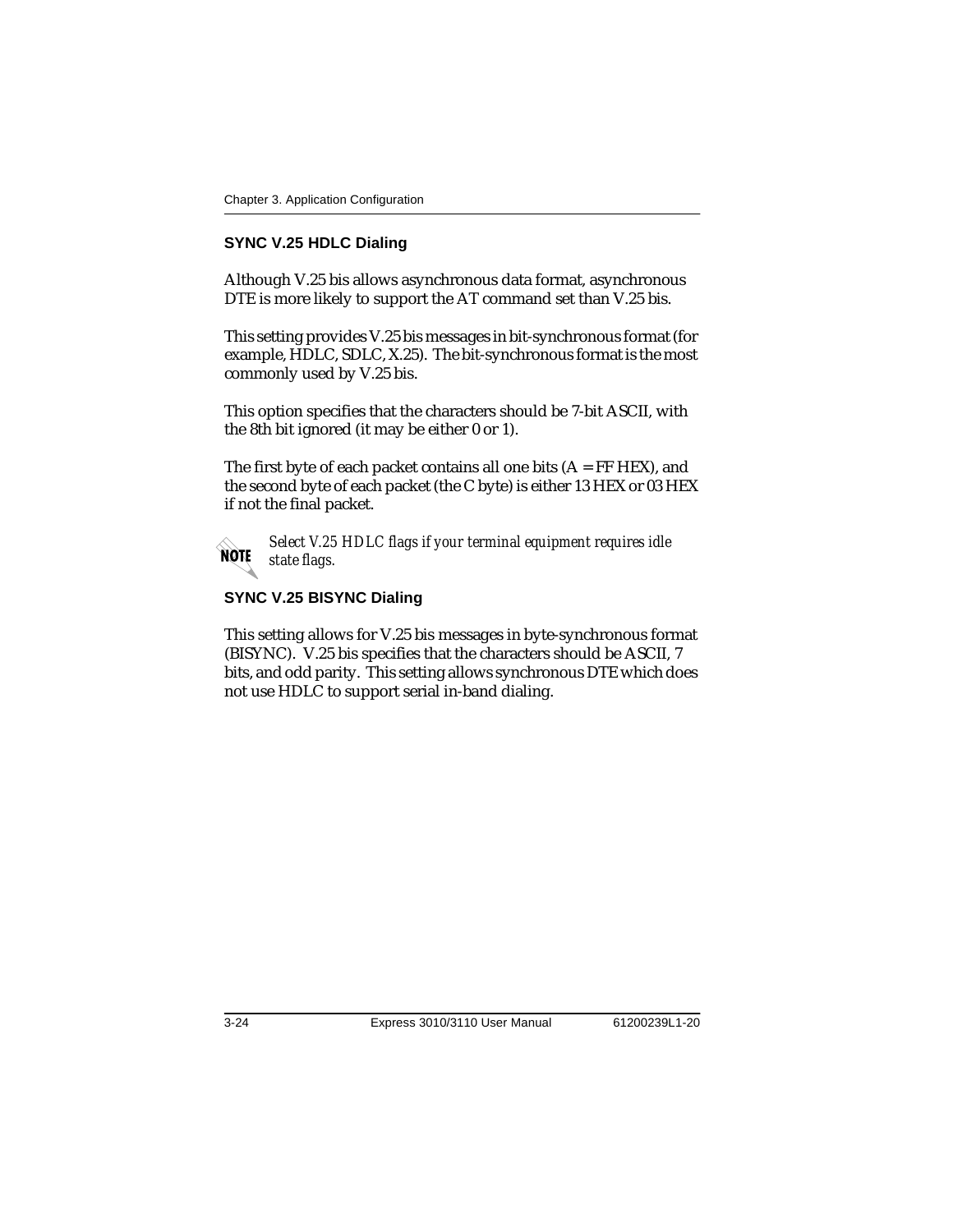### SYNC V.25 HDLC Dialing

Although V.25 bis allows asynchronous data format, asynchronous DTE is more likely to support the AT command set than V.25 bis.

This setting provides V.25 bis messages in bit-synchronous format (for example, HDLC, SDLC, X.25). The bit-synchronous format is the most commonly used by V.25 bis.

This option specifies that the characters should be 7-bit ASCII, with the 8th bit ignored (it may be either 0 or 1).

The first byte of each packet contains all one bits (A = FF HEX), and the second byte of each packet (the C byte) is either 13 HEX or 03 HEX if not the final packet.

**NOTE** *Select V.25 HDLC flags if your terminal equipment requires idle state flags.*

### SYNC V.25 BISYNC Dialing

This setting allows for V.25 bis messages in byte-synchronous format (BISYNC). V.25 bis specifies that the characters should be ASCII, 7 bits, and odd parity. This setting allows synchronous DTE which does not use HDLC to support serial in-band dialing.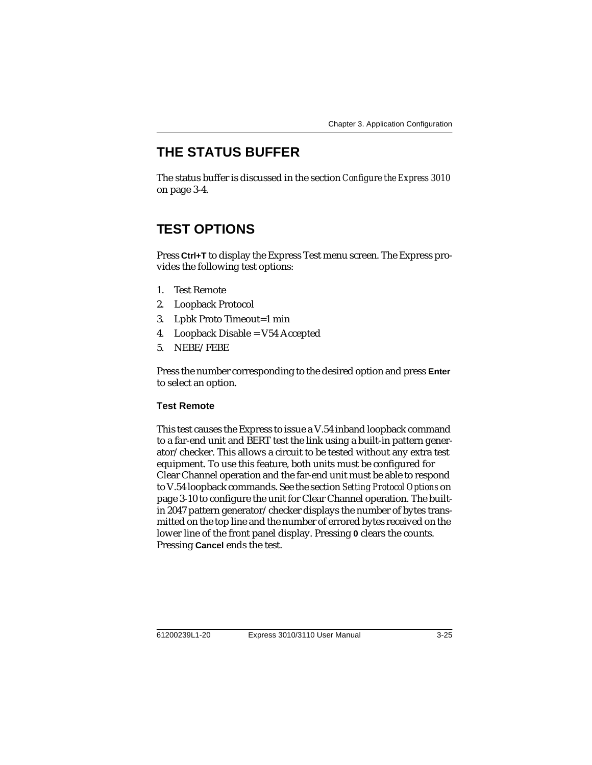## THE STATUS BUFFER

The status buffer is discussed in the section *Configure the Express 3010* on page 3-4.

## TEST OPTIONS

Press **Ctrl+T** to display the Express Test menu screen. The Express provides the following test options:

1. Test Remote
2. Loopback Protocol
3. Lpbk Proto Timeout=1 min
4. Loopback Disable = V54 Accepted
5. NEBE/FEBE

Press the number corresponding to the desired option and press **Enter** to select an option.

### Test Remote

This test causes the Express to issue a V.54 inband loopback command to a far-end unit and BERT test the link using a built-in pattern generator/checker. This allows a circuit to be tested without any extra test equipment. To use this feature, both units must be configured for Clear Channel operation and the far-end unit must be able to respond to V.54 loopback commands. See the section *Setting Protocol Options* on page 3-10 to configure the unit for Clear Channel operation. The built-in 2047 pattern generator/checker displays the number of bytes transmitted on the top line and the number of errored bytes received on the lower line of the front panel display. Pressing **0** clears the counts. Pressing **Cancel** ends the test.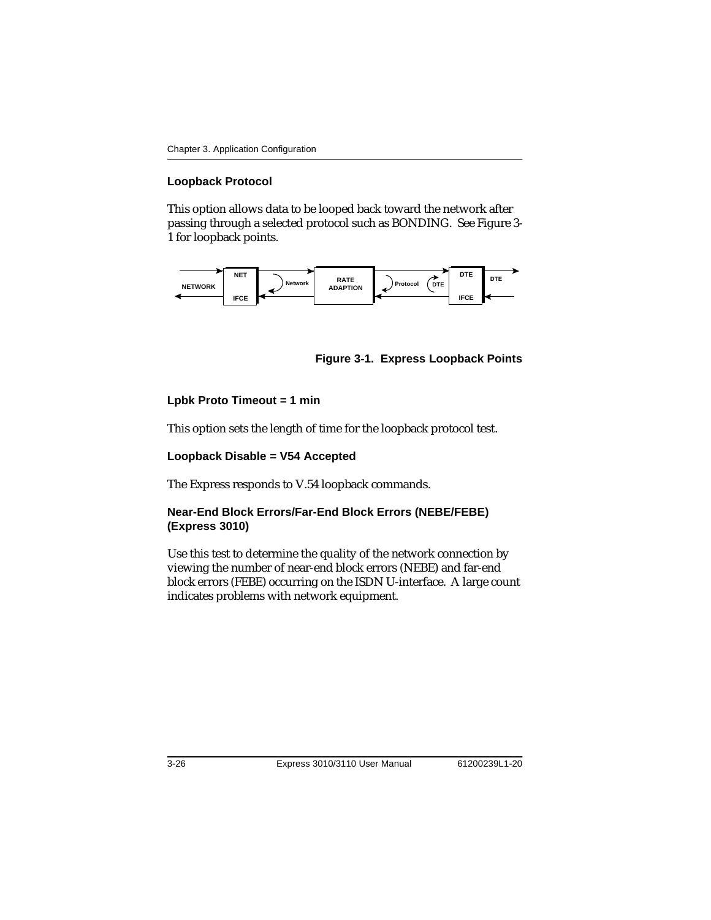### Loopback Protocol

This option allows data to be looped back toward the network after passing through a selected protocol such as BONDING. See Figure 3-1 for loopback points.

**Figure 3-1. Express Loopback Points**

### Lpbk Proto Timeout = 1 min

This option sets the length of time for the loopback protocol test.

### Loopback Disable = V54 Accepted

The Express responds to V.54 loopback commands.

### Near-End Block Errors/Far-End Block Errors (NEBE/FEBE) (Express 3010)

Use this test to determine the quality of the network connection by viewing the number of near-end block errors (NEBE) and far-end block errors (FEBE) occurring on the ISDN U-interface. A large count indicates problems with network equipment.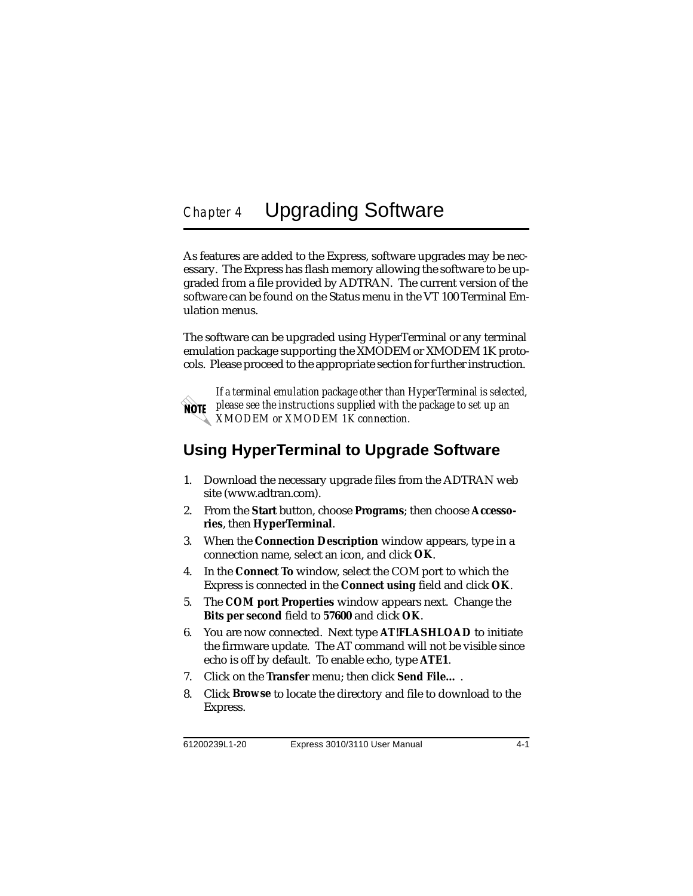# Chapter 4 Upgrading Software

As features are added to the Express, software upgrades may be necessary. The Express has flash memory allowing the software to be upgraded from a file provided by ADTRAN. The current version of the software can be found on the Status menu in the VT 100 Terminal Emulation menus.

The software can be upgraded using HyperTerminal or any terminal emulation package supporting the XMODEM or XMODEM 1K protocols. Please proceed to the appropriate section for further instruction.

**NOTE** *If a terminal emulation package other than HyperTerminal is selected, please see the instructions supplied with the package to set up an XMODEM or XMODEM 1K connection.*

## Using HyperTerminal to Upgrade Software

1. Download the necessary upgrade files from the ADTRAN web site (www.adtran.com).
2. From the **Start** button, choose **Programs**; then choose **Accessories**, then **HyperTerminal**.
3. When the **Connection Description** window appears, type in a connection name, select an icon, and click **OK**.
4. In the **Connect To** window, select the COM port to which the Express is connected in the **Connect using** field and click **OK**.
5. The **COM port Properties** window appears next. Change the **Bits per second** field to **57600** and click **OK**.
6. You are now connected. Next type **AT!FLASHLOAD** to initiate the firmware update. The AT command will not be visible since echo is off by default. To enable echo, type **ATE1**.
7. Click on the **Transfer** menu; then click **Send File...** .
8. Click **Browse** to locate the directory and file to download to the Express.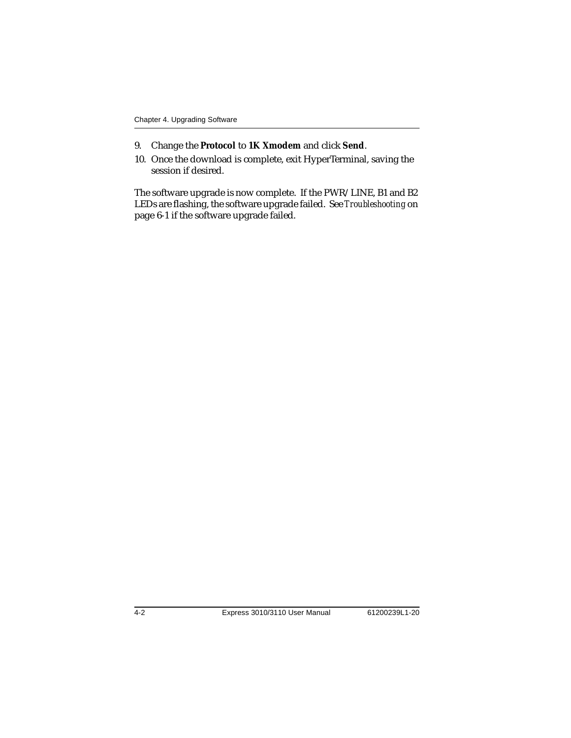9. Change the **Protocol** to **1K Xmodem** and click **Send**.
10. Once the download is complete, exit HyperTerminal, saving the session if desired.

The software upgrade is now complete. If the PWR/LINE, B1 and B2 LEDs are flashing, the software upgrade failed. See *Troubleshooting* on page 6-1 if the software upgrade failed.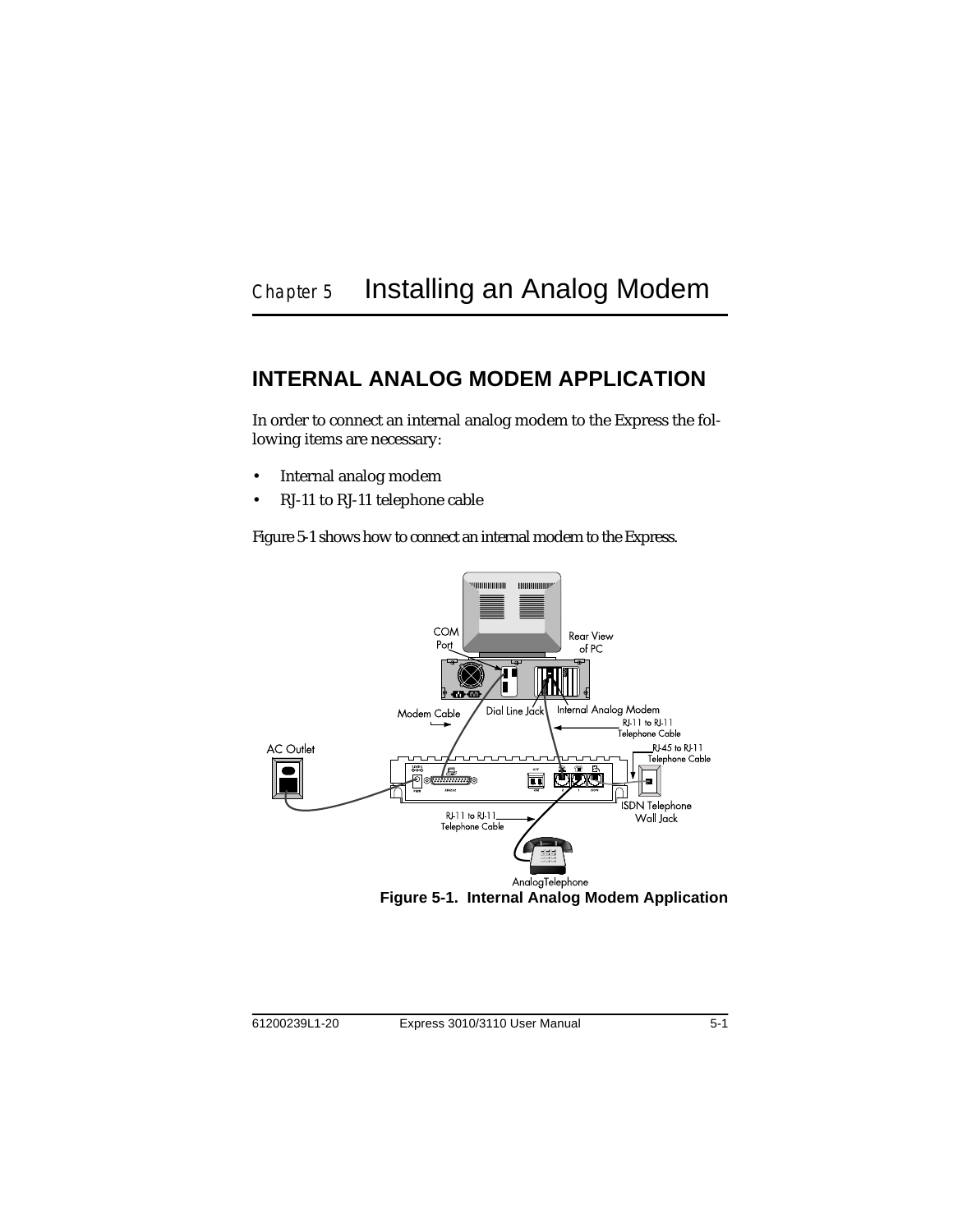# Chapter 5 Installing an Analog Modem

## INTERNAL ANALOG MODEM APPLICATION

In order to connect an internal analog modem to the Express the following items are necessary:

- Internal analog modem
- RJ-11 to RJ-11 telephone cable

Figure 5-1 shows how to connect an internal modem to the Express.

**Figure 5-1. Internal Analog Modem Application**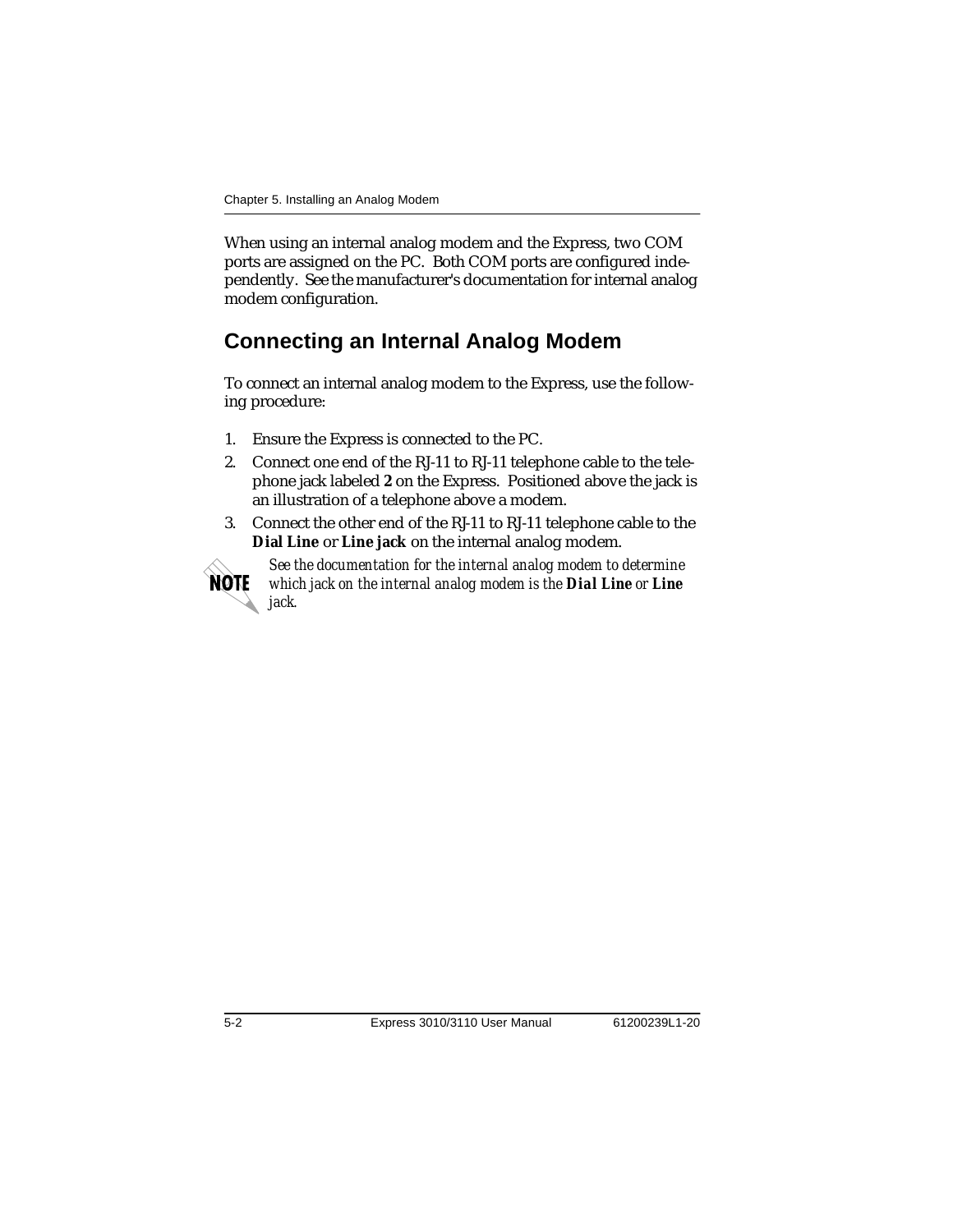When using an internal analog modem and the Express, two COM ports are assigned on the PC. Both COM ports are configured independently. See the manufacturer's documentation for internal analog modem configuration.

## Connecting an Internal Analog Modem

To connect an internal analog modem to the Express, use the following procedure:

1. Ensure the Express is connected to the PC.
2. Connect one end of the RJ-11 to RJ-11 telephone cable to the telephone jack labeled **2** on the Express. Positioned above the jack is an illustration of a telephone above a modem.
3. Connect the other end of the RJ-11 to RJ-11 telephone cable to the **Dial Line** or **Line jack** on the internal analog modem.

**NOTE** *See the documentation for the internal analog modem to determine which jack on the internal analog modem is the* ***Dial Line*** *or* ***Line*** *jack.*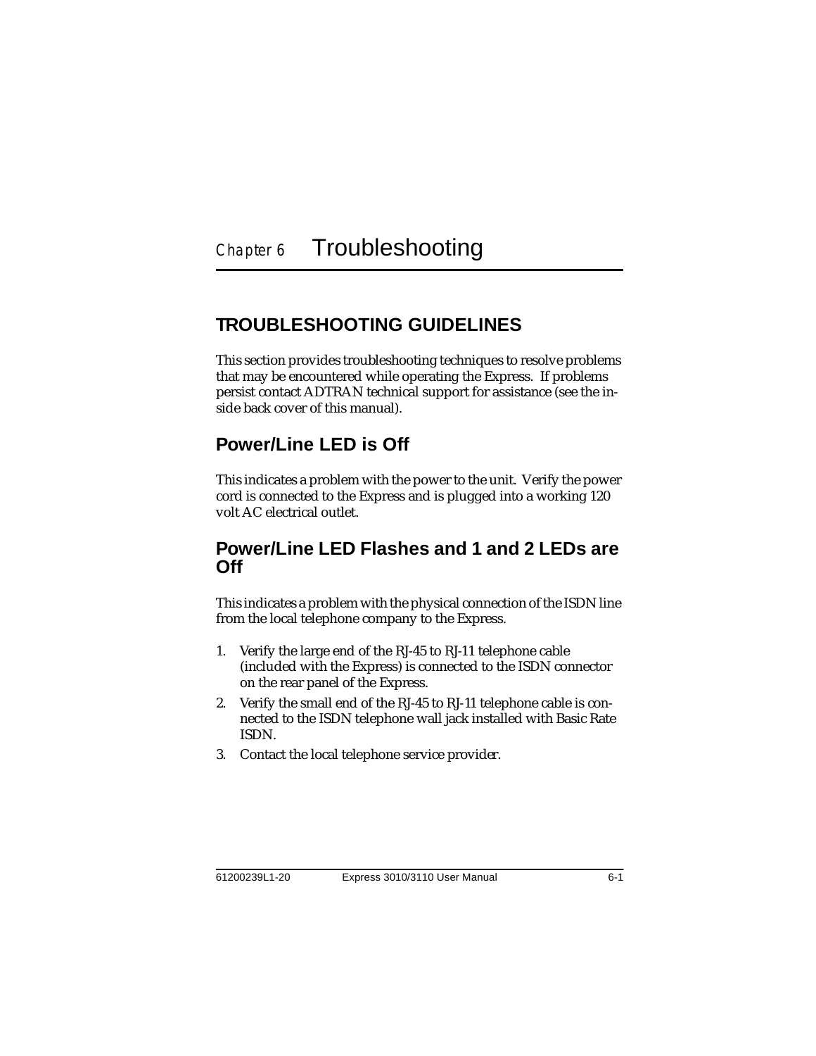# Chapter 6 Troubleshooting

## TROUBLESHOOTING GUIDELINES

This section provides troubleshooting techniques to resolve problems that may be encountered while operating the Express. If problems persist contact ADTRAN technical support for assistance (see the inside back cover of this manual).

### Power/Line LED is Off

This indicates a problem with the power to the unit. Verify the power cord is connected to the Express and is plugged into a working 120 volt AC electrical outlet.

### Power/Line LED Flashes and 1 and 2 LEDs are Off

This indicates a problem with the physical connection of the ISDN line from the local telephone company to the Express.

1. Verify the large end of the RJ-45 to RJ-11 telephone cable (included with the Express) is connected to the ISDN connector on the rear panel of the Express.
2. Verify the small end of the RJ-45 to RJ-11 telephone cable is connected to the ISDN telephone wall jack installed with Basic Rate ISDN.
3. Contact the local telephone service provider.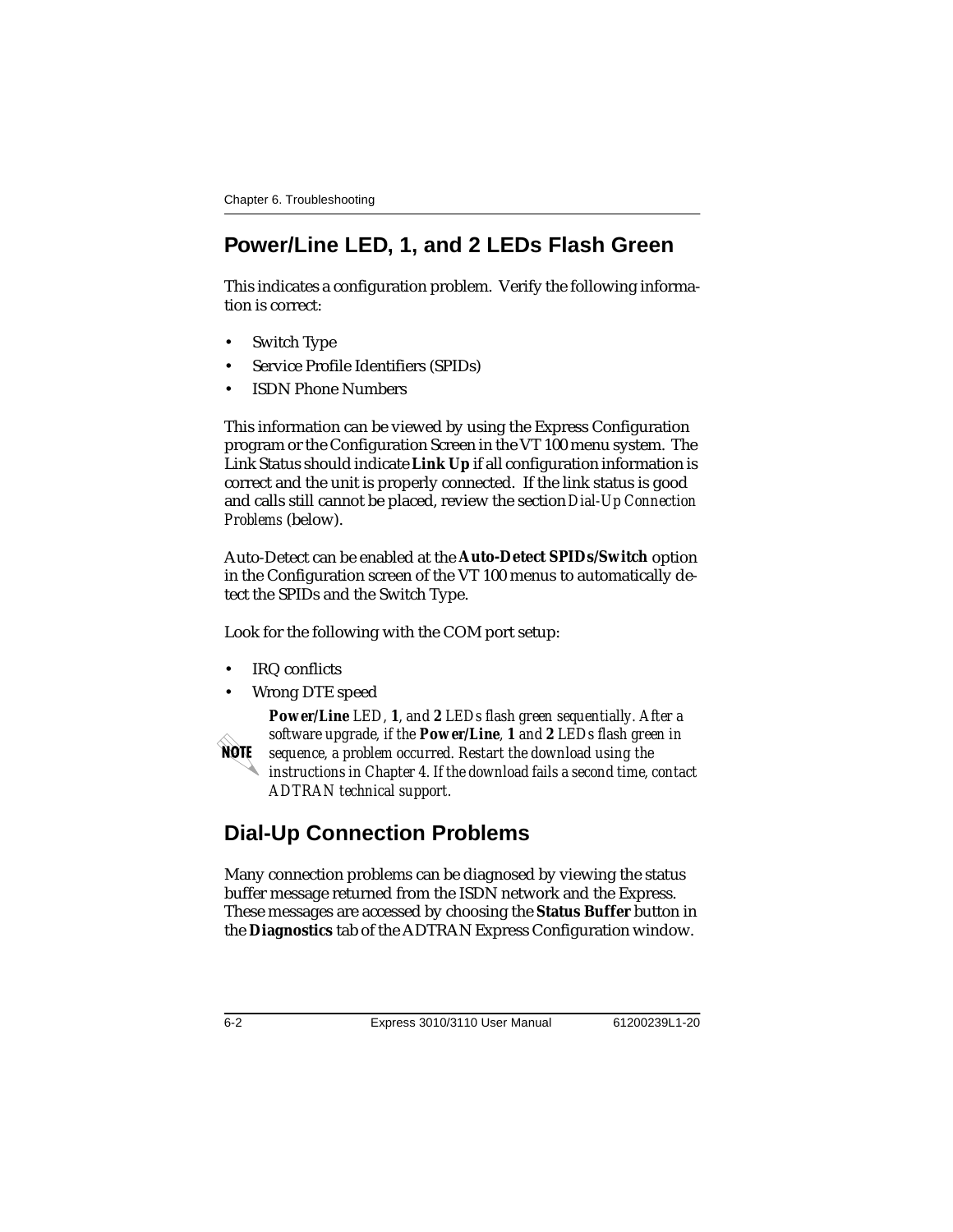## Power/Line LED, 1, and 2 LEDs Flash Green

This indicates a configuration problem. Verify the following information is correct:

- Switch Type
- Service Profile Identifiers (SPIDs)
- ISDN Phone Numbers

This information can be viewed by using the Express Configuration program or the Configuration Screen in the VT 100 menu system. The Link Status should indicate **Link Up** if all configuration information is correct and the unit is properly connected. If the link status is good and calls still cannot be placed, review the section *Dial-Up Connection Problems* (below).

Auto-Detect can be enabled at the **Auto-Detect SPIDs/Switch** option in the Configuration screen of the VT 100 menus to automatically detect the SPIDs and the Switch Type.

Look for the following with the COM port setup:

- IRQ conflicts
- Wrong DTE speed

> **NOTE**
> ***Power/Line** LED, **1**, and **2** LEDs flash green sequentially. After a software upgrade, if the **Power/Line**, **1** and **2** LEDs flash green in sequence, a problem occurred. Restart the download using the instructions in Chapter 4. If the download fails a second time, contact ADTRAN technical support.*

## Dial-Up Connection Problems

Many connection problems can be diagnosed by viewing the status buffer message returned from the ISDN network and the Express. These messages are accessed by choosing the **Status Buffer** button in the **Diagnostics** tab of the ADTRAN Express Configuration window.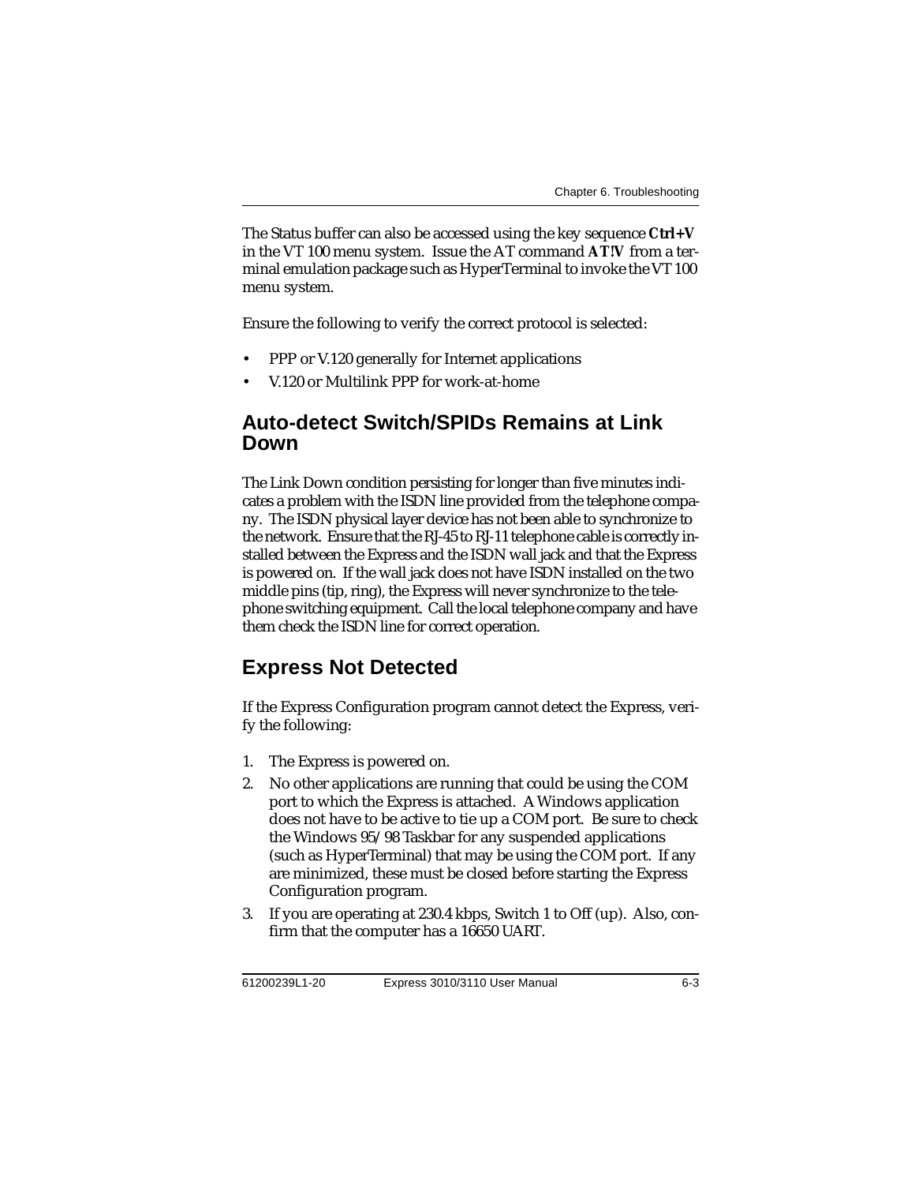The Status buffer can also be accessed using the key sequence **Ctrl+V** in the VT 100 menu system. Issue the AT command **AT!V** from a terminal emulation package such as HyperTerminal to invoke the VT 100 menu system.

Ensure the following to verify the correct protocol is selected:

- PPP or V.120 generally for Internet applications
- V.120 or Multilink PPP for work-at-home

## Auto-detect Switch/SPIDs Remains at Link Down

The Link Down condition persisting for longer than five minutes indicates a problem with the ISDN line provided from the telephone company. The ISDN physical layer device has not been able to synchronize to the network. Ensure that the RJ-45 to RJ-11 telephone cable is correctly installed between the Express and the ISDN wall jack and that the Express is powered on. If the wall jack does not have ISDN installed on the two middle pins (tip, ring), the Express will never synchronize to the telephone switching equipment. Call the local telephone company and have them check the ISDN line for correct operation.

## Express Not Detected

If the Express Configuration program cannot detect the Express, verify the following:

1. The Express is powered on.
2. No other applications are running that could be using the COM port to which the Express is attached. A Windows application does not have to be active to tie up a COM port. Be sure to check the Windows 95/98 Taskbar for any suspended applications (such as HyperTerminal) that may be using the COM port. If any are minimized, these must be closed before starting the Express Configuration program.
3. If you are operating at 230.4 kbps, Switch 1 to Off (up). Also, confirm that the computer has a 16650 UART.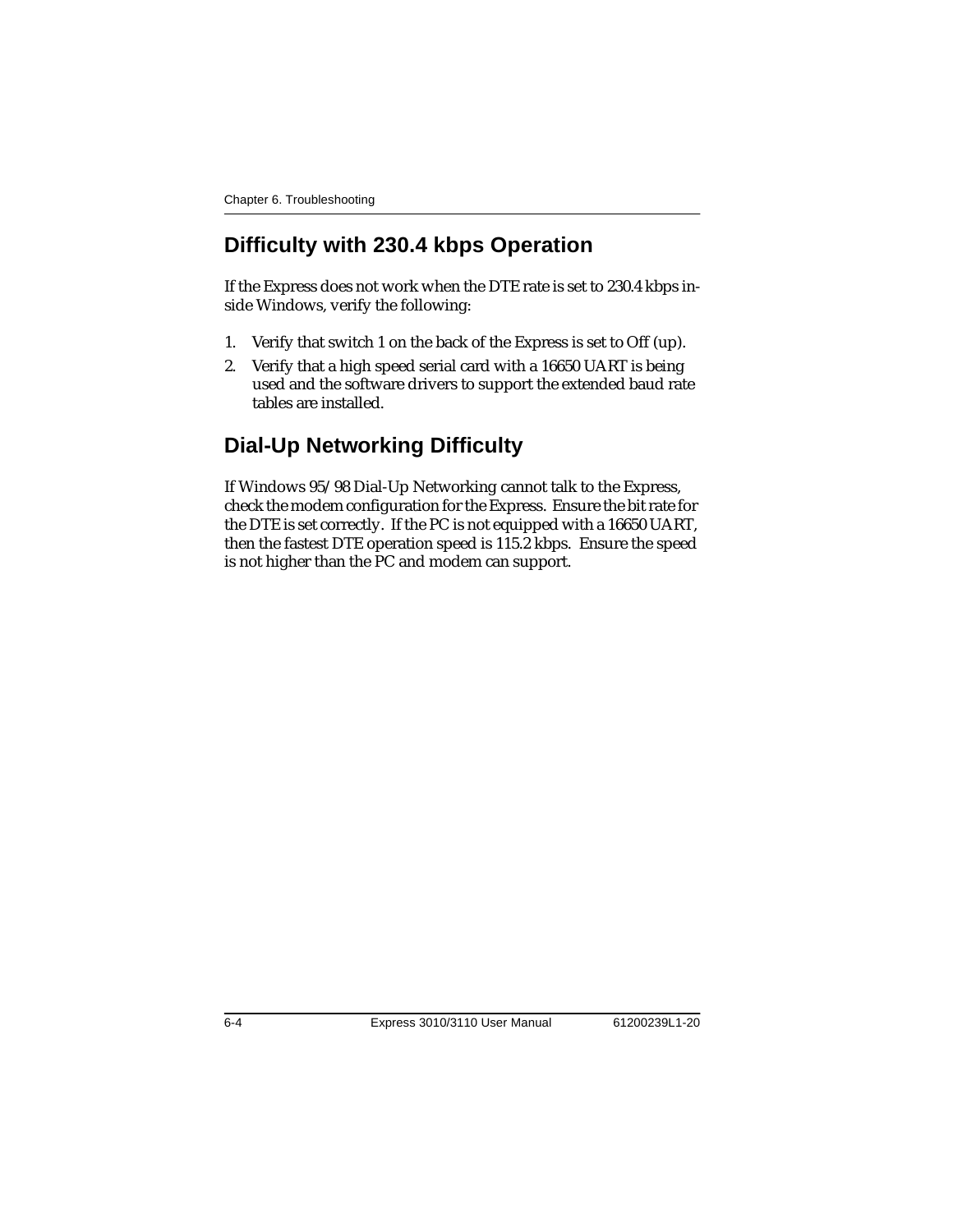## Difficulty with 230.4 kbps Operation

If the Express does not work when the DTE rate is set to 230.4 kbps inside Windows, verify the following:

1. Verify that switch 1 on the back of the Express is set to Off (up).
2. Verify that a high speed serial card with a 16650 UART is being used and the software drivers to support the extended baud rate tables are installed.

## Dial-Up Networking Difficulty

If Windows 95/98 Dial-Up Networking cannot talk to the Express, check the modem configuration for the Express. Ensure the bit rate for the DTE is set correctly. If the PC is not equipped with a 16650 UART, then the fastest DTE operation speed is 115.2 kbps. Ensure the speed is not higher than the PC and modem can support.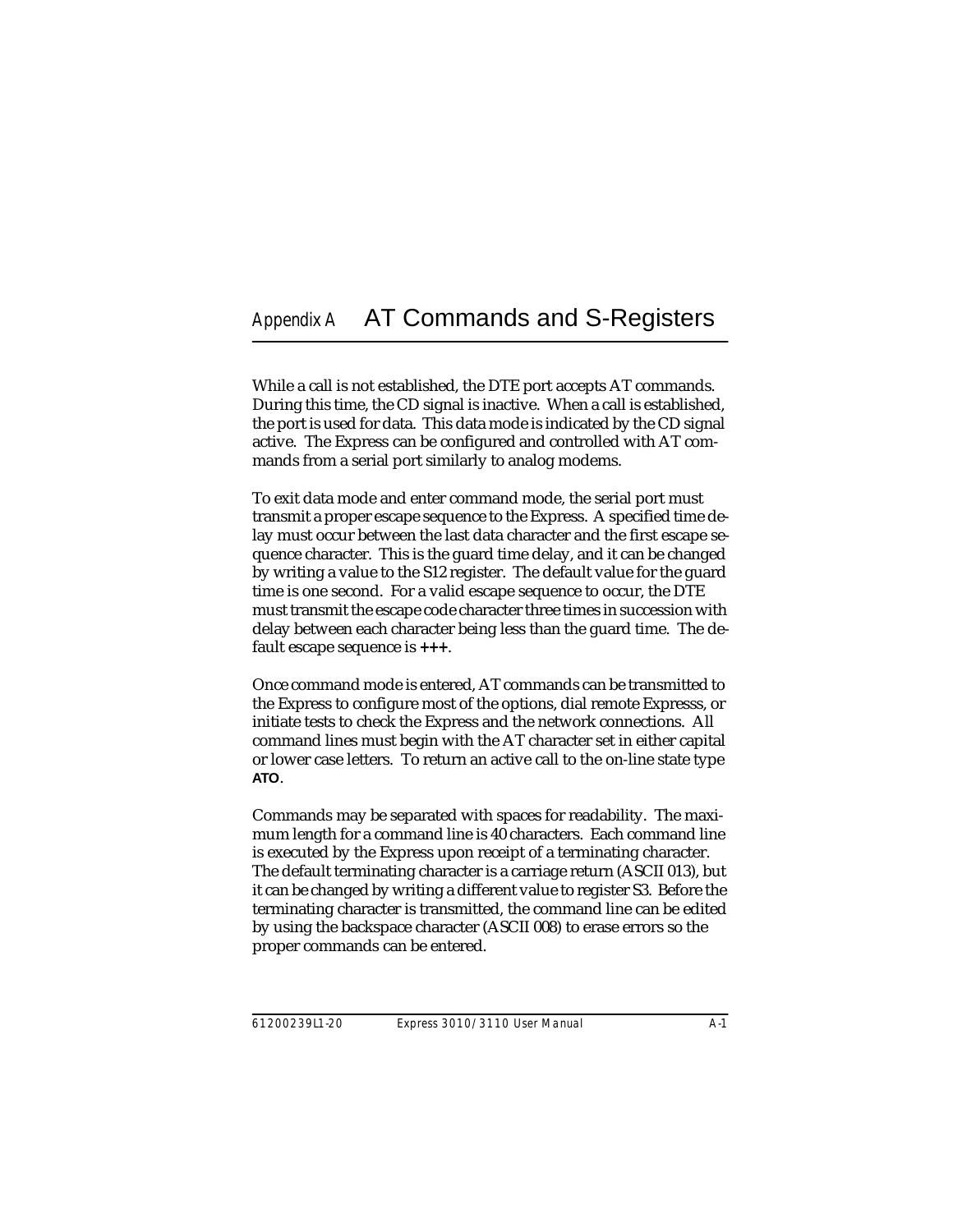# Appendix A AT Commands and S-Registers

While a call is not established, the DTE port accepts AT commands. During this time, the CD signal is inactive. When a call is established, the port is used for data. This data mode is indicated by the CD signal active. The Express can be configured and controlled with AT commands from a serial port similarly to analog modems.

To exit data mode and enter command mode, the serial port must transmit a proper escape sequence to the Express. A specified time delay must occur between the last data character and the first escape sequence character. This is the guard time delay, and it can be changed by writing a value to the S12 register. The default value for the guard time is one second. For a valid escape sequence to occur, the DTE must transmit the escape code character three times in succession with delay between each character being less than the guard time. The default escape sequence is **+++**.

Once command mode is entered, AT commands can be transmitted to the Express to configure most of the options, dial remote Expresss, or initiate tests to check the Express and the network connections. All command lines must begin with the AT character set in either capital or lower case letters. To return an active call to the on-line state type **ATO**.

Commands may be separated with spaces for readability. The maximum length for a command line is 40 characters. Each command line is executed by the Express upon receipt of a terminating character. The default terminating character is a carriage return (ASCII 013), but it can be changed by writing a different value to register S3. Before the terminating character is transmitted, the command line can be edited by using the backspace character (ASCII 008) to erase errors so the proper commands can be entered.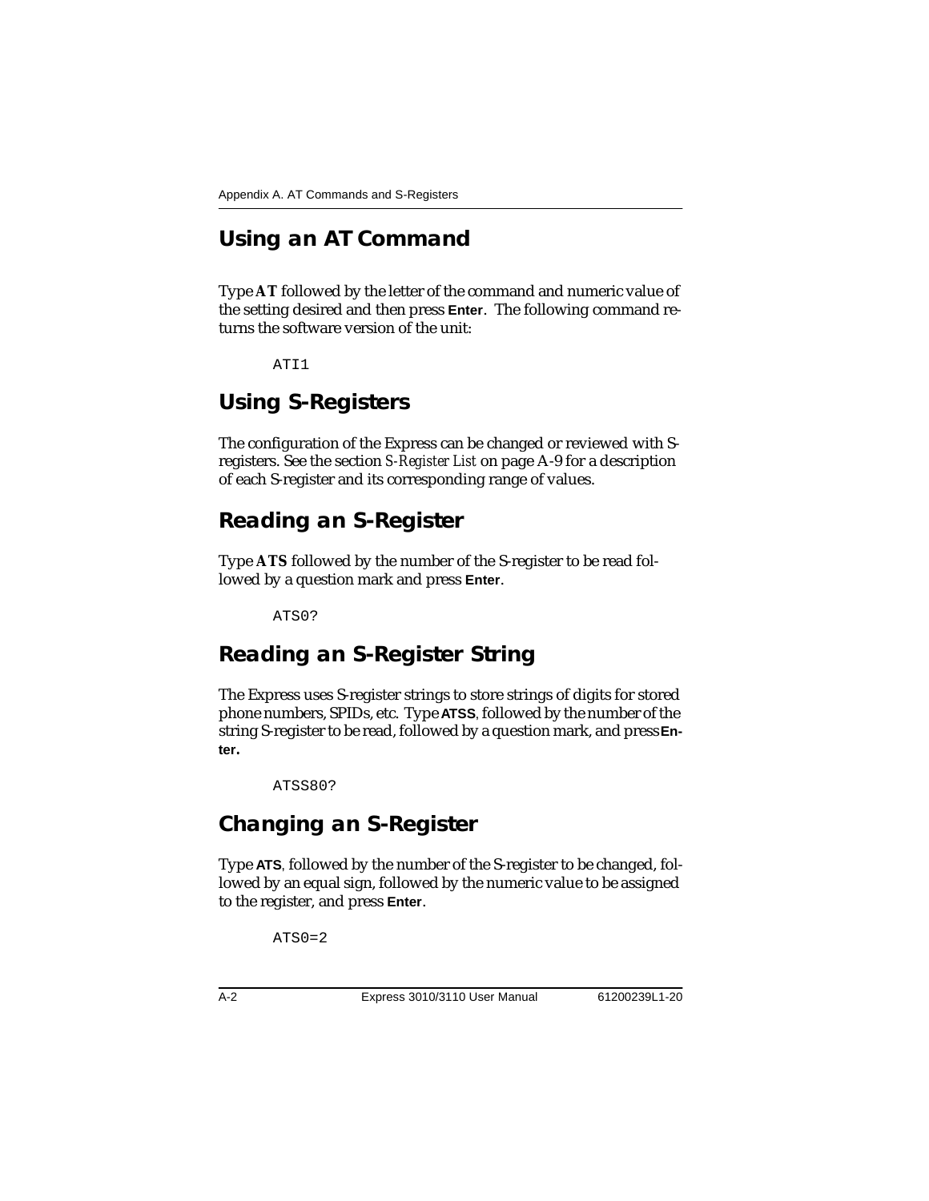## Using an AT Command

Type **AT** followed by the letter of the command and numeric value of the setting desired and then press **Enter**. The following command returns the software version of the unit:

```
ATI1
```

## Using S-Registers

The configuration of the Express can be changed or reviewed with S-registers. See the section *S-Register List* on page A-9 for a description of each S-register and its corresponding range of values.

## Reading an S-Register

Type **ATS** followed by the number of the S-register to be read followed by a question mark and press **Enter**.

```
ATS0?
```

## Reading an S-Register String

The Express uses S-register strings to store strings of digits for stored phone numbers, SPIDs, etc. Type **ATSS**, followed by the number of the string S-register to be read, followed by a question mark, and press **Enter.**

```
ATSS80?
```

## Changing an S-Register

Type **ATS**, followed by the number of the S-register to be changed, followed by an equal sign, followed by the numeric value to be assigned to the register, and press **Enter**.

```
ATS0=2
```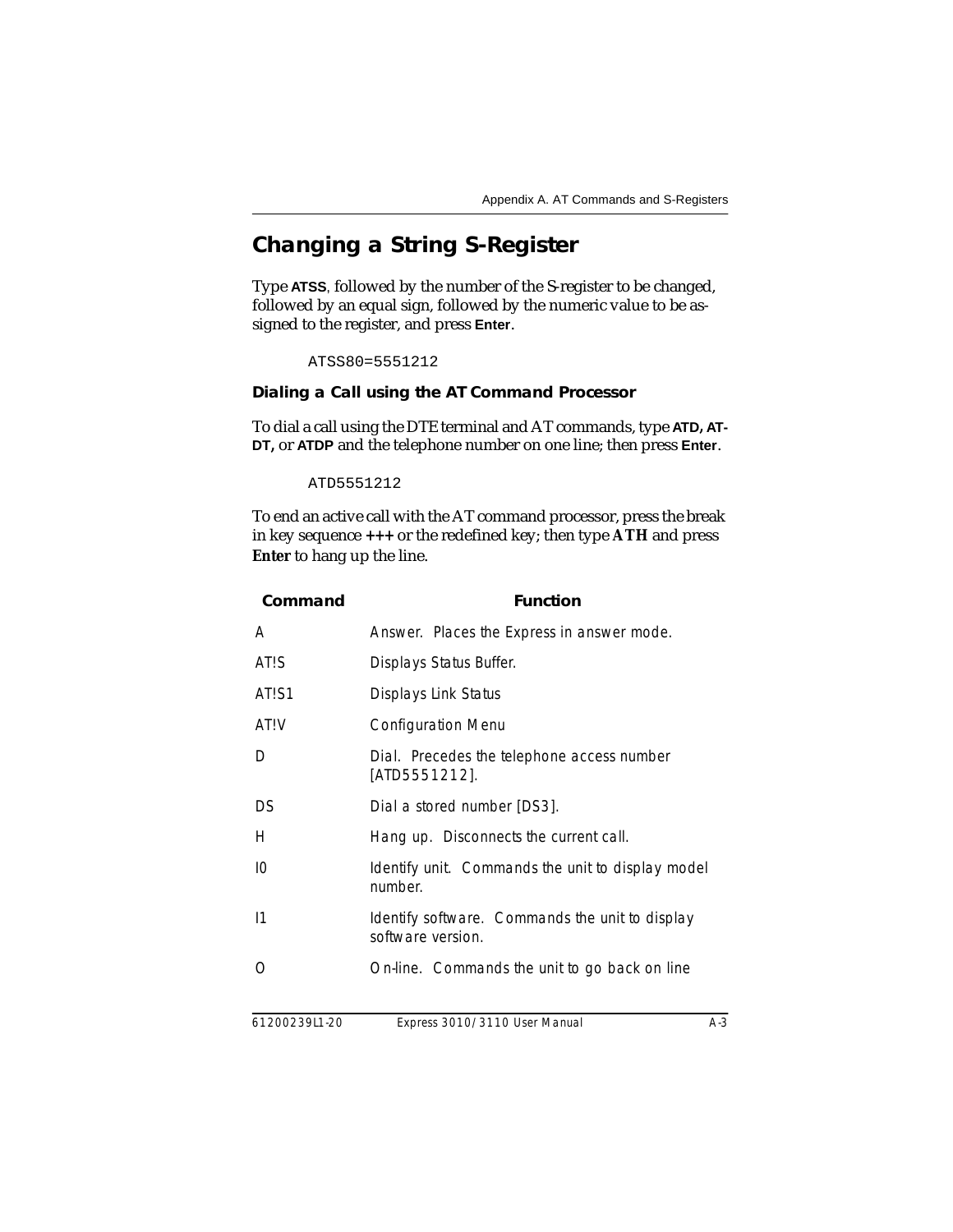## Changing a String S-Register

Type **ATSS**, followed by the number of the S-register to be changed, followed by an equal sign, followed by the numeric value to be assigned to the register, and press **Enter**.

```
ATSS80=5551212
```

### Dialing a Call using the AT Command Processor

To dial a call using the DTE terminal and AT commands, type **ATD, ATDT,** or **ATDP** and the telephone number on one line; then press **Enter**.

```
ATD5551212
```

To end an active call with the AT command processor, press the break in key sequence **+++** or the redefined key; then type **ATH** and press **Enter** to hang up the line.

| Command | Function |
|---|---|
| A | Answer. Places the Express in answer mode. |
| AT!S | Displays Status Buffer. |
| AT!S1 | Displays Link Status |
| AT!V | Configuration Menu |
| D | Dial. Precedes the telephone access number [ATD5551212]. |
| DS | Dial a stored number [DS3]. |
| H | Hang up. Disconnects the current call. |
| I0 | Identify unit. Commands the unit to display model number. |
| I1 | Identify software. Commands the unit to display software version. |
| O | On-line. Commands the unit to go back on line |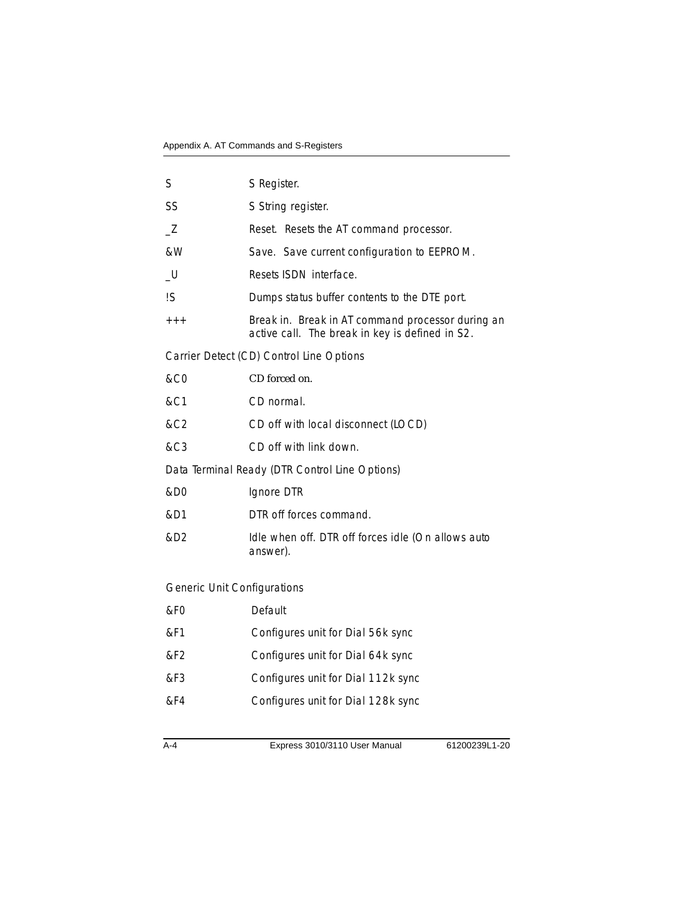| | |
|---|---|
| S | S Register. |
| SS | S String register. |
| _Z | Reset. Resets the AT command processor. |
| &W | Save. Save current configuration to EEPROM. |
| _U | Resets ISDN interface. |
| !S | Dumps status buffer contents to the DTE port. |
| +++ | Break in. Break in AT command processor during an active call. The break in key is defined in S2. |

Carrier Detect (CD) Control Line Options

| | |
|---|---|
| &C0 | CD forced on. |
| &C1 | CD normal. |
| &C2 | CD off with local disconnect (LOCD) |
| &C3 | CD off with link down. |

Data Terminal Ready (DTR Control Line Options)

| | |
|---|---|
| &D0 | Ignore DTR |
| &D1 | DTR off forces command. |
| &D2 | Idle when off. DTR off forces idle (On allows auto answer). |

Generic Unit Configurations

| | |
|---|---|
| &F0 | Default |
| &F1 | Configures unit for Dial 56k sync |
| &F2 | Configures unit for Dial 64k sync |
| &F3 | Configures unit for Dial 112k sync |
| &F4 | Configures unit for Dial 128k sync |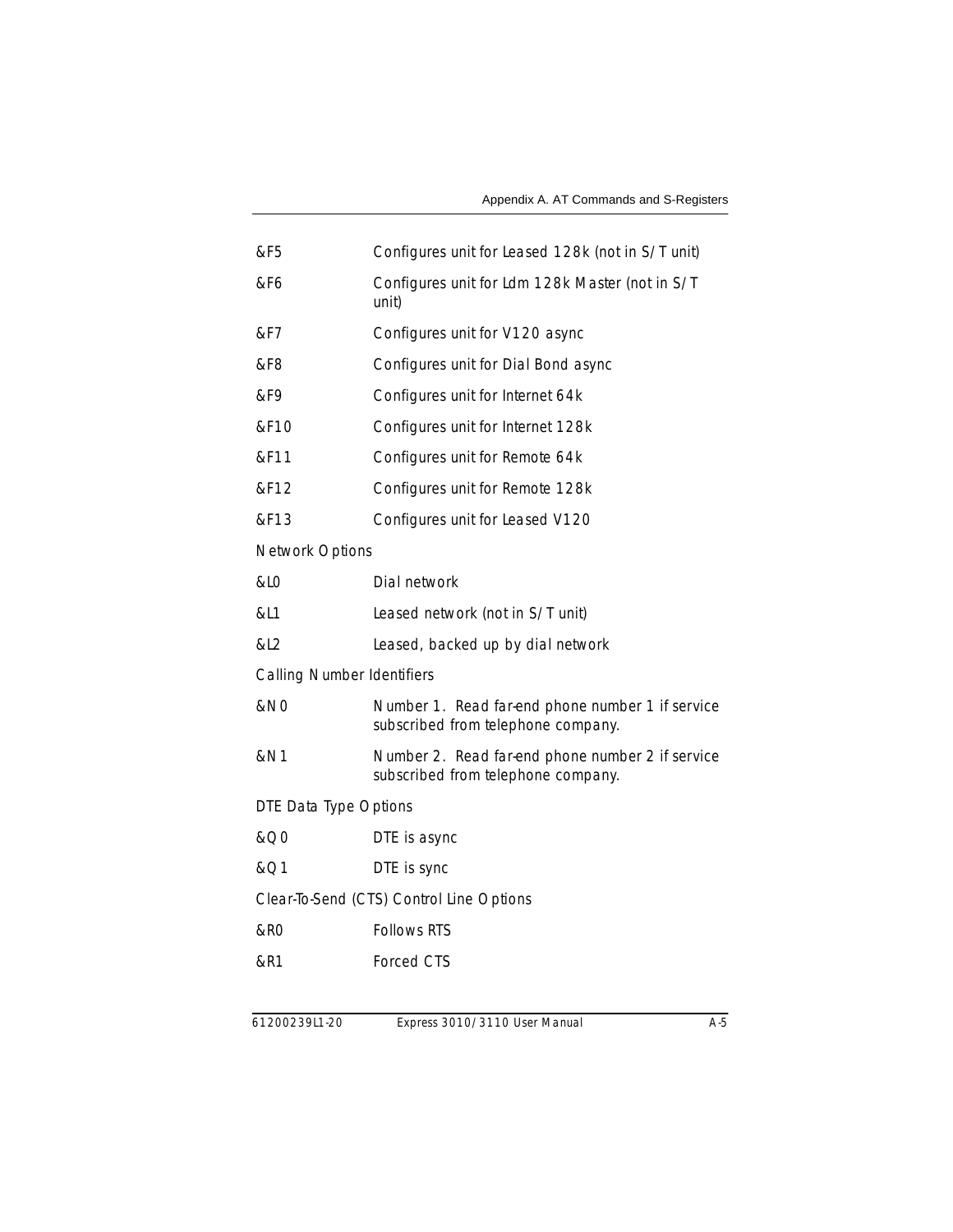| | |
|---|---|
| &F5 | Configures unit for Leased 128k (not in S/T unit) |
| &F6 | Configures unit for Ldm 128k Master (not in S/T unit) |
| &F7 | Configures unit for V120 async |
| &F8 | Configures unit for Dial Bond async |
| &F9 | Configures unit for Internet 64k |
| &F10 | Configures unit for Internet 128k |
| &F11 | Configures unit for Remote 64k |
| &F12 | Configures unit for Remote 128k |
| &F13 | Configures unit for Leased V120 |

Network Options

| | |
|---|---|
| &L0 | Dial network |
| &L1 | Leased network (not in S/T unit) |
| &L2 | Leased, backed up by dial network |

Calling Number Identifiers

| | |
|---|---|
| &N0 | Number 1. Read far-end phone number 1 if service subscribed from telephone company. |
| &N1 | Number 2. Read far-end phone number 2 if service subscribed from telephone company. |

DTE Data Type Options

| | |
|---|---|
| &Q0 | DTE is async |
| &Q1 | DTE is sync |

Clear-To-Send (CTS) Control Line Options

| | |
|---|---|
| &R0 | Follows RTS |
| &R1 | Forced CTS |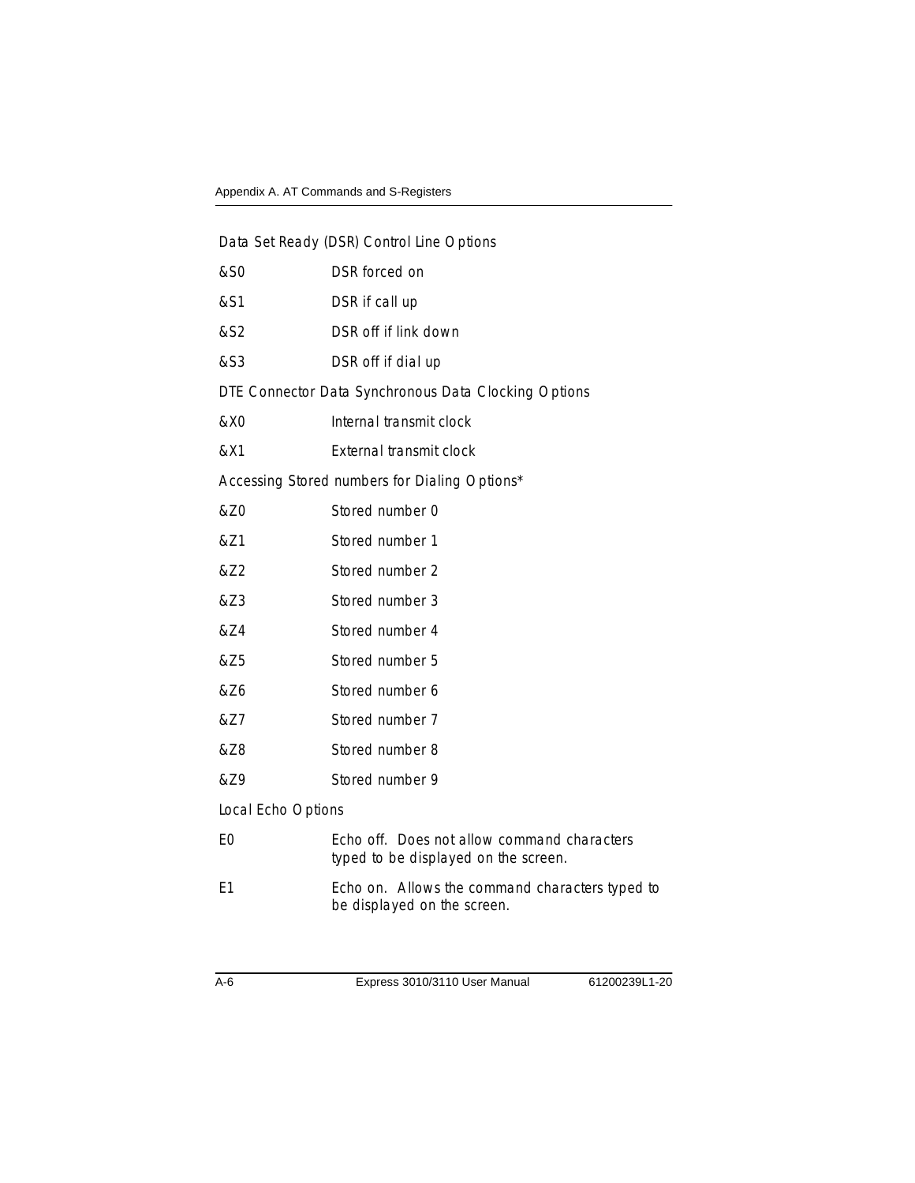Data Set Ready (DSR) Control Line Options

| | |
|---|---|
| &S0 | DSR forced on |
| &S1 | DSR if call up |
| &S2 | DSR off if link down |
| &S3 | DSR off if dial up |

DTE Connector Data Synchronous Data Clocking Options

| | |
|---|---|
| &X0 | Internal transmit clock |
| &X1 | External transmit clock |

Accessing Stored numbers for Dialing Options*

| | |
|---|---|
| &Z0 | Stored number 0 |
| &Z1 | Stored number 1 |
| &Z2 | Stored number 2 |
| &Z3 | Stored number 3 |
| &Z4 | Stored number 4 |
| &Z5 | Stored number 5 |
| &Z6 | Stored number 6 |
| &Z7 | Stored number 7 |
| &Z8 | Stored number 8 |
| &Z9 | Stored number 9 |

Local Echo Options

| | |
|---|---|
| E0 | Echo off. Does not allow command characters typed to be displayed on the screen. |
| E1 | Echo on. Allows the command characters typed to be displayed on the screen. |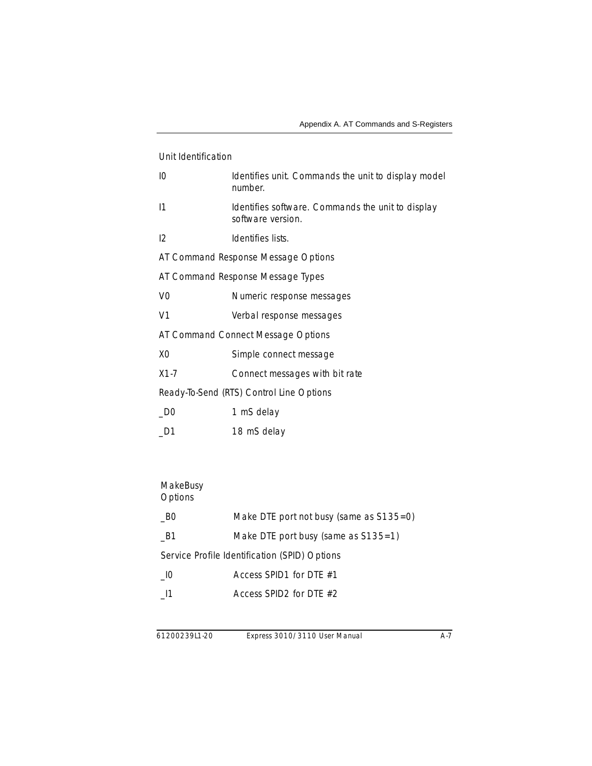Unit Identification

| | |
|---|---|
| I0 | Identifies unit. Commands the unit to display model number. |
| I1 | Identifies software. Commands the unit to display software version. |
| I2 | Identifies lists. |

AT Command Response Message Options

AT Command Response Message Types

| | |
|---|---|
| V0 | Numeric response messages |
| V1 | Verbal response messages |

AT Command Connect Message Options

| | |
|---|---|
| X0 | Simple connect message |
| X1-7 | Connect messages with bit rate |

Ready-To-Send (RTS) Control Line Options

| | |
|---|---|
| _D0 | 1 mS delay |
| _D1 | 18 mS delay |

MakeBusy Options

| | |
|---|---|
| _B0 | Make DTE port not busy (same as S135=0) |
| _B1 | Make DTE port busy (same as S135=1) |

Service Profile Identification (SPID) Options

| | |
|---|---|
| _I0 | Access SPID1 for DTE #1 |
| _I1 | Access SPID2 for DTE #2 |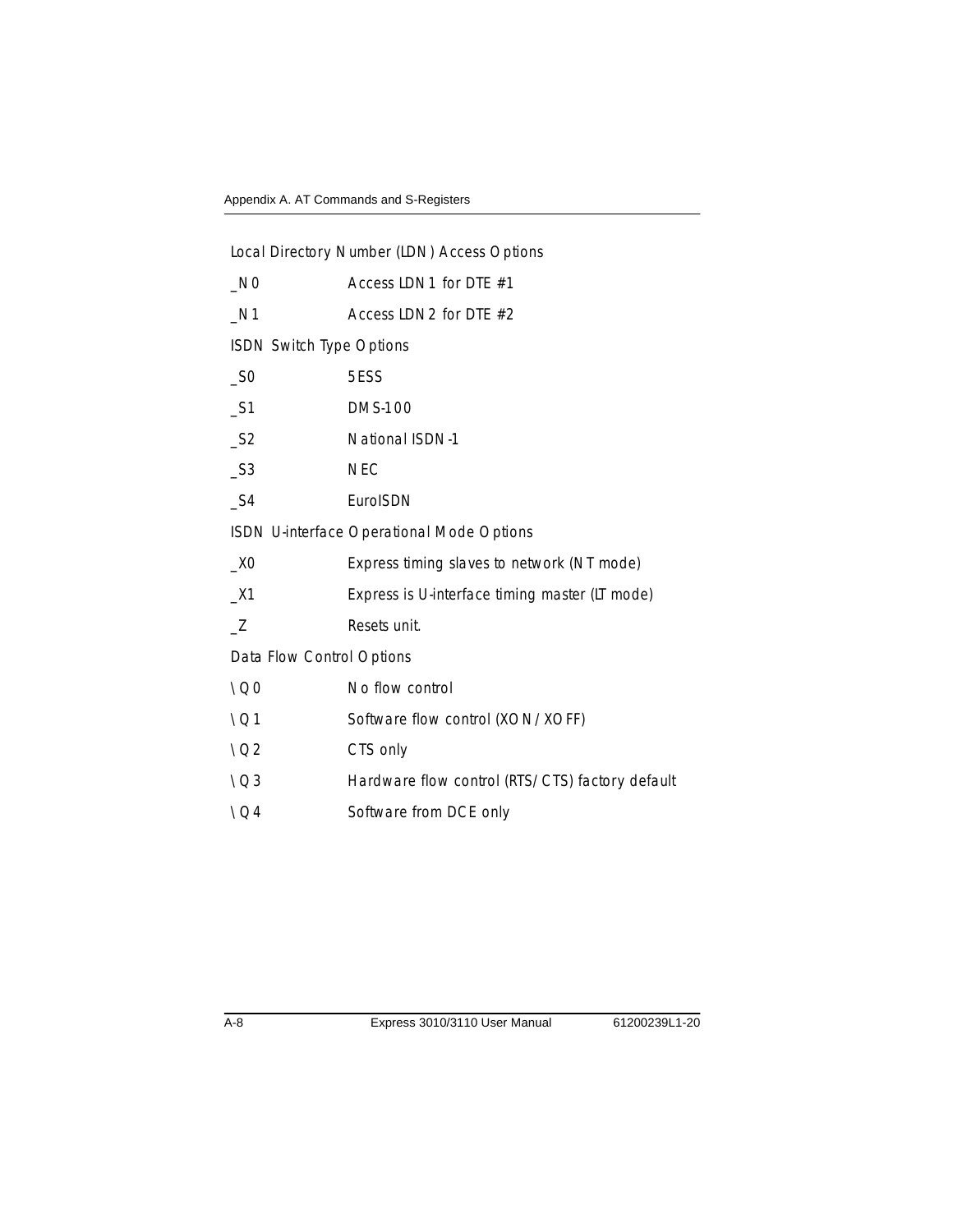Local Directory Number (LDN) Access Options

| | |
|---|---|
| _N0 | Access LDN1 for DTE #1 |
| _N1 | Access LDN2 for DTE #2 |

ISDN Switch Type Options

| | |
|---|---|
| _S0 | 5ESS |
| _S1 | DMS-100 |
| _S2 | National ISDN-1 |
| _S3 | NEC |
| _S4 | EuroISDN |

ISDN U-interface Operational Mode Options

| | |
|---|---|
| _X0 | Express timing slaves to network (NT mode) |
| _X1 | Express is U-interface timing master (LT mode) |
| _Z | Resets unit. |

Data Flow Control Options

| | |
|---|---|
| \Q0 | No flow control |
| \Q1 | Software flow control (XON/XOFF) |
| \Q2 | CTS only |
| \Q3 | Hardware flow control (RTS/CTS) factory default |
| \Q4 | Software from DCE only |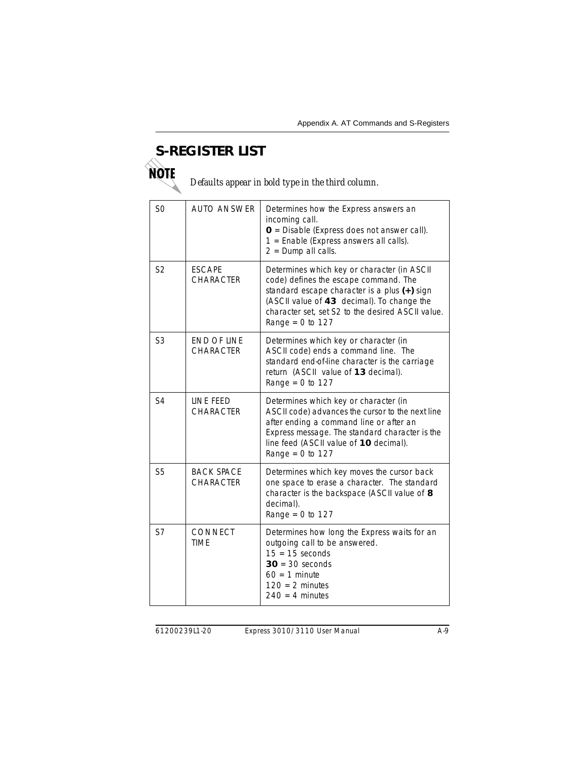## S-REGISTER LIST

**NOTE**

*Defaults appear in bold type in the third column.*

| | | |
|---|---|---|
| S0 | AUTO ANSWER | Determines how the Express answers an incoming call.<br>**0** = Disable (Express does not answer call).<br>1 = Enable (Express answers all calls).<br>2 = Dump all calls. |
| S2 | ESCAPE CHARACTER | Determines which key or character (in ASCII code) defines the escape command. The standard escape character is a plus **(+)** sign (ASCII value of **43** decimal). To change the character set, set S2 to the desired ASCII value.<br>Range = 0 to 127 |
| S3 | END OF LINE CHARACTER | Determines which key or character (in ASCII code) ends a command line. The standard end-of-line character is the carriage return (ASCII value of **13** decimal).<br>Range = 0 to 127 |
| S4 | LINE FEED CHARACTER | Determines which key or character (in ASCII code) advances the cursor to the next line after ending a command line or after an Express message. The standard character is the line feed (ASCII value of **10** decimal).<br>Range = 0 to 127 |
| S5 | BACK SPACE CHARACTER | Determines which key moves the cursor back one space to erase a character. The standard character is the backspace (ASCII value of **8** decimal).<br>Range = 0 to 127 |
| S7 | CONNECT TIME | Determines how long the Express waits for an outgoing call to be answered.<br>15 = 15 seconds<br>**30** = 30 seconds<br>60 = 1 minute<br>120 = 2 minutes<br>240 = 4 minutes |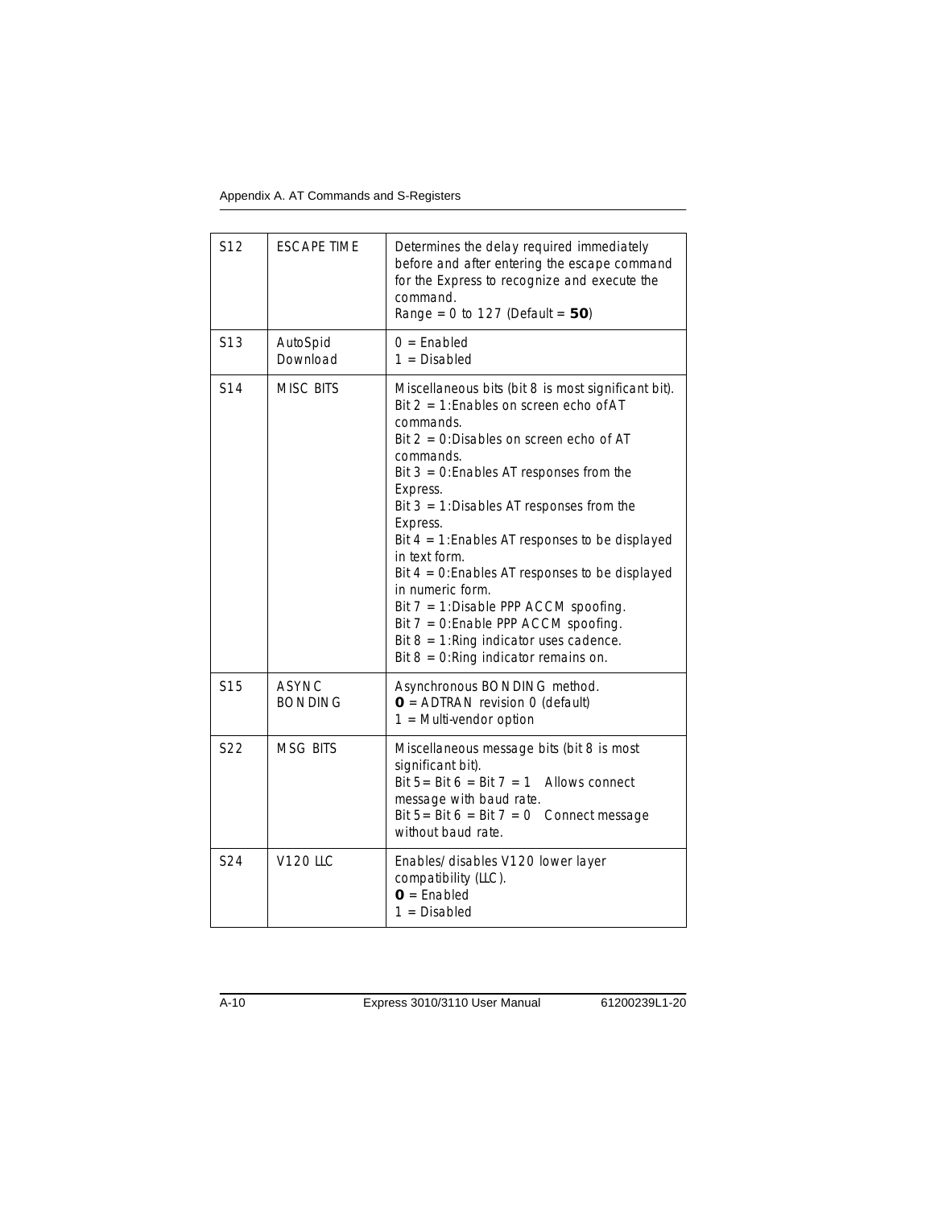| S12 | ESCAPE TIME | Determines the delay required immediately before and after entering the escape command for the Express to recognize and execute the command.<br>Range = 0 to 127 (Default = **50**) |
|---|---|---|
| S13 | AutoSpid Download | 0 = Enabled<br>1 = Disabled |
| S14 | MISC BITS | Miscellaneous bits (bit 8 is most significant bit).<br>Bit 2 = 1:Enables on screen echo of AT commands.<br>Bit 2 = 0:Disables on screen echo of AT commands.<br>Bit 3 = 0:Enables AT responses from the Express.<br>Bit 3 = 1:Disables AT responses from the Express.<br>Bit 4 = 1:Enables AT responses to be displayed in text form.<br>Bit 4 = 0:Enables AT responses to be displayed in numeric form.<br>Bit 7 = 1:Disable PPP ACCM spoofing.<br>Bit 7 = 0:Enable PPP ACCM spoofing.<br>Bit 8 = 1:Ring indicator uses cadence.<br>Bit 8 = 0:Ring indicator remains on. |
| S15 | ASYNC BONDING | Asynchronous BONDING method.<br>**0** = ADTRAN revision 0 (default)<br>1 = Multi-vendor option |
| S22 | MSG BITS | Miscellaneous message bits (bit 8 is most significant bit).<br>Bit 5= Bit 6 = Bit 7 = 1 Allows connect message with baud rate.<br>Bit 5= Bit 6 = Bit 7 = 0 Connect message without baud rate. |
| S24 | V120 LLC | Enables/disables V120 lower layer compatibility (LLC).<br>**0** = Enabled<br>1 = Disabled |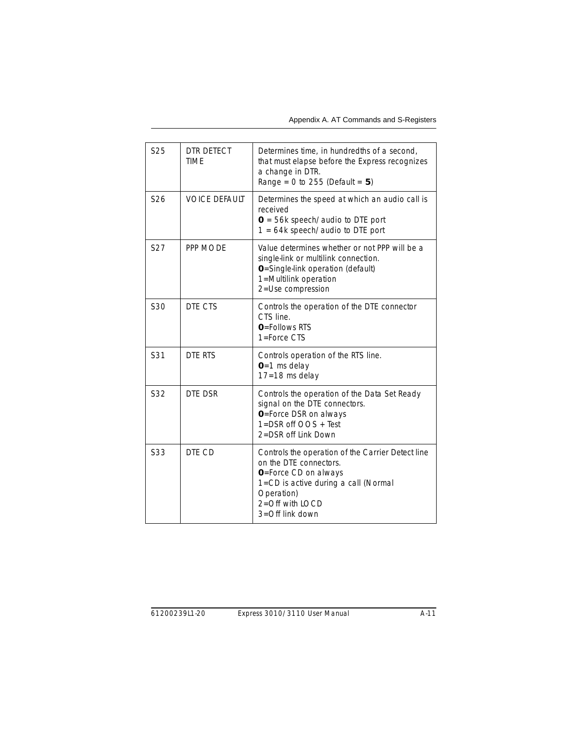| | | |
|---|---|---|
| S25 | DTR DETECT TIME | Determines time, in hundredths of a second, that must elapse before the Express recognizes a change in DTR.<br>Range = 0 to 255 (Default = **5**) |
| S26 | VOICE DEFAULT | Determines the speed at which an audio call is received<br>**0** = 56k speech/audio to DTE port<br>1 = 64k speech/audio to DTE port |
| S27 | PPP MODE | Value determines whether or not PPP will be a single-link or multilink connection.<br>**0**=Single-link operation (default)<br>1=Multilink operation<br>2=Use compression |
| S30 | DTE CTS | Controls the operation of the DTE connector CTS line.<br>**0**=Follows RTS<br>1=Force CTS |
| S31 | DTE RTS | Controls operation of the RTS line.<br>**0**=1 ms delay<br>17=18 ms delay |
| S32 | DTE DSR | Controls the operation of the Data Set Ready signal on the DTE connectors.<br>**0**=Force DSR on always<br>1=DSR off OOS + Test<br>2=DSR off Link Down |
| S33 | DTE CD | Controls the operation of the Carrier Detect line on the DTE connectors.<br>**0**=Force CD on always<br>1=CD is active during a call (Normal Operation)<br>2=Off with LOCD<br>3=Off link down |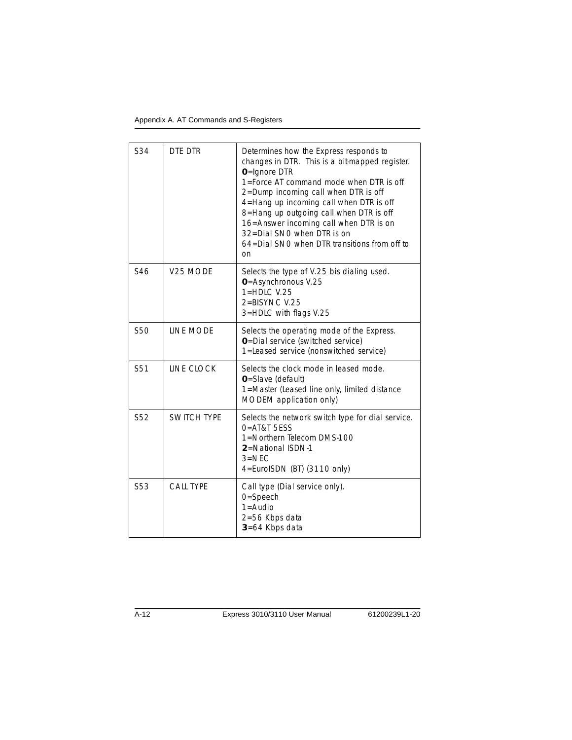| S34 | DTE DTR | Determines how the Express responds to changes in DTR. This is a bit-mapped register.<br>**0**=Ignore DTR<br>1=Force AT command mode when DTR is off<br>2=Dump incoming call when DTR is off<br>4=Hang up incoming call when DTR is off<br>8=Hang up outgoing call when DTR is off<br>16=Answer incoming call when DTR is on<br>32=Dial SN0 when DTR is on<br>64=Dial SN0 when DTR transitions from off to on |
|---|---|---|
| S46 | V25 MODE | Selects the type of V.25 bis dialing used.<br>**0**=Asynchronous V.25<br>1=HDLC V.25<br>2=BISYNC V.25<br>3=HDLC with flags V.25 |
| S50 | LINE MODE | Selects the operating mode of the Express.<br>**0**=Dial service (switched service)<br>1=Leased service (nonswitched service) |
| S51 | LINE CLOCK | Selects the clock mode in leased mode.<br>**0**=Slave (default)<br>1=Master (Leased line only, limited distance MODEM application only) |
| S52 | SWITCH TYPE | Selects the network switch type for dial service.<br>0=AT&T 5ESS<br>1=Northern Telecom DMS-100<br>**2**=National ISDN-1<br>3=NEC<br>4=EuroISDN (BT) (3110 only) |
| S53 | CALL TYPE | Call type (Dial service only).<br>0=Speech<br>1=Audio<br>2=56 Kbps data<br>**3**=64 Kbps data |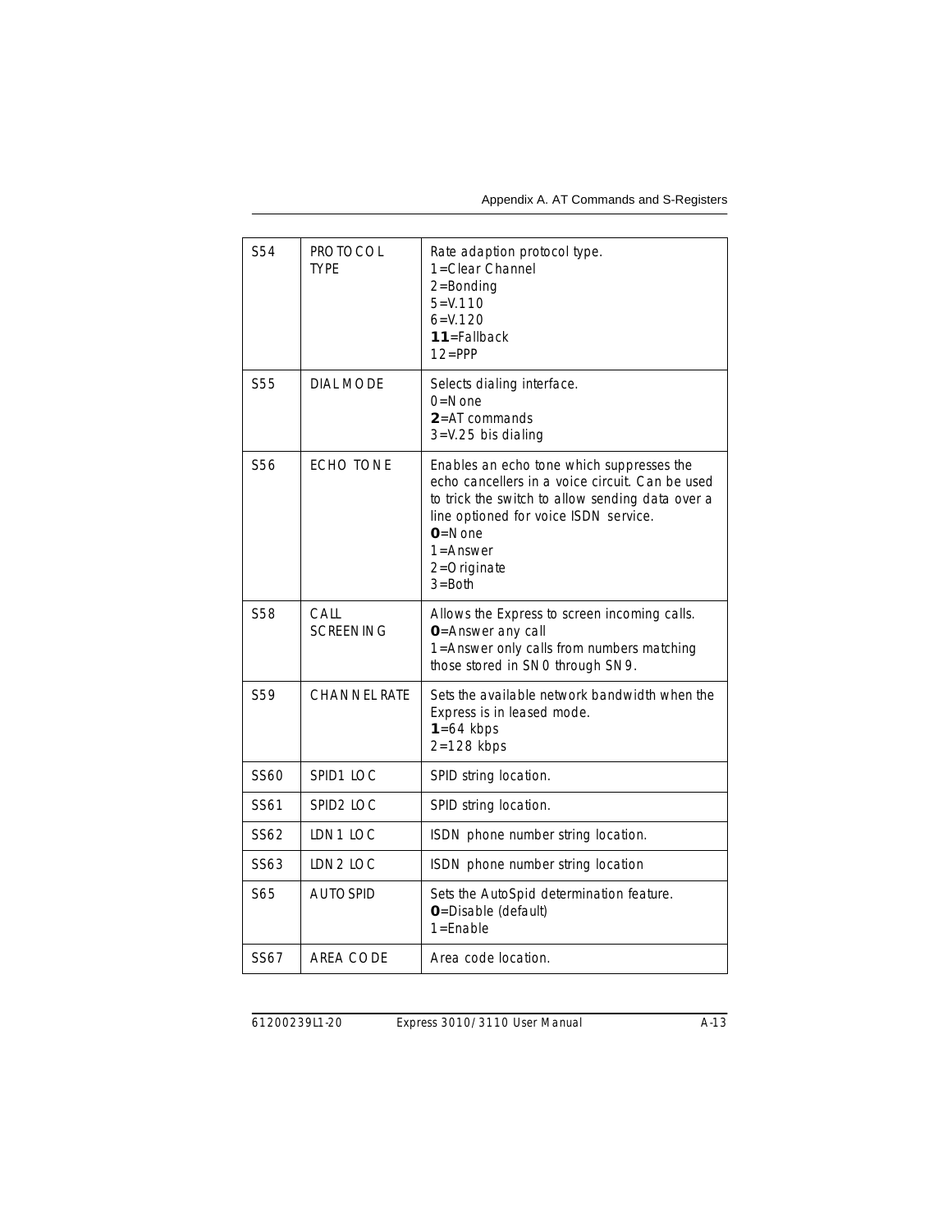| | | |
|---|---|---|
| S54 | PROTOCOL TYPE | Rate adaption protocol type.<br>1=Clear Channel<br>2=Bonding<br>5=V.110<br>6=V.120<br>**11**=Fallback<br>12=PPP |
| S55 | DIAL MODE | Selects dialing interface.<br>0=None<br>**2**=AT commands<br>3=V.25 bis dialing |
| S56 | ECHO TONE | Enables an echo tone which suppresses the echo cancellers in a voice circuit. Can be used to trick the switch to allow sending data over a line optioned for voice ISDN service.<br>**0**=None<br>1=Answer<br>2=Originate<br>3=Both |
| S58 | CALL SCREENING | Allows the Express to screen incoming calls.<br>**0**=Answer any call<br>1=Answer only calls from numbers matching those stored in SN0 through SN9. |
| S59 | CHANNEL RATE | Sets the available network bandwidth when the Express is in leased mode.<br>**1**=64 kbps<br>2=128 kbps |
| SS60 | SPID1 LOC | SPID string location. |
| SS61 | SPID2 LOC | SPID string location. |
| SS62 | LDN1 LOC | ISDN phone number string location. |
| SS63 | LDN2 LOC | ISDN phone number string location |
| S65 | AUTOSPID | Sets the AutoSpid determination feature.<br>**0**=Disable (default)<br>1=Enable |
| SS67 | AREA CODE | Area code location. |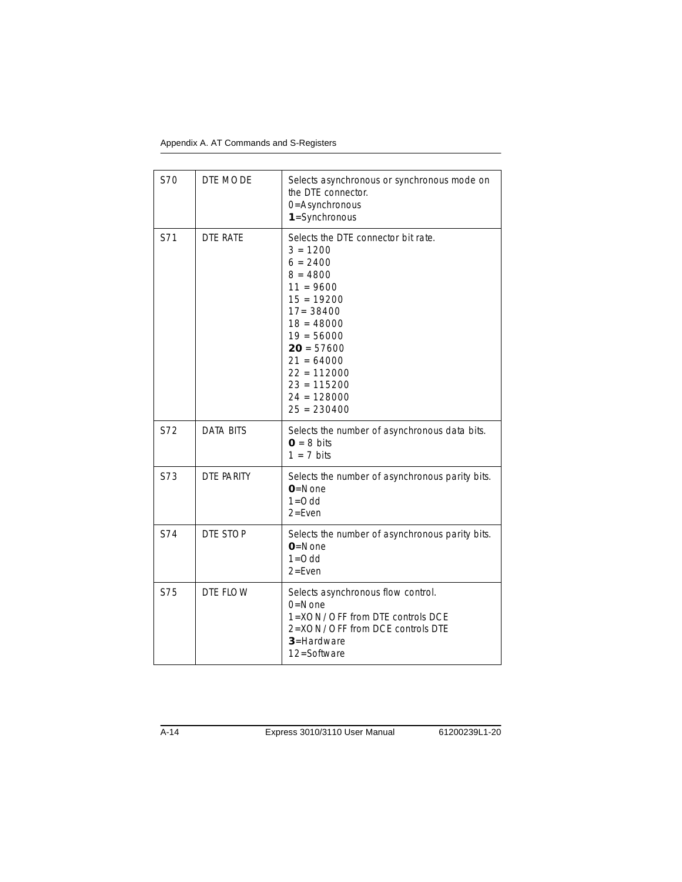| S70 | DTE MODE | Selects asynchronous or synchronous mode on the DTE connector.<br>0=Asynchronous<br>**1**=Synchronous |
|---|---|---|
| S71 | DTE RATE | Selects the DTE connector bit rate.<br>3 = 1200<br>6 = 2400<br>8 = 4800<br>11 = 9600<br>15 = 19200<br>17= 38400<br>18 = 48000<br>19 = 56000<br>**20** = 57600<br>21 = 64000<br>22 = 112000<br>23 = 115200<br>24 = 128000<br>25 = 230400 |
| S72 | DATA BITS | Selects the number of asynchronous data bits.<br>**0** = 8 bits<br>1 = 7 bits |
| S73 | DTE PARITY | Selects the number of asynchronous parity bits.<br>**0**=None<br>1=Odd<br>2=Even |
| S74 | DTE STOP | Selects the number of asynchronous parity bits.<br>**0**=None<br>1=Odd<br>2=Even |
| S75 | DTE FLOW | Selects asynchronous flow control.<br>0=None<br>1=XON/OFF from DTE controls DCE<br>2=XON/OFF from DCE controls DTE<br>**3**=Hardware<br>12=Software |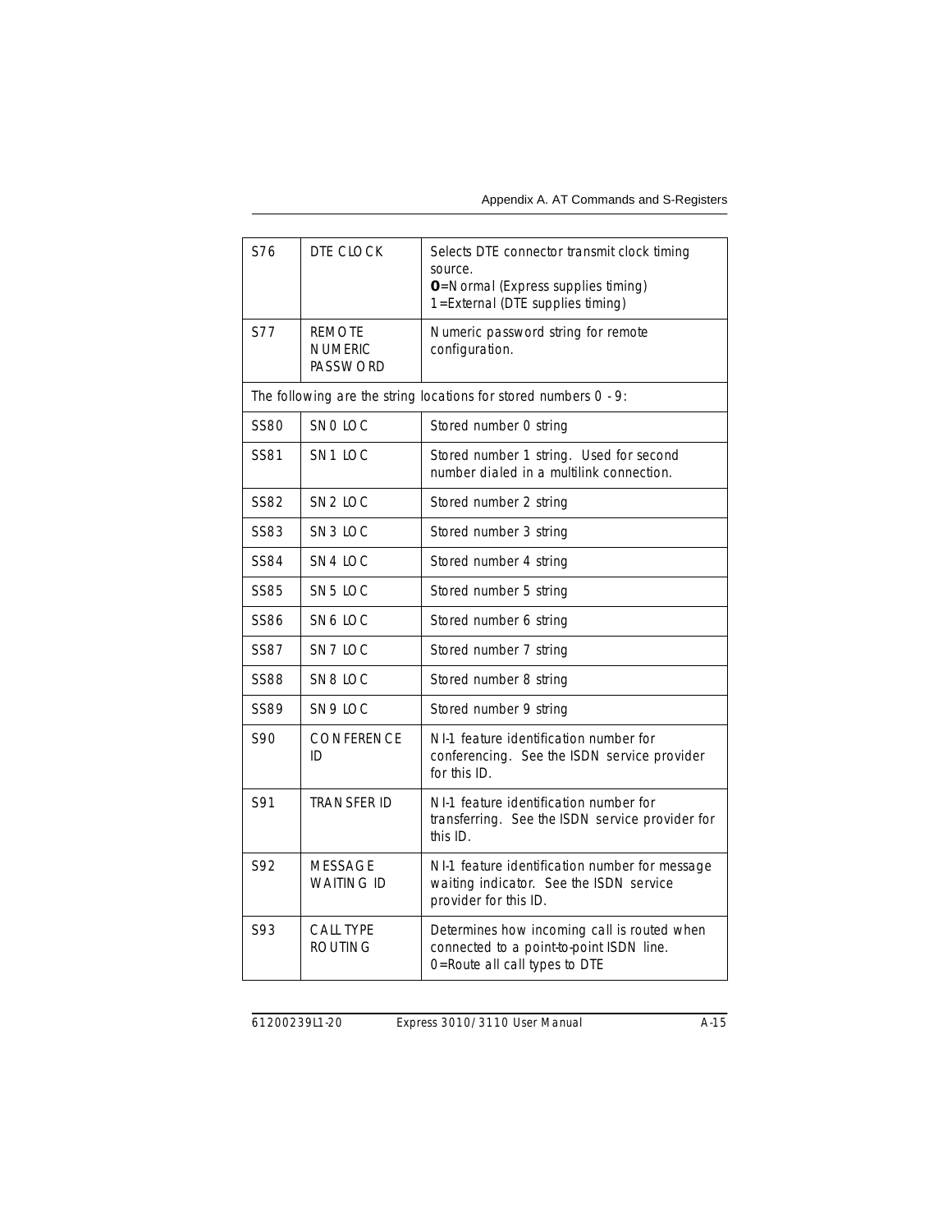| S76 | DTE CLOCK | Selects DTE connector transmit clock timing source.<br>**0**=Normal (Express supplies timing)<br>1=External (DTE supplies timing) |
|---|---|---|
| S77 | REMOTE NUMERIC PASSWORD | Numeric password string for remote configuration. |
| The following are the string locations for stored numbers 0 - 9: | | |
| SS80 | SN0 LOC | Stored number 0 string |
| SS81 | SN1 LOC | Stored number 1 string. Used for second number dialed in a multilink connection. |
| SS82 | SN2 LOC | Stored number 2 string |
| SS83 | SN3 LOC | Stored number 3 string |
| SS84 | SN4 LOC | Stored number 4 string |
| SS85 | SN5 LOC | Stored number 5 string |
| SS86 | SN6 LOC | Stored number 6 string |
| SS87 | SN7 LOC | Stored number 7 string |
| SS88 | SN8 LOC | Stored number 8 string |
| SS89 | SN9 LOC | Stored number 9 string |
| S90 | CONFERENCE ID | NI-1 feature identification number for conferencing. See the ISDN service provider for this ID. |
| S91 | TRANSFER ID | NI-1 feature identification number for transferring. See the ISDN service provider for this ID. |
| S92 | MESSAGE WAITING ID | NI-1 feature identification number for message waiting indicator. See the ISDN service provider for this ID. |
| S93 | CALL TYPE ROUTING | Determines how incoming call is routed when connected to a point-to-point ISDN line.<br>0=Route all call types to DTE |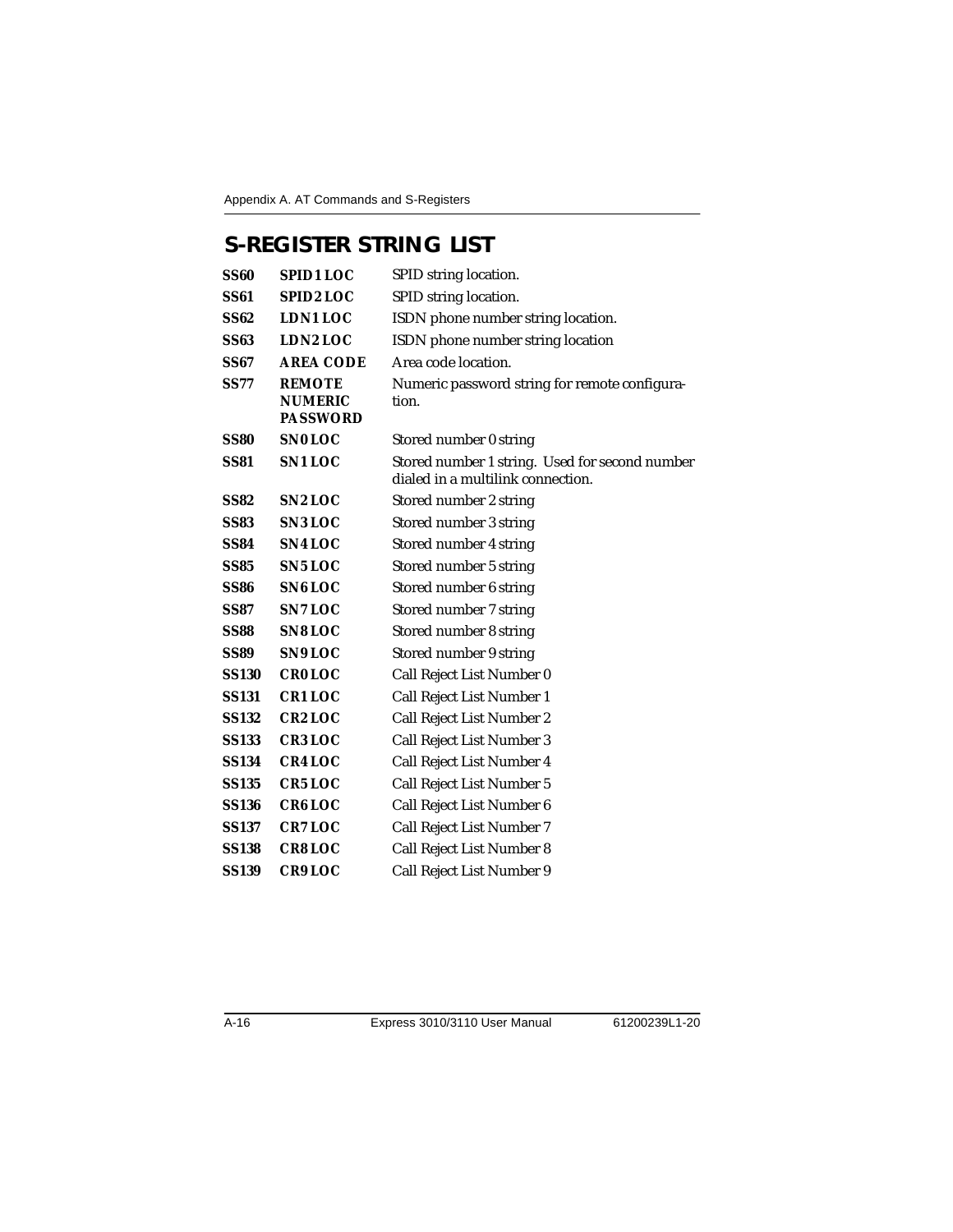## S-REGISTER STRING LIST

| | | |
|---|---|---|
| **SS60** | **SPID1LOC** | SPID string location. |
| **SS61** | **SPID2LOC** | SPID string location. |
| **SS62** | **LDN1LOC** | ISDN phone number string location. |
| **SS63** | **LDN2LOC** | ISDN phone number string location |
| **SS67** | **AREA CODE** | Area code location. |
| **SS77** | **REMOTE NUMERIC PASSWORD** | Numeric password string for remote configuration. |
| **SS80** | **SN0LOC** | Stored number 0 string |
| **SS81** | **SN1LOC** | Stored number 1 string. Used for second number dialed in a multilink connection. |
| **SS82** | **SN2LOC** | Stored number 2 string |
| **SS83** | **SN3LOC** | Stored number 3 string |
| **SS84** | **SN4LOC** | Stored number 4 string |
| **SS85** | **SN5LOC** | Stored number 5 string |
| **SS86** | **SN6LOC** | Stored number 6 string |
| **SS87** | **SN7LOC** | Stored number 7 string |
| **SS88** | **SN8LOC** | Stored number 8 string |
| **SS89** | **SN9LOC** | Stored number 9 string |
| **SS130** | **CR0LOC** | Call Reject List Number 0 |
| **SS131** | **CR1LOC** | Call Reject List Number 1 |
| **SS132** | **CR2LOC** | Call Reject List Number 2 |
| **SS133** | **CR3LOC** | Call Reject List Number 3 |
| **SS134** | **CR4LOC** | Call Reject List Number 4 |
| **SS135** | **CR5LOC** | Call Reject List Number 5 |
| **SS136** | **CR6LOC** | Call Reject List Number 6 |
| **SS137** | **CR7LOC** | Call Reject List Number 7 |
| **SS138** | **CR8LOC** | Call Reject List Number 8 |
| **SS139** | **CR9LOC** | Call Reject List Number 9 |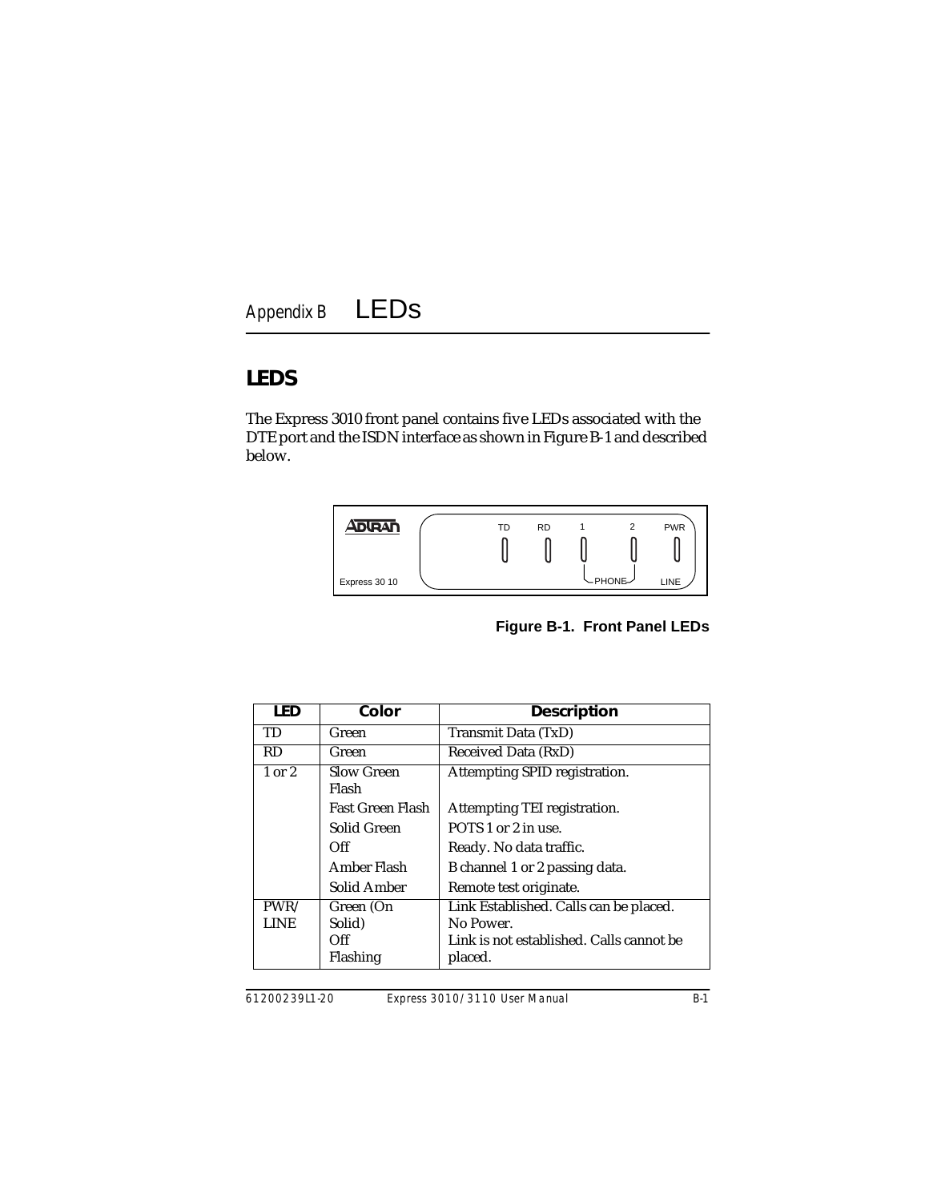# Appendix B LEDs

## LEDS

The Express 3010 front panel contains five LEDs associated with the DTE port and the ISDN interface as shown in Figure B-1 and described below.

**Figure B-1. Front Panel LEDs**

| LED | Color | Description |
|---|---|---|
| TD | Green | Transmit Data (TxD) |
| RD | Green | Received Data (RxD) |
| 1 or 2 | Slow Green Flash | Attempting SPID registration. |
| | Fast Green Flash | Attempting TEI registration. |
| | Solid Green | POTS 1 or 2 in use. |
| | Off | Ready. No data traffic. |
| | Amber Flash | B channel 1 or 2 passing data. |
| | Solid Amber | Remote test originate. |
| PWR/ LINE | Green (On Solid) | Link Established. Calls can be placed. |
| | Off | No Power. |
| | Flashing | Link is not established. Calls cannot be placed. |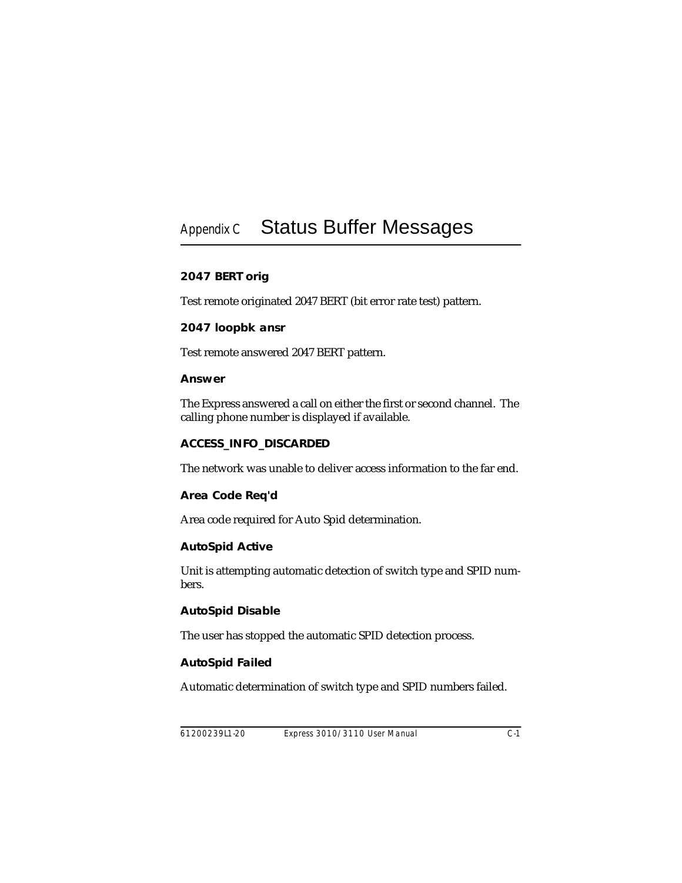# Appendix C Status Buffer Messages

### 2047 BERT orig

Test remote originated 2047 BERT (bit error rate test) pattern.

### 2047 loopbk ansr

Test remote answered 2047 BERT pattern.

### Answer

The Express answered a call on either the first or second channel. The calling phone number is displayed if available.

### ACCESS_INFO_DISCARDED

The network was unable to deliver access information to the far end.

### Area Code Req'd

Area code required for Auto Spid determination.

### AutoSpid Active

Unit is attempting automatic detection of switch type and SPID numbers.

### AutoSpid Disable

The user has stopped the automatic SPID detection process.

### AutoSpid Failed

Automatic determination of switch type and SPID numbers failed.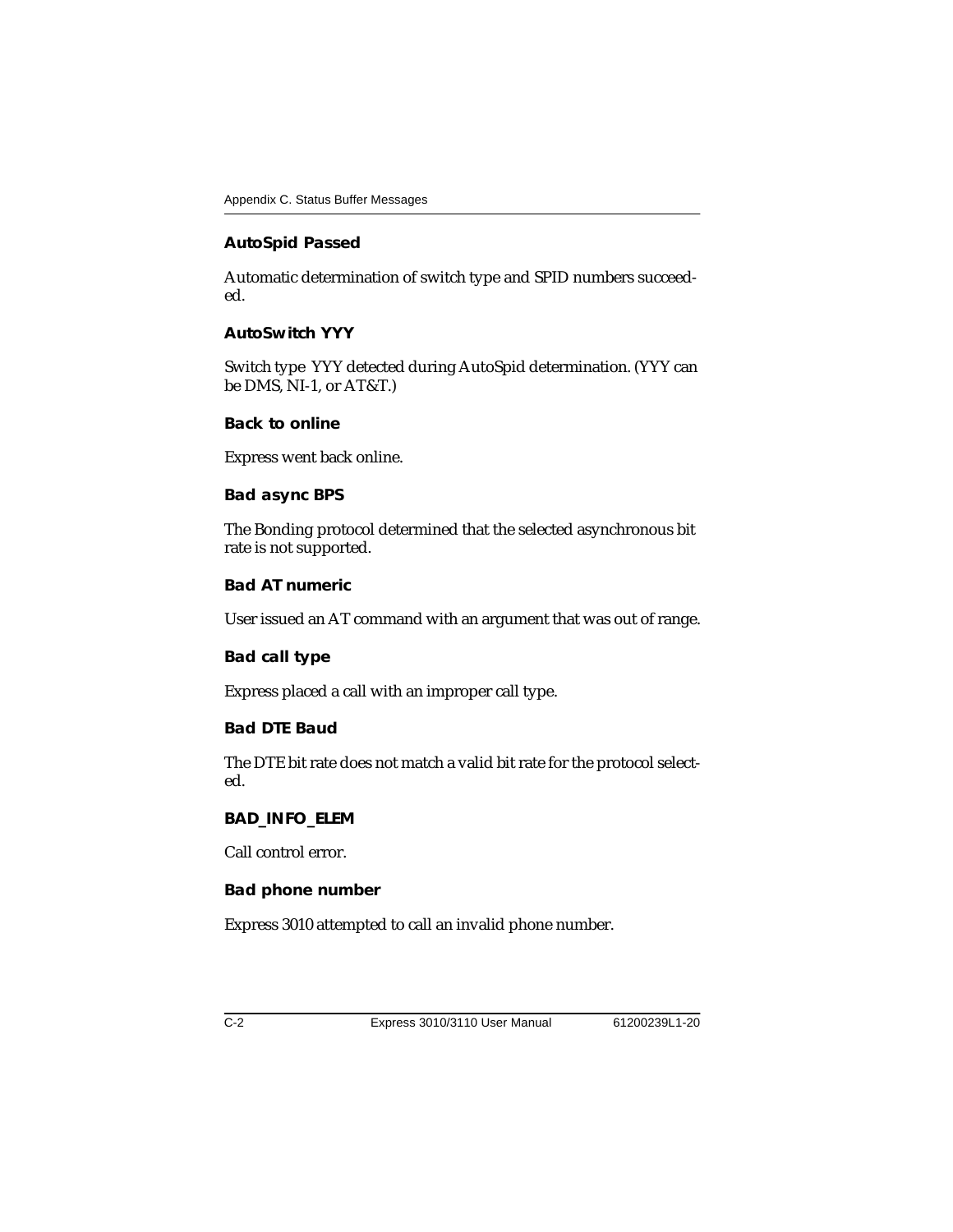### AutoSpid Passed

Automatic determination of switch type and SPID numbers succeeded.

### AutoSwitch YYY

Switch type YYY detected during AutoSpid determination. (YYY can be DMS, NI-1, or AT&T.)

### Back to online

Express went back online.

### Bad async BPS

The Bonding protocol determined that the selected asynchronous bit rate is not supported.

### Bad AT numeric

User issued an AT command with an argument that was out of range.

### Bad call type

Express placed a call with an improper call type.

### Bad DTE Baud

The DTE bit rate does not match a valid bit rate for the protocol selected.

### BAD_INFO_ELEM

Call control error.

### Bad phone number

Express 3010 attempted to call an invalid phone number.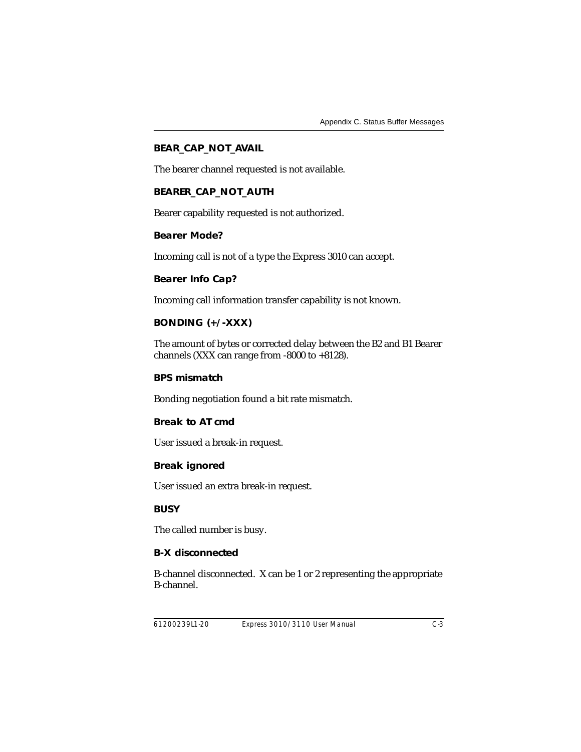### BEAR_CAP_NOT_AVAIL

The bearer channel requested is not available.

### BEARER_CAP_NOT_AUTH

Bearer capability requested is not authorized.

### Bearer Mode?

Incoming call is not of a type the Express 3010 can accept.

### Bearer Info Cap?

Incoming call information transfer capability is not known.

### BONDING (+/-XXX)

The amount of bytes or corrected delay between the B2 and B1 Bearer channels (XXX can range from -8000 to +8128).

### BPS mismatch

Bonding negotiation found a bit rate mismatch.

### Break to AT cmd

User issued a break-in request.

### Break ignored

User issued an extra break-in request.

### BUSY

The called number is busy.

### B-X disconnected

B-channel disconnected. X can be 1 or 2 representing the appropriate B-channel.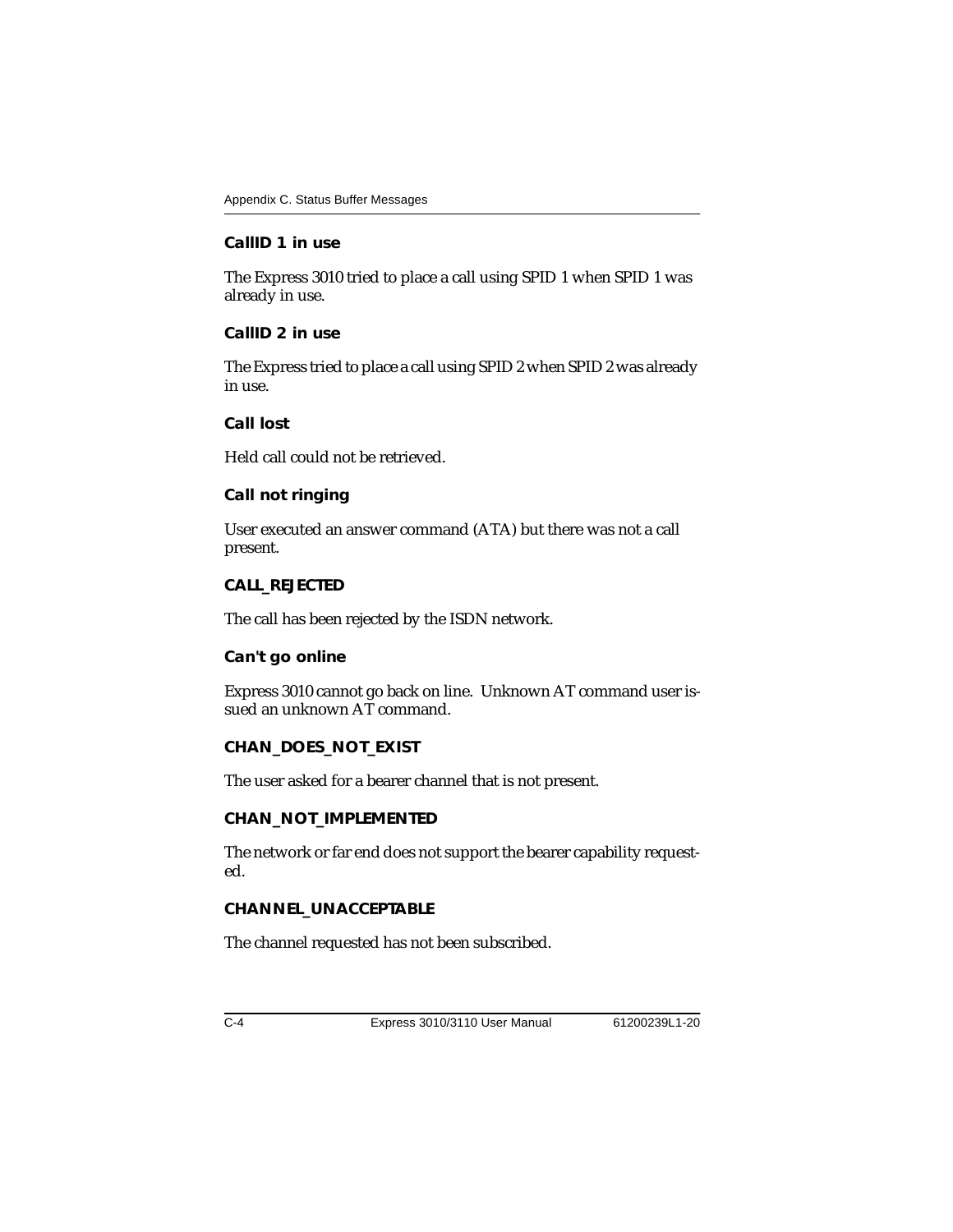### CallID 1 in use

The Express 3010 tried to place a call using SPID 1 when SPID 1 was already in use.

### CallID 2 in use

The Express tried to place a call using SPID 2 when SPID 2 was already in use.

### Call lost

Held call could not be retrieved.

### Call not ringing

User executed an answer command (ATA) but there was not a call present.

### CALL_REJECTED

The call has been rejected by the ISDN network.

### Can't go online

Express 3010 cannot go back on line. Unknown AT command user issued an unknown AT command.

### CHAN_DOES_NOT_EXIST

The user asked for a bearer channel that is not present.

### CHAN_NOT_IMPLEMENTED

The network or far end does not support the bearer capability requested.

### CHANNEL_UNACCEPTABLE

The channel requested has not been subscribed.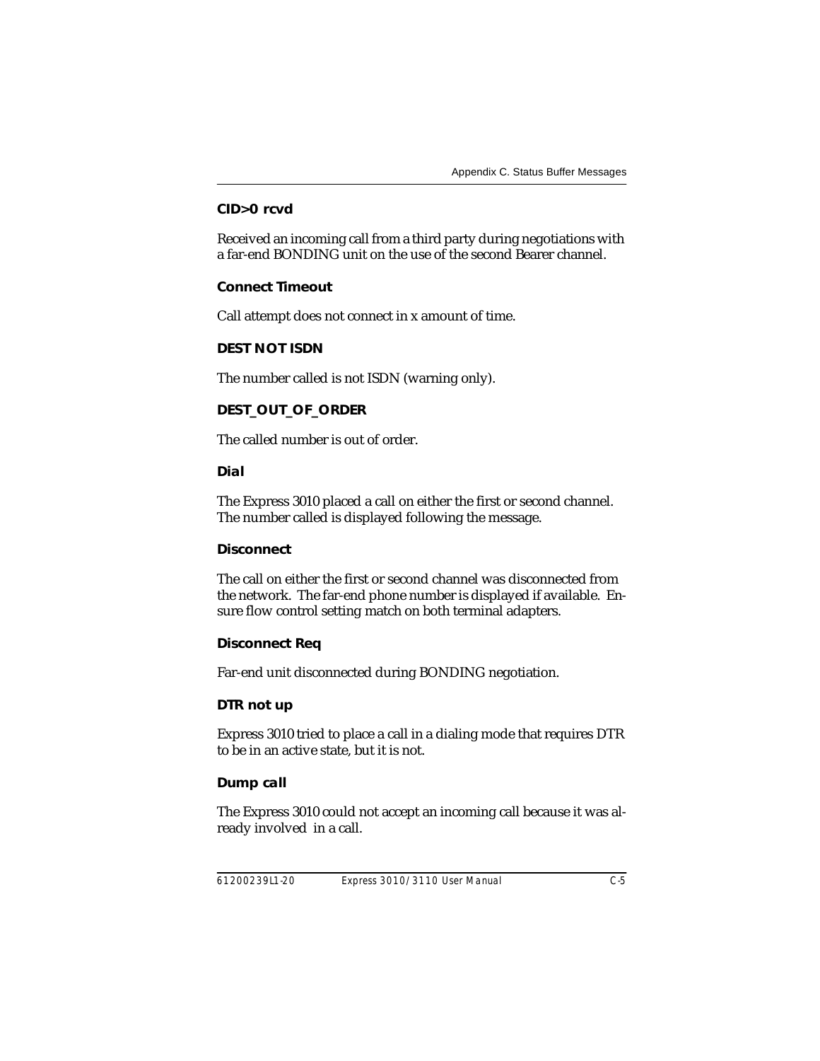### CID>0 rcvd

Received an incoming call from a third party during negotiations with a far-end BONDING unit on the use of the second Bearer channel.

### Connect Timeout

Call attempt does not connect in x amount of time.

### DEST NOT ISDN

The number called is not ISDN (warning only).

### DEST_OUT_OF_ORDER

The called number is out of order.

### Dial

The Express 3010 placed a call on either the first or second channel. The number called is displayed following the message.

### Disconnect

The call on either the first or second channel was disconnected from the network. The far-end phone number is displayed if available. Ensure flow control setting match on both terminal adapters.

### Disconnect Req

Far-end unit disconnected during BONDING negotiation.

### DTR not up

Express 3010 tried to place a call in a dialing mode that requires DTR to be in an active state, but it is not.

### Dump call

The Express 3010 could not accept an incoming call because it was already involved in a call.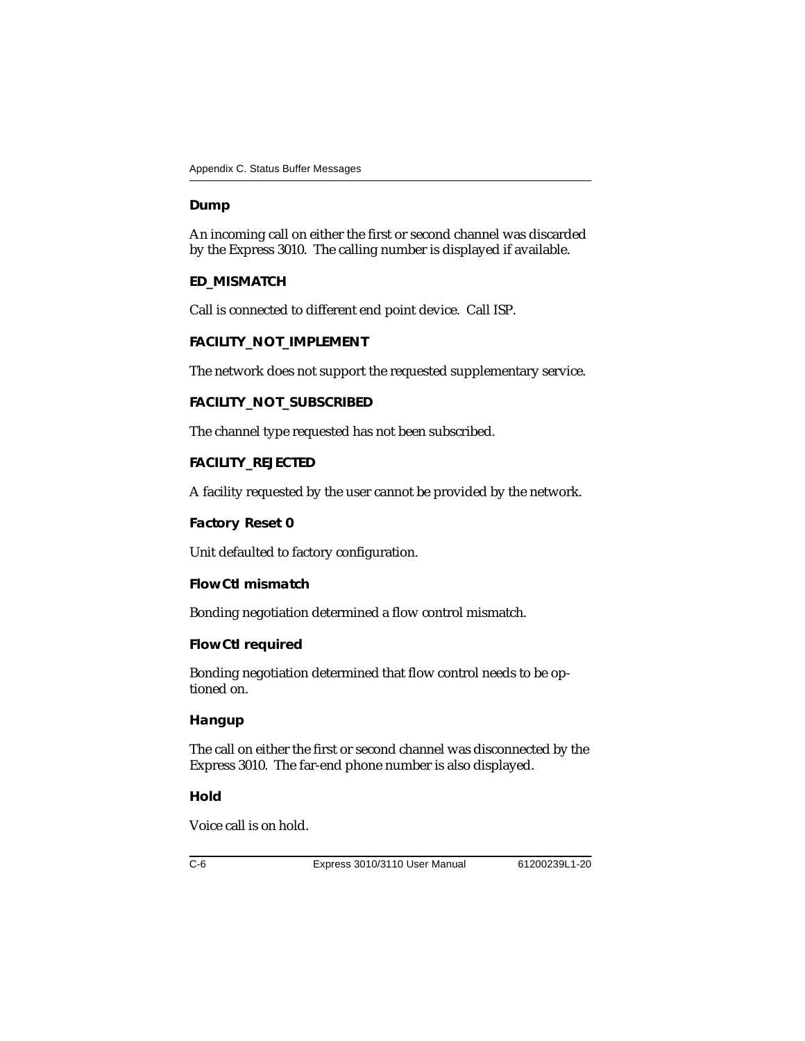### Dump

An incoming call on either the first or second channel was discarded by the Express 3010. The calling number is displayed if available.

### ED_MISMATCH

Call is connected to different end point device. Call ISP.

### FACILITY_NOT_IMPLEMENT

The network does not support the requested supplementary service.

### FACILITY_NOT_SUBSCRIBED

The channel type requested has not been subscribed.

### FACILITY_REJECTED

A facility requested by the user cannot be provided by the network.

### Factory Reset 0

Unit defaulted to factory configuration.

### FlowCtl mismatch

Bonding negotiation determined a flow control mismatch.

### FlowCtl required

Bonding negotiation determined that flow control needs to be optioned on.

### Hangup

The call on either the first or second channel was disconnected by the Express 3010. The far-end phone number is also displayed.

### Hold

Voice call is on hold.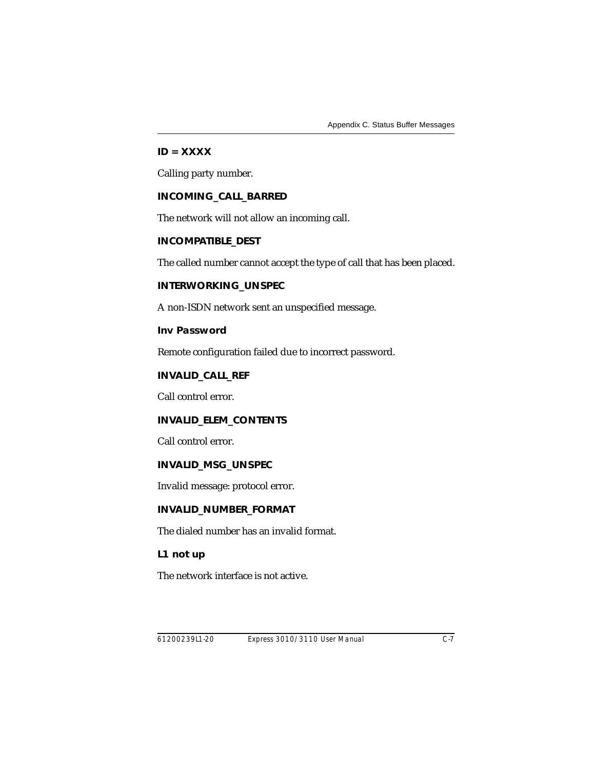### ID = XXXX

Calling party number.

### INCOMING_CALL_BARRED

The network will not allow an incoming call.

### INCOMPATIBLE_DEST

The called number cannot accept the type of call that has been placed.

### INTERWORKING_UNSPEC

A non-ISDN network sent an unspecified message.

### Inv Password

Remote configuration failed due to incorrect password.

### INVALID_CALL_REF

Call control error.

### INVALID_ELEM_CONTENTS

Call control error.

### INVALID_MSG_UNSPEC

Invalid message: protocol error.

### INVALID_NUMBER_FORMAT

The dialed number has an invalid format.

### L1 not up

The network interface is not active.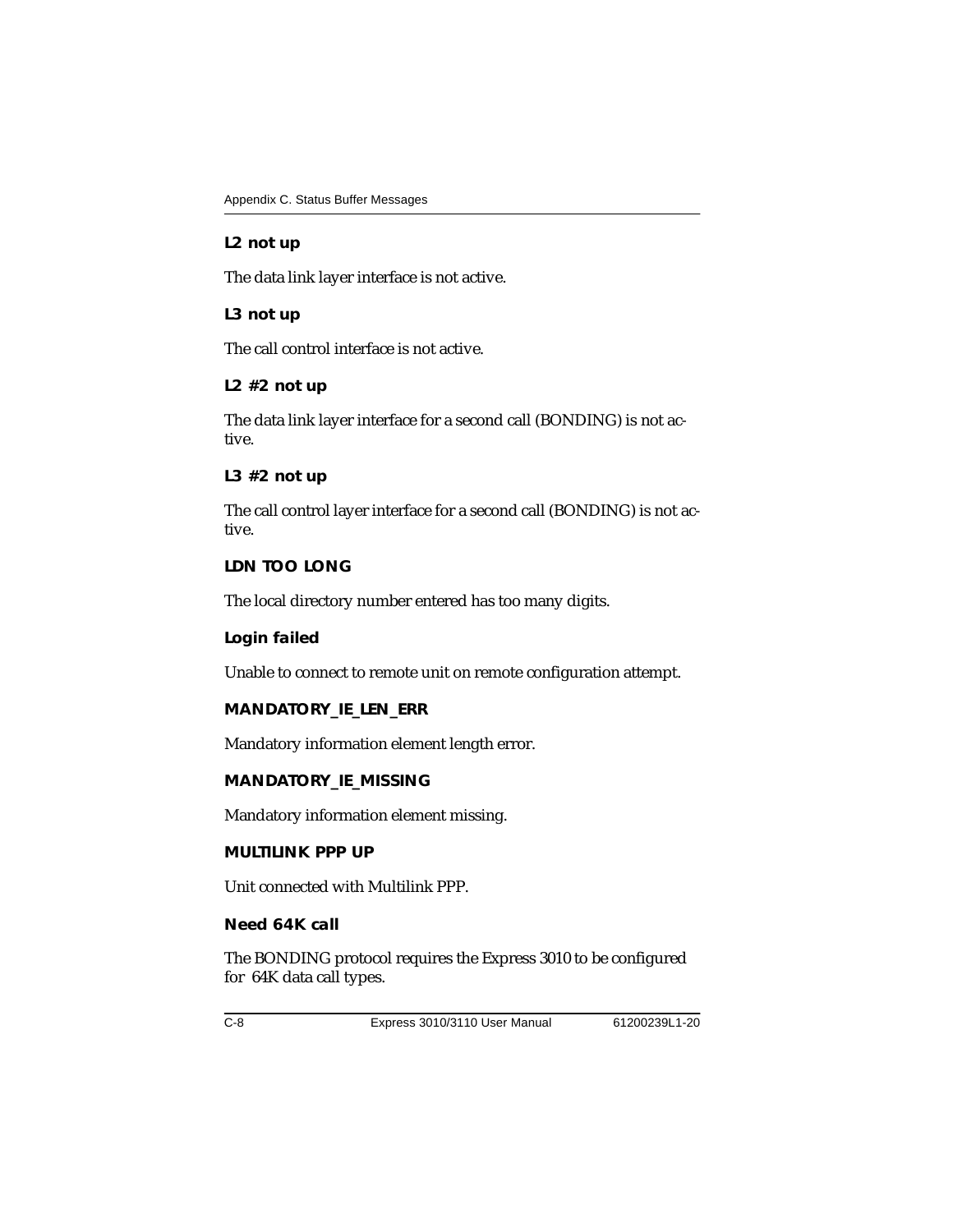### L2 not up

The data link layer interface is not active.

### L3 not up

The call control interface is not active.

### L2 #2 not up

The data link layer interface for a second call (BONDING) is not active.

### L3 #2 not up

The call control layer interface for a second call (BONDING) is not active.

### LDN TOO LONG

The local directory number entered has too many digits.

### Login failed

Unable to connect to remote unit on remote configuration attempt.

### MANDATORY_IE_LEN_ERR

Mandatory information element length error.

### MANDATORY_IE_MISSING

Mandatory information element missing.

### MULTILINK PPP UP

Unit connected with Multilink PPP.

### Need 64K call

The BONDING protocol requires the Express 3010 to be configured for 64K data call types.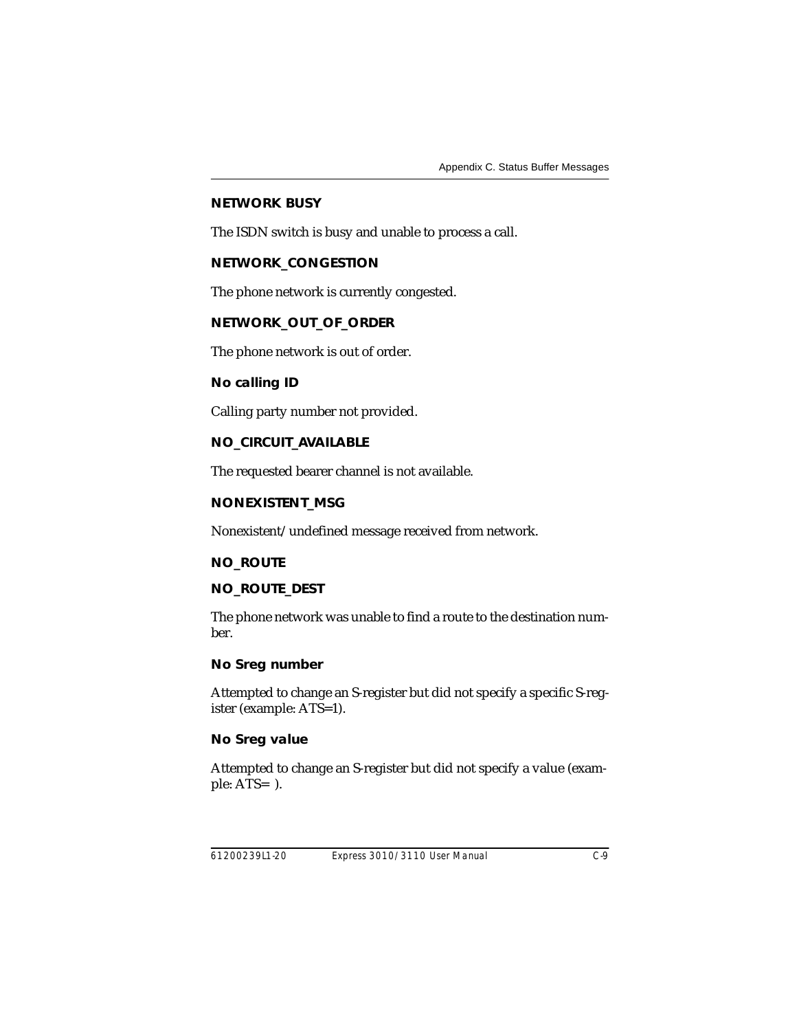### NETWORK BUSY

The ISDN switch is busy and unable to process a call.

### NETWORK_CONGESTION

The phone network is currently congested.

### NETWORK_OUT_OF_ORDER

The phone network is out of order.

### No calling ID

Calling party number not provided.

### NO_CIRCUIT_AVAILABLE

The requested bearer channel is not available.

### NONEXISTENT_MSG

Nonexistent/undefined message received from network.

### NO_ROUTE

### NO_ROUTE_DEST

The phone network was unable to find a route to the destination number.

### No Sreg number

Attempted to change an S-register but did not specify a specific S-register (example: ATS=1).

### No Sreg value

Attempted to change an S-register but did not specify a value (example: ATS= ).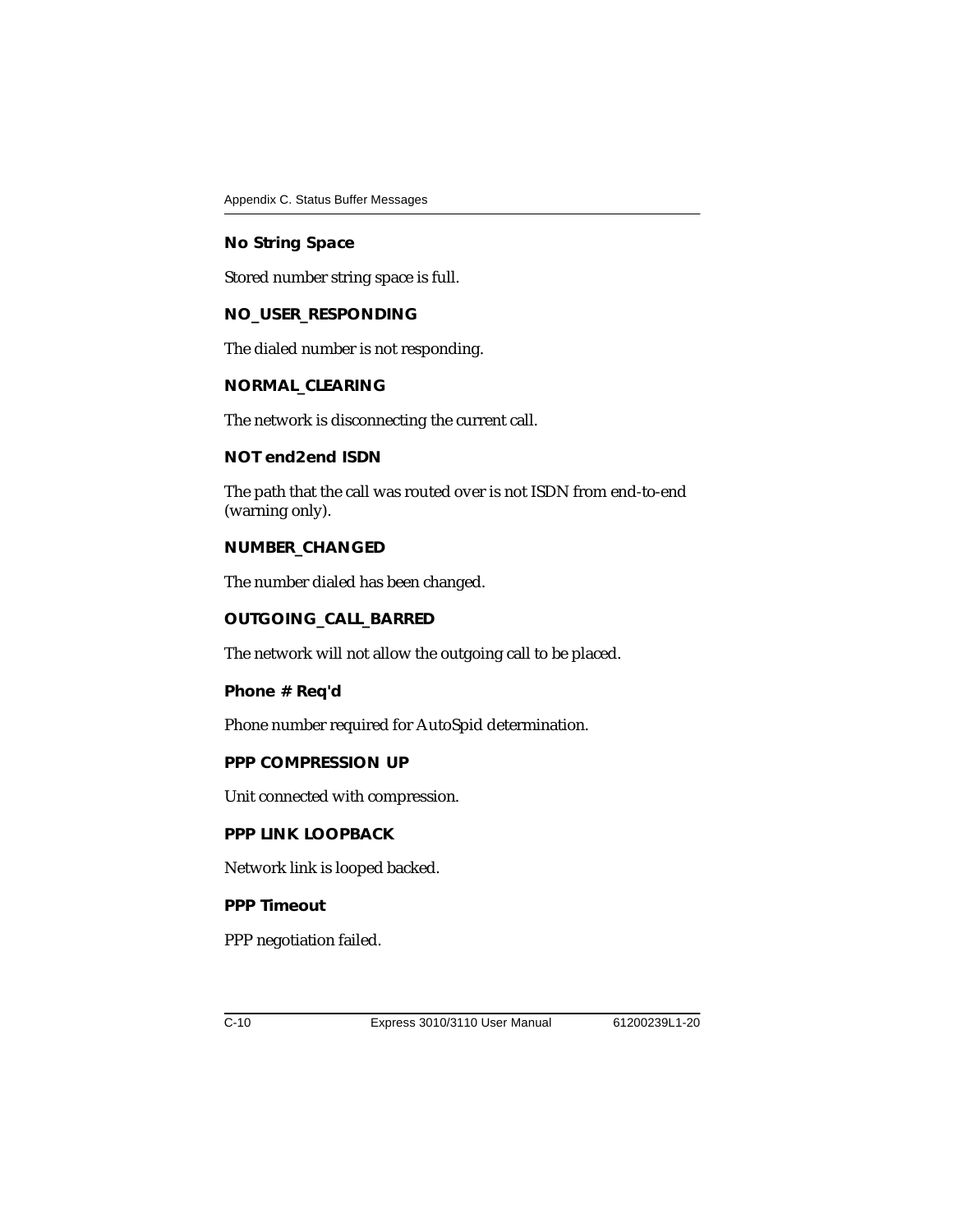### No String Space

Stored number string space is full.

### NO_USER_RESPONDING

The dialed number is not responding.

### NORMAL_CLEARING

The network is disconnecting the current call.

### NOT end2end ISDN

The path that the call was routed over is not ISDN from end-to-end (warning only).

### NUMBER_CHANGED

The number dialed has been changed.

### OUTGOING_CALL_BARRED

The network will not allow the outgoing call to be placed.

### Phone # Req'd

Phone number required for AutoSpid determination.

### PPP COMPRESSION UP

Unit connected with compression.

### PPP LINK LOOPBACK

Network link is looped backed.

### PPP Timeout

PPP negotiation failed.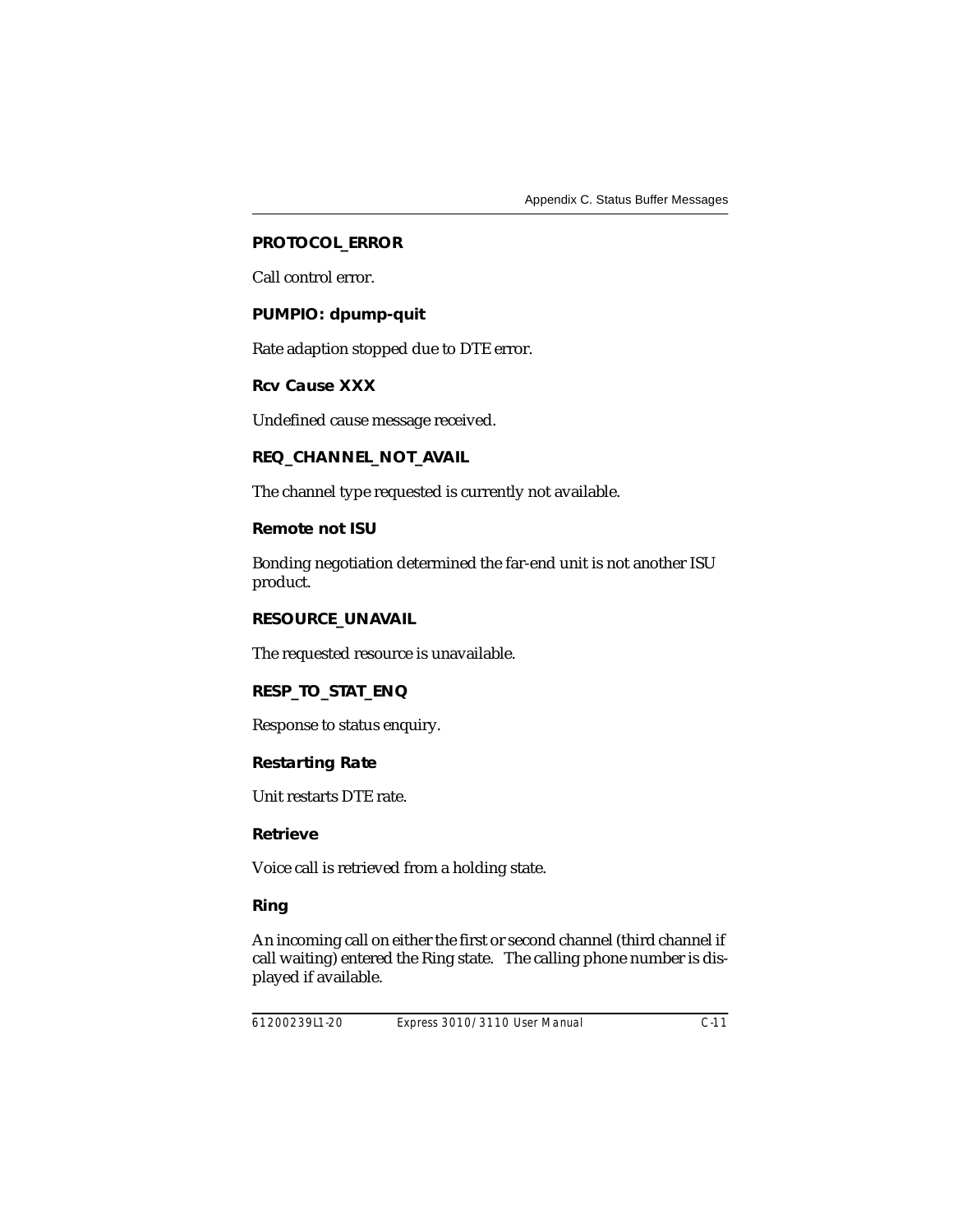### PROTOCOL_ERROR

Call control error.

### PUMPIO: dpump-quit

Rate adaption stopped due to DTE error.

### Rcv Cause XXX

Undefined cause message received.

### REQ_CHANNEL_NOT_AVAIL

The channel type requested is currently not available.

### Remote not ISU

Bonding negotiation determined the far-end unit is not another ISU product.

### RESOURCE_UNAVAIL

The requested resource is unavailable.

### RESP_TO_STAT_ENQ

Response to status enquiry.

### Restarting Rate

Unit restarts DTE rate.

### Retrieve

Voice call is retrieved from a holding state.

### Ring

An incoming call on either the first or second channel (third channel if call waiting) entered the Ring state. The calling phone number is displayed if available.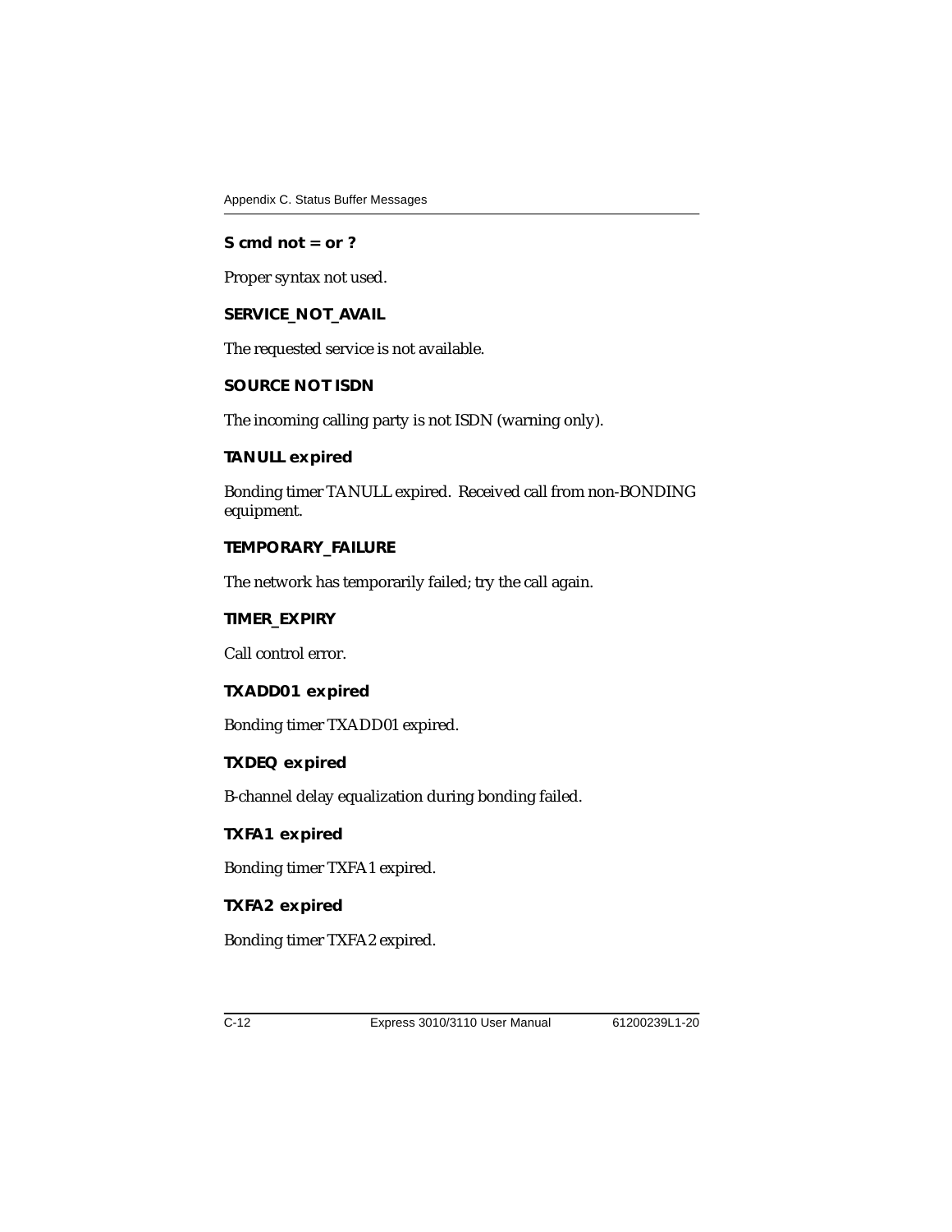**S cmd not = or ?**

Proper syntax not used.

**SERVICE_NOT_AVAIL**

The requested service is not available.

**SOURCE NOT ISDN**

The incoming calling party is not ISDN (warning only).

**TANULL expired**

Bonding timer TANULL expired. Received call from non-BONDING equipment.

**TEMPORARY_FAILURE**

The network has temporarily failed; try the call again.

**TIMER_EXPIRY**

Call control error.

**TXADD01 expired**

Bonding timer TXADD01 expired.

**TXDEQ expired**

B-channel delay equalization during bonding failed.

**TXFA1 expired**

Bonding timer TXFA1 expired.

**TXFA2 expired**

Bonding timer TXFA2 expired.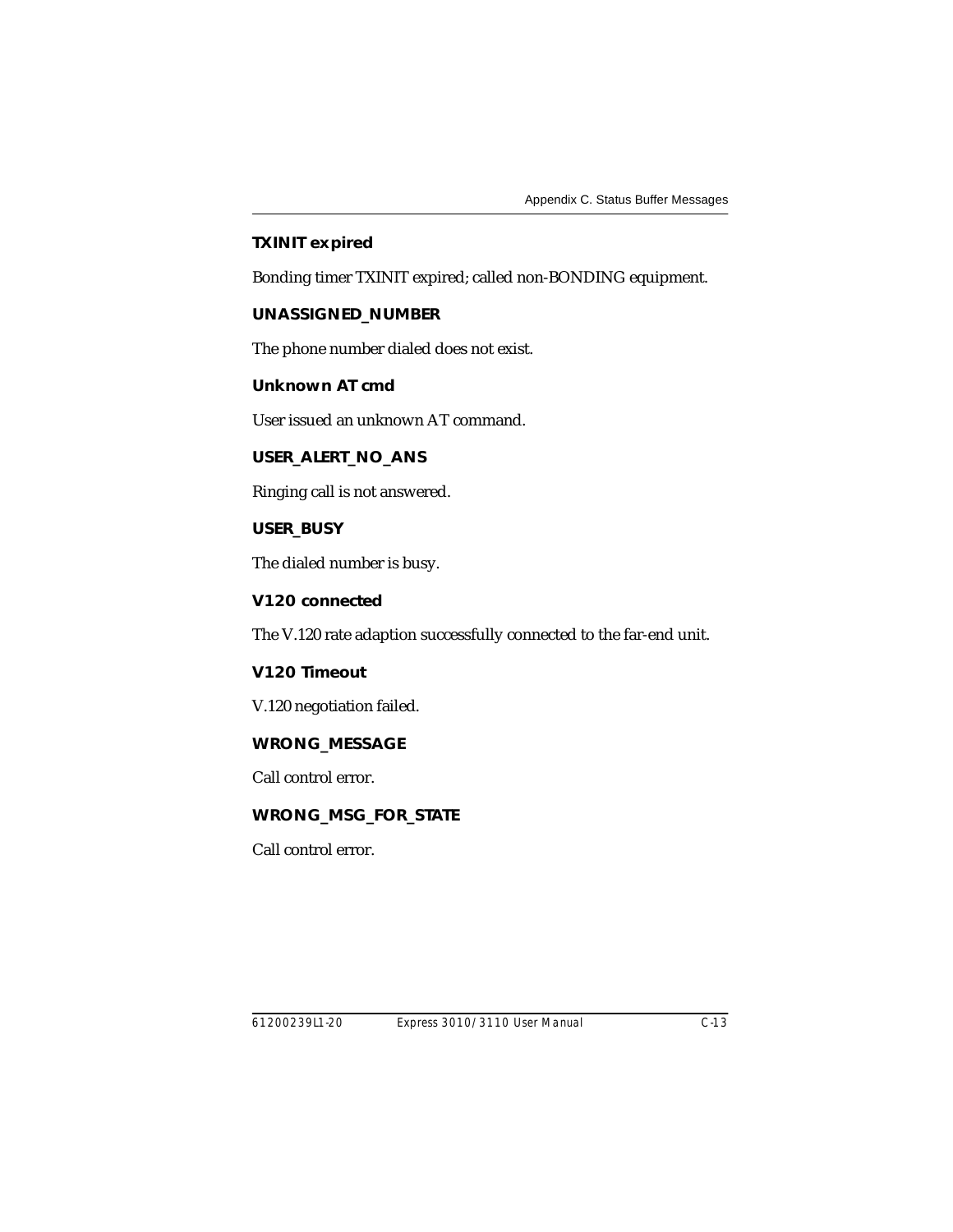### TXINIT expired

Bonding timer TXINIT expired; called non-BONDING equipment.

### UNASSIGNED_NUMBER

The phone number dialed does not exist.

### Unknown AT cmd

User issued an unknown AT command.

### USER_ALERT_NO_ANS

Ringing call is not answered.

### USER_BUSY

The dialed number is busy.

### V120 connected

The V.120 rate adaption successfully connected to the far-end unit.

### V120 Timeout

V.120 negotiation failed.

### WRONG_MESSAGE

Call control error.

### WRONG_MSG_FOR_STATE

Call control error.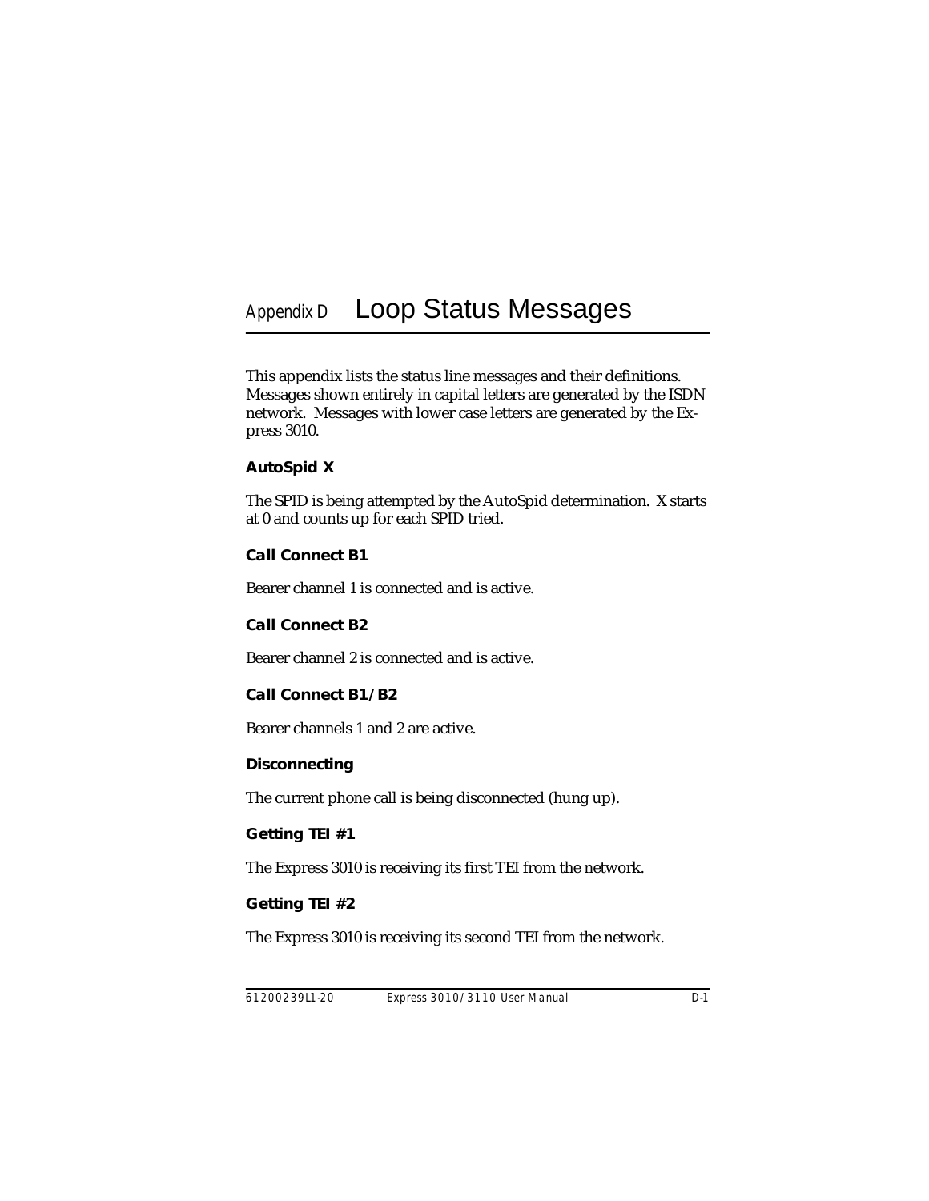# Appendix D Loop Status Messages

This appendix lists the status line messages and their definitions. Messages shown entirely in capital letters are generated by the ISDN network. Messages with lower case letters are generated by the Express 3010.

### AutoSpid X

The SPID is being attempted by the AutoSpid determination. X starts at 0 and counts up for each SPID tried.

### Call Connect B1

Bearer channel 1 is connected and is active.

### Call Connect B2

Bearer channel 2 is connected and is active.

### Call Connect B1/B2

Bearer channels 1 and 2 are active.

### Disconnecting

The current phone call is being disconnected (hung up).

### Getting TEI #1

The Express 3010 is receiving its first TEI from the network.

### Getting TEI #2

The Express 3010 is receiving its second TEI from the network.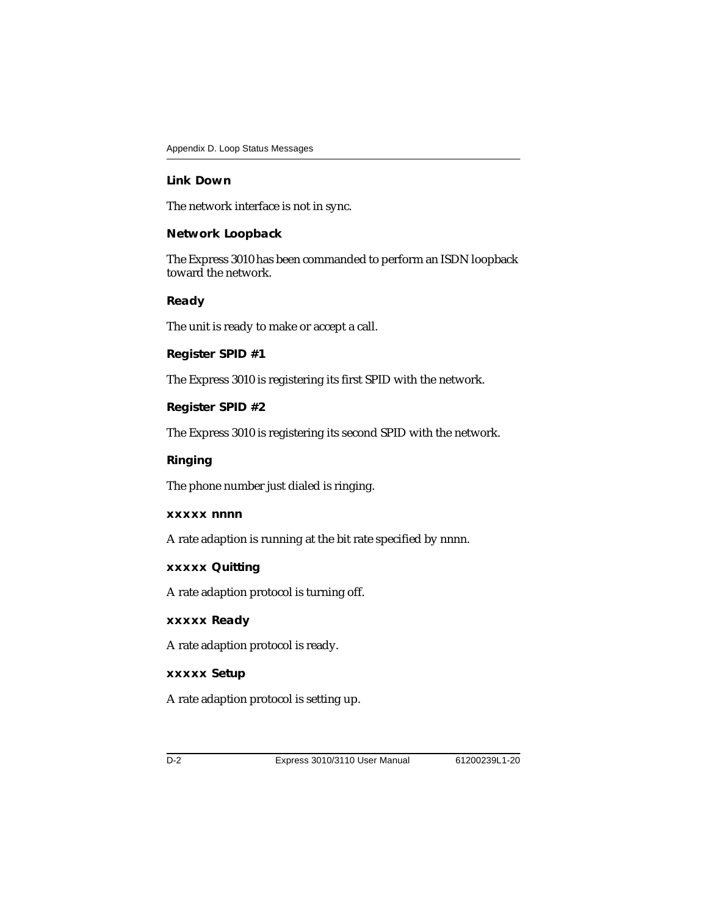### Link Down

The network interface is not in sync.

### Network Loopback

The Express 3010 has been commanded to perform an ISDN loopback toward the network.

### Ready

The unit is ready to make or accept a call.

### Register SPID #1

The Express 3010 is registering its first SPID with the network.

### Register SPID #2

The Express 3010 is registering its second SPID with the network.

### Ringing

The phone number just dialed is ringing.

### xxxxx nnnn

A rate adaption is running at the bit rate specified by nnnn.

### xxxxx Quitting

A rate adaption protocol is turning off.

### xxxxx Ready

A rate adaption protocol is ready.

### xxxxx Setup

A rate adaption protocol is setting up.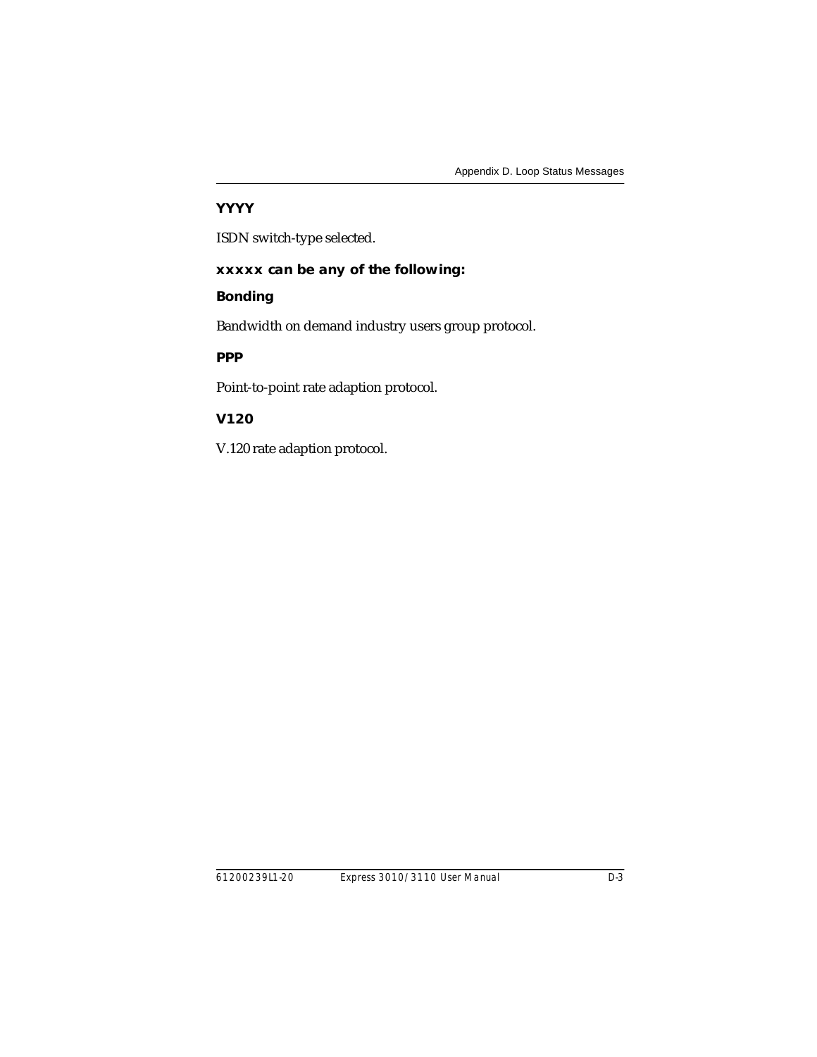**YYYY**

ISDN switch-type selected.

**xxxxx can be any of the following:**

**Bonding**

Bandwidth on demand industry users group protocol.

**PPP**

Point-to-point rate adaption protocol.

**V120**

V.120 rate adaption protocol.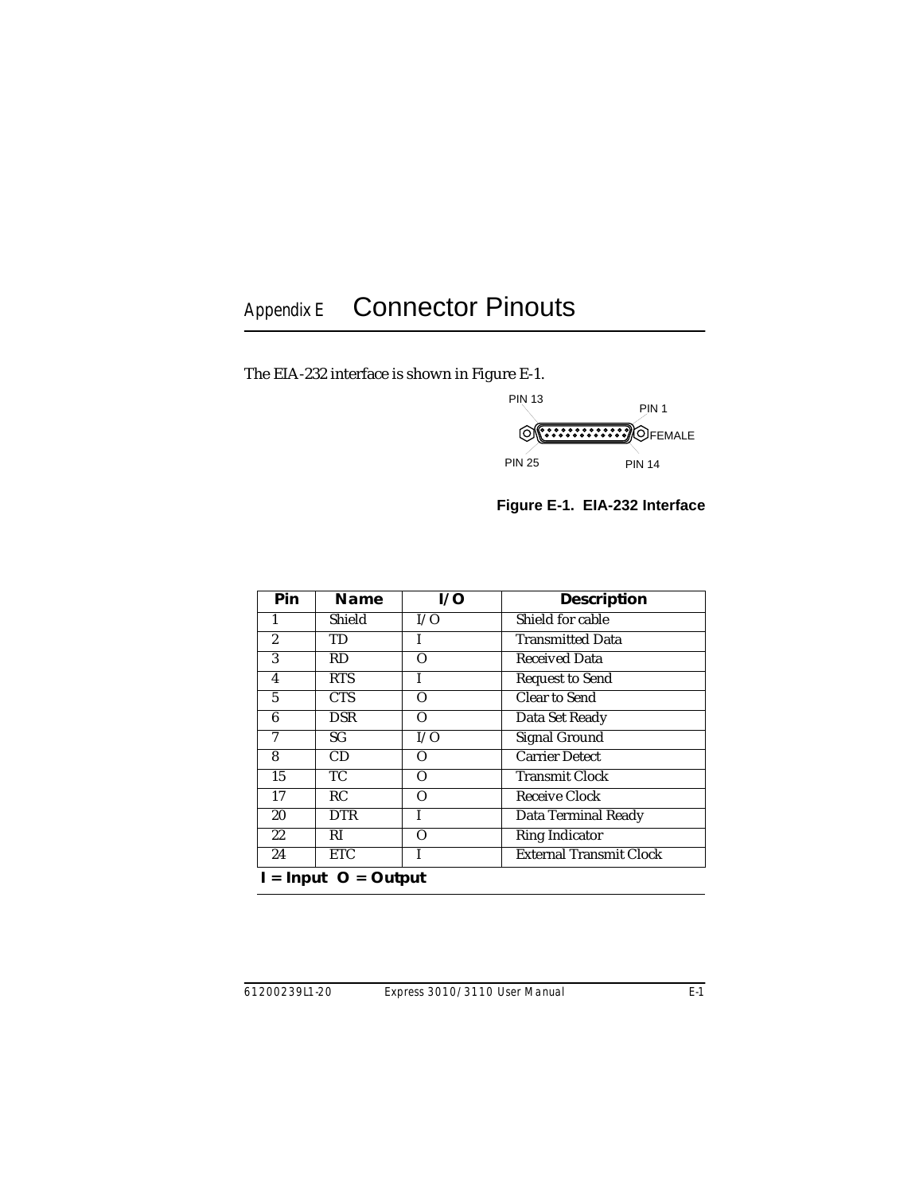# Appendix E Connector Pinouts

The EIA-232 interface is shown in Figure E-1.

PIN 13

PIN 1

FEMALE

PIN 25

PIN 14

**Figure E-1. EIA-232 Interface**

| Pin | Name | I/O | Description |
|---|---|---|---|
| 1 | Shield | I/O | Shield for cable |
| 2 | TD | I | Transmitted Data |
| 3 | RD | O | Received Data |
| 4 | RTS | I | Request to Send |
| 5 | CTS | O | Clear to Send |
| 6 | DSR | O | Data Set Ready |
| 7 | SG | I/O | Signal Ground |
| 8 | CD | O | Carrier Detect |
| 15 | TC | O | Transmit Clock |
| 17 | RC | O | Receive Clock |
| 20 | DTR | I | Data Terminal Ready |
| 22 | RI | O | Ring Indicator |
| 24 | ETC | I | External Transmit Clock |

**I = Input O = Output**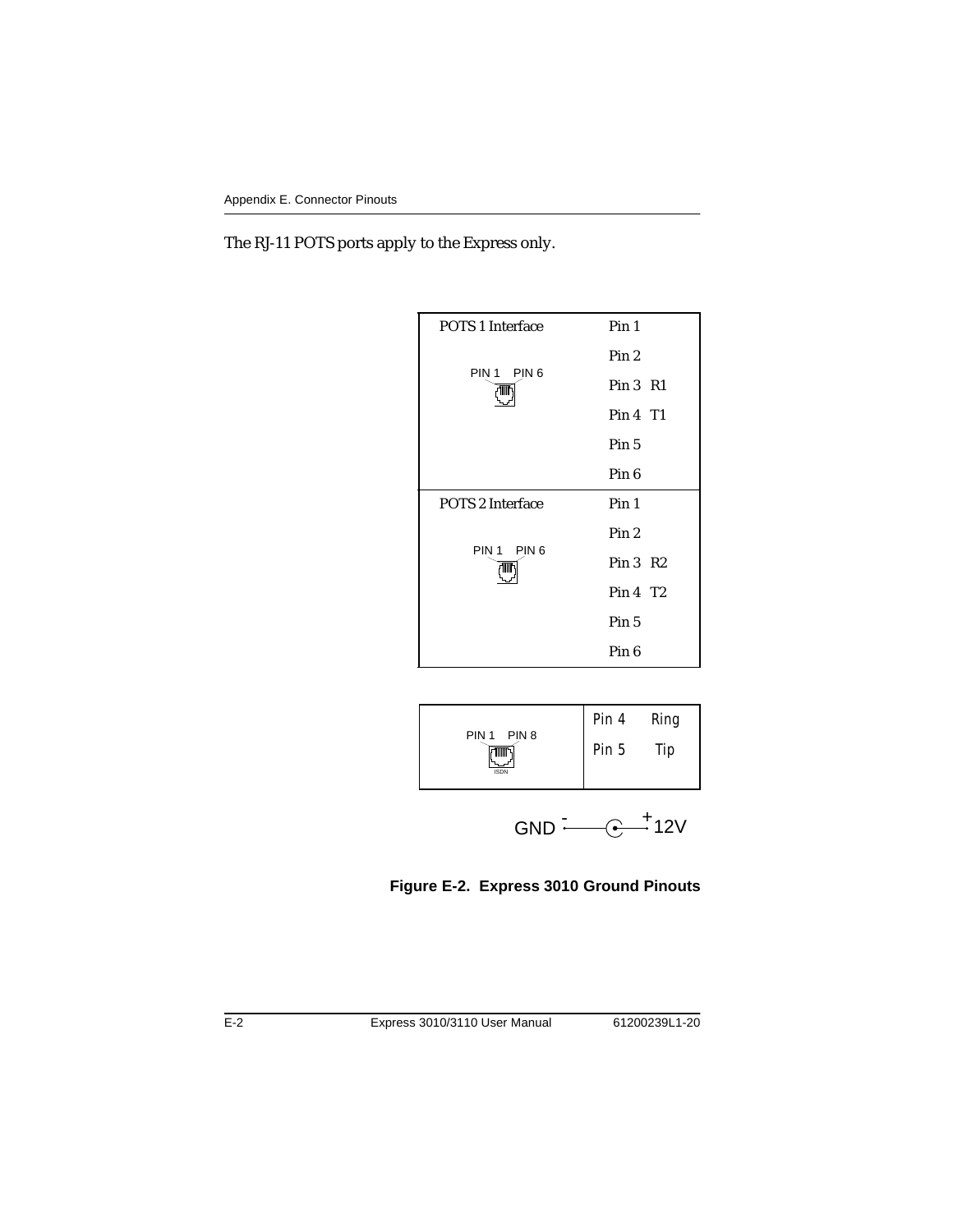The RJ-11 POTS ports apply to the Express only.

| | |
|---|---|
| POTS 1 Interface | Pin 1 |
| | Pin 2 |
| PIN 1 PIN 6 | Pin 3 R1 |
| | Pin 4 T1 |
| | Pin 5 |
| | Pin 6 |
| POTS 2 Interface | Pin 1 |
| | Pin 2 |
| PIN 1 PIN 6 | Pin 3 R2 |
| | Pin 4 T2 |
| | Pin 5 |
| | Pin 6 |

| | | |
|---|---|---|
| PIN 1 PIN 8 | Pin 4 | Ring |
| ISDN | Pin 5 | Tip |

GND - + 12V

**Figure E-2. Express 3010 Ground Pinouts**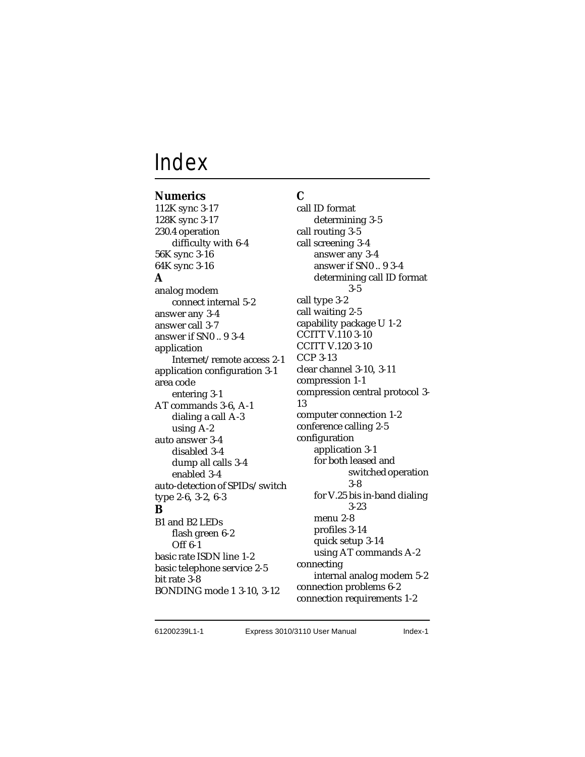# Index

**Numerics**

112K sync 3-17
128K sync 3-17
230.4 operation
  difficulty with 6-4
56K sync 3-16
64K sync 3-16

**A**

analog modem
  connect internal 5-2
answer any 3-4
answer call 3-7
answer if SN0 .. 9 3-4
application
  Internet/remote access 2-1
application configuration 3-1
area code
  entering 3-1
AT commands 3-6, A-1
  dialing a call A-3
  using A-2
auto answer 3-4
  disabled 3-4
  dump all calls 3-4
  enabled 3-4
auto-detection of SPIDs/switch type 2-6, 3-2, 6-3

**B**

B1 and B2 LEDs
  flash green 6-2
  Off 6-1
basic rate ISDN line 1-2
basic telephone service 2-5
bit rate 3-8
BONDING mode 1 3-10, 3-12

**C**

call ID format
  determining 3-5
call routing 3-5
call screening 3-4
  answer any 3-4
  answer if SN0 .. 9 3-4
  determining call ID format 3-5
call type 3-2
call waiting 2-5
capability package U 1-2
CCITT V.110 3-10
CCITT V.120 3-10
CCP 3-13
clear channel 3-10, 3-11
compression 1-1
compression central protocol 3-13
computer connection 1-2
conference calling 2-5
configuration
  application 3-1
  for both leased and switched operation 3-8
  for V.25 bis in-band dialing 3-23
  menu 2-8
  profiles 3-14
  quick setup 3-14
  using AT commands A-2
connecting
  internal analog modem 5-2
connection problems 6-2
connection requirements 1-2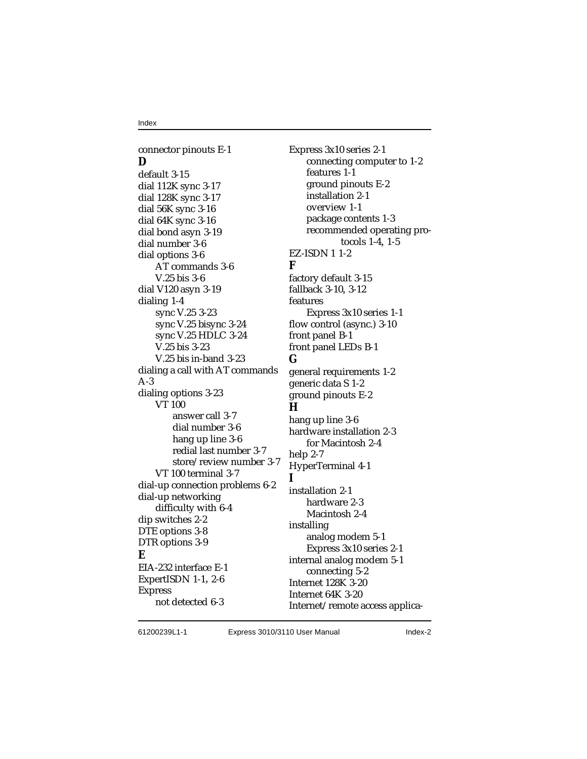connector pinouts E-1

**D**

default 3-15
dial 112K sync 3-17
dial 128K sync 3-17
dial 56K sync 3-16
dial 64K sync 3-16
dial bond asyn 3-19
dial number 3-6
dial options 3-6
    AT commands 3-6
    V.25 bis 3-6
dial V120 asyn 3-19
dialing 1-4
    sync V.25 3-23
    sync V.25 bisync 3-24
    sync V.25 HDLC 3-24
    V.25 bis 3-23
    V.25 bis in-band 3-23
dialing a call with AT commands A-3
dialing options 3-23
    VT 100
        answer call 3-7
        dial number 3-6
        hang up line 3-6
        redial last number 3-7
        store/review number 3-7
    VT 100 terminal 3-7
dial-up connection problems 6-2
dial-up networking
    difficulty with 6-4
dip switches 2-2
DTE options 3-8
DTR options 3-9

**E**

EIA-232 interface E-1
ExpertISDN 1-1, 2-6
Express
    not detected 6-3
Express 3x10 series 2-1
    connecting computer to 1-2
    features 1-1
    ground pinouts E-2
    installation 2-1
    overview 1-1
    package contents 1-3
    recommended operating protocols 1-4, 1-5
EZ-ISDN 1 1-2

**F**

factory default 3-15
fallback 3-10, 3-12
features
    Express 3x10 series 1-1
flow control (async.) 3-10
front panel B-1
front panel LEDs B-1

**G**

general requirements 1-2
generic data S 1-2
ground pinouts E-2

**H**

hang up line 3-6
hardware installation 2-3
    for Macintosh 2-4
help 2-7
HyperTerminal 4-1

**I**

installation 2-1
    hardware 2-3
    Macintosh 2-4
installing
    analog modem 5-1
    Express 3x10 series 2-1
internal analog modem 5-1
    connecting 5-2
Internet 128K 3-20
Internet 64K 3-20
Internet/remote access applica-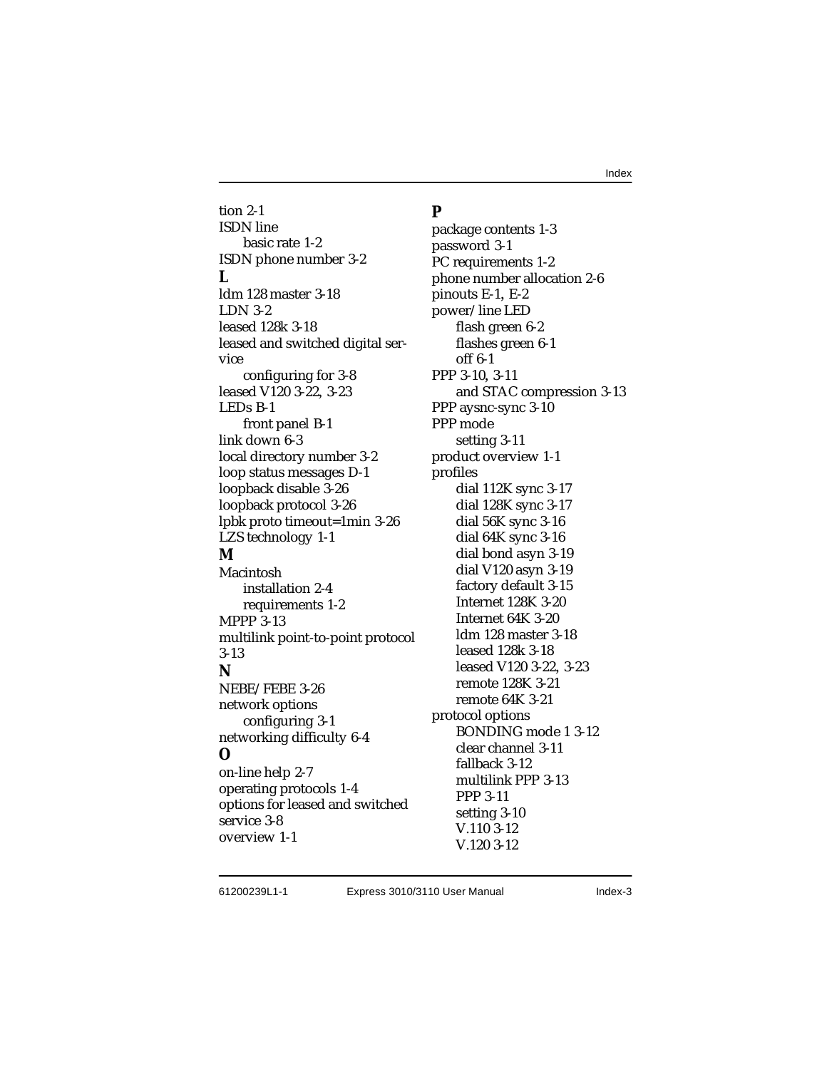tion 2-1
ISDN line
    basic rate 1-2
ISDN phone number 3-2

**L**

ldm 128 master 3-18
LDN 3-2
leased 128k 3-18
leased and switched digital service
    configuring for 3-8
leased V120 3-22, 3-23
LEDs B-1
    front panel B-1
link down 6-3
local directory number 3-2
loop status messages D-1
loopback disable 3-26
loopback protocol 3-26
lpbk proto timeout=1min 3-26
LZS technology 1-1

**M**

Macintosh
    installation 2-4
    requirements 1-2
MPPP 3-13
multilink point-to-point protocol 3-13

**N**

NEBE/FEBE 3-26
network options
    configuring 3-1
networking difficulty 6-4

**O**

on-line help 2-7
operating protocols 1-4
options for leased and switched service 3-8
overview 1-1

**P**

package contents 1-3
password 3-1
PC requirements 1-2
phone number allocation 2-6
pinouts E-1, E-2
power/line LED
    flash green 6-2
    flashes green 6-1
    off 6-1
PPP 3-10, 3-11
    and STAC compression 3-13
PPP aysnc-sync 3-10
PPP mode
    setting 3-11
product overview 1-1
profiles
    dial 112K sync 3-17
    dial 128K sync 3-17
    dial 56K sync 3-16
    dial 64K sync 3-16
    dial bond asyn 3-19
    dial V120 asyn 3-19
    factory default 3-15
    Internet 128K 3-20
    Internet 64K 3-20
    ldm 128 master 3-18
    leased 128k 3-18
    leased V120 3-22, 3-23
    remote 128K 3-21
    remote 64K 3-21
protocol options
    BONDING mode 1 3-12
    clear channel 3-11
    fallback 3-12
    multilink PPP 3-13
    PPP 3-11
    setting 3-10
    V.110 3-12
    V.120 3-12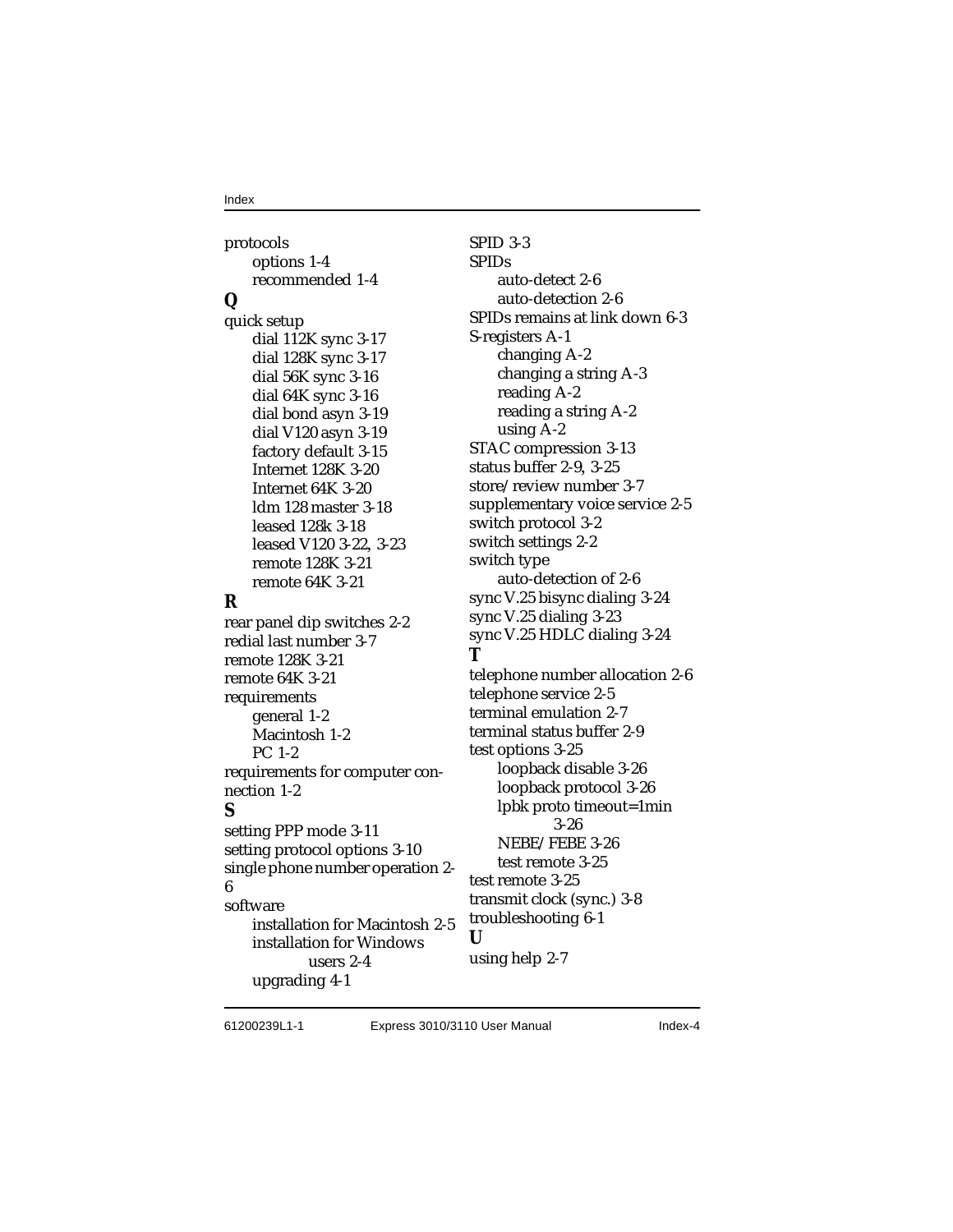protocols
- options 1-4
- recommended 1-4

**Q**

quick setup
- dial 112K sync 3-17
- dial 128K sync 3-17
- dial 56K sync 3-16
- dial 64K sync 3-16
- dial bond asyn 3-19
- dial V120 asyn 3-19
- factory default 3-15
- Internet 128K 3-20
- Internet 64K 3-20
- ldm 128 master 3-18
- leased 128k 3-18
- leased V120 3-22, 3-23
- remote 128K 3-21
- remote 64K 3-21

**R**

rear panel dip switches 2-2
redial last number 3-7
remote 128K 3-21
remote 64K 3-21
requirements
- general 1-2
- Macintosh 1-2
- PC 1-2

requirements for computer connection 1-2

**S**

setting PPP mode 3-11
setting protocol options 3-10
single phone number operation 2-6
software
- installation for Macintosh 2-5
- installation for Windows users 2-4
- upgrading 4-1

SPID 3-3
SPIDs
- auto-detect 2-6
- auto-detection 2-6

SPIDs remains at link down 6-3
S-registers A-1
- changing A-2
- changing a string A-3
- reading A-2
- reading a string A-2
- using A-2

STAC compression 3-13
status buffer 2-9, 3-25
store/review number 3-7
supplementary voice service 2-5
switch protocol 3-2
switch settings 2-2
switch type
- auto-detection of 2-6

sync V.25 bisync dialing 3-24
sync V.25 dialing 3-23
sync V.25 HDLC dialing 3-24

**T**

telephone number allocation 2-6
telephone service 2-5
terminal emulation 2-7
terminal status buffer 2-9
test options 3-25
- loopback disable 3-26
- loopback protocol 3-26
- lpbk proto timeout=1min 3-26
- NEBE/FEBE 3-26
- test remote 3-25

test remote 3-25
transmit clock (sync.) 3-8
troubleshooting 6-1

**U**

using help 2-7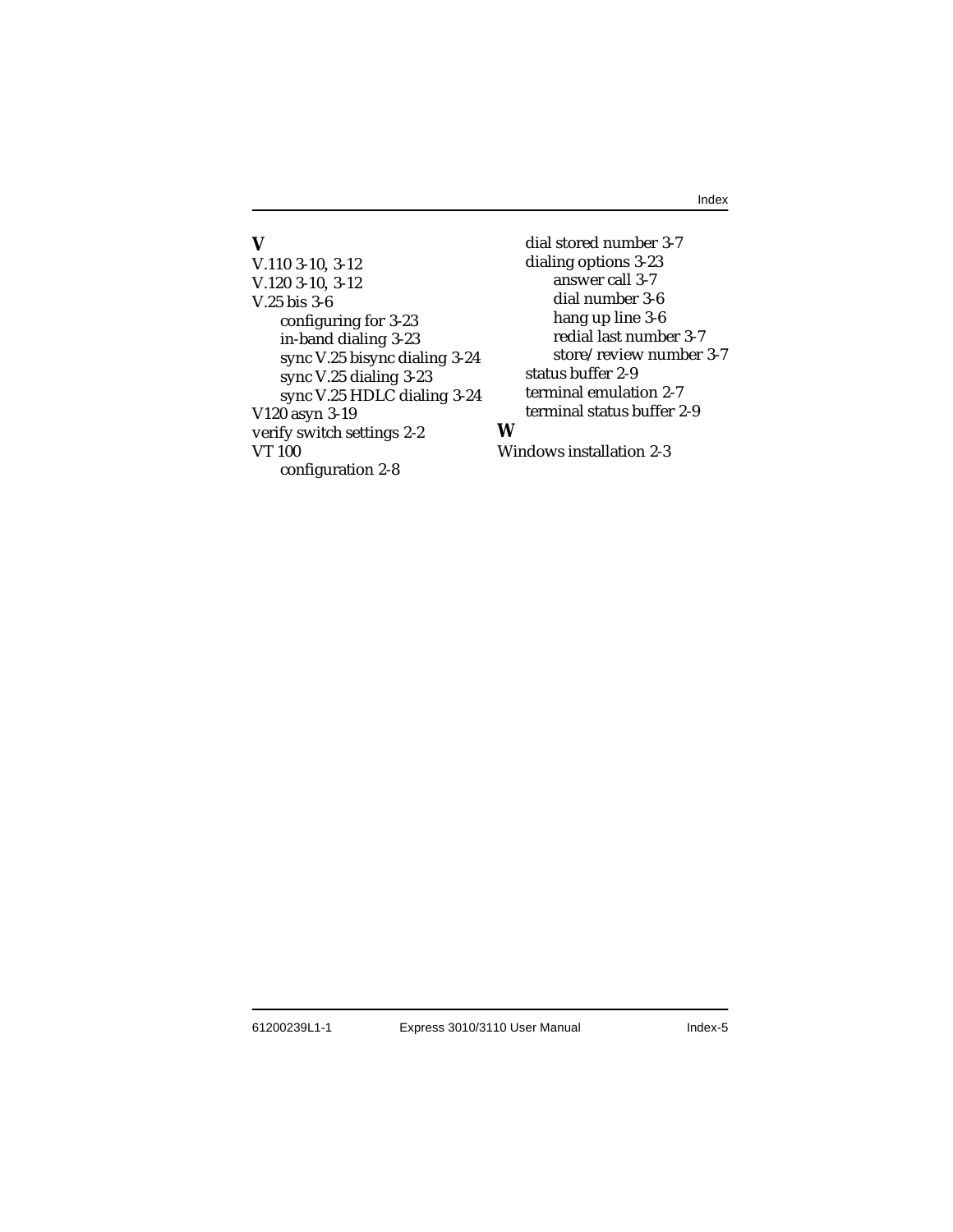## V

V.110 3-10, 3-12
V.120 3-10, 3-12
V.25 bis 3-6
- configuring for 3-23
- in-band dialing 3-23
- sync V.25 bisync dialing 3-24
- sync V.25 dialing 3-23
- sync V.25 HDLC dialing 3-24

V120 asyn 3-19
verify switch settings 2-2
VT 100
- configuration 2-8
- dial stored number 3-7
- dialing options 3-23
    - answer call 3-7
    - dial number 3-6
    - hang up line 3-6
    - redial last number 3-7
    - store/review number 3-7
- status buffer 2-9
- terminal emulation 2-7
- terminal status buffer 2-9

## W

Windows installation 2-3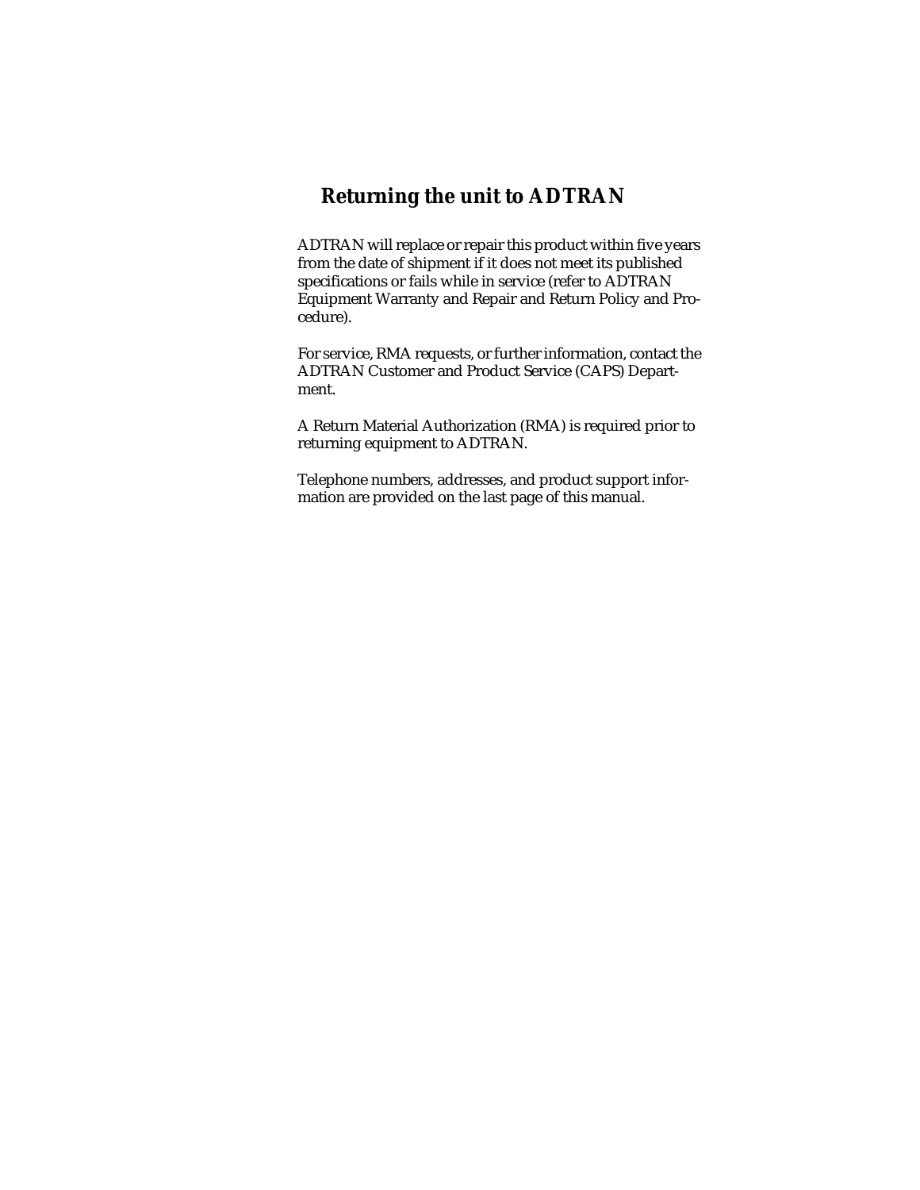## Returning the unit to ADTRAN

ADTRAN will replace or repair this product within five years from the date of shipment if it does not meet its published specifications or fails while in service (refer to ADTRAN Equipment Warranty and Repair and Return Policy and Procedure).

For service, RMA requests, or further information, contact the ADTRAN Customer and Product Service (CAPS) Department.

A Return Material Authorization (RMA) is required prior to returning equipment to ADTRAN.

Telephone numbers, addresses, and product support information are provided on the last page of this manual.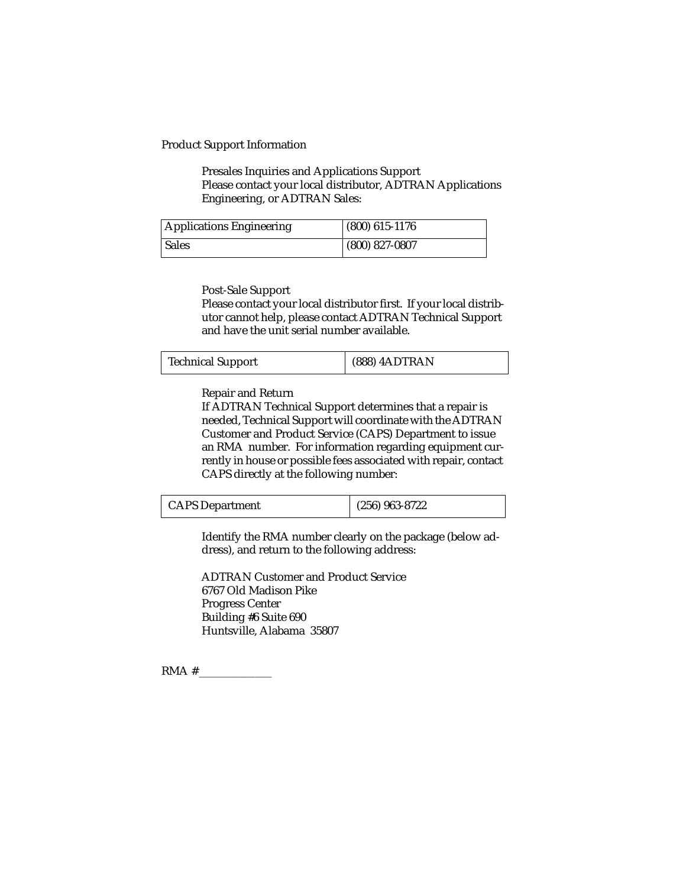# Product Support Information

## Presales Inquiries and Applications Support

Please contact your local distributor, ADTRAN Applications Engineering, or ADTRAN Sales:

| | |
|---|---|
| Applications Engineering | (800) 615-1176 |
| Sales | (800) 827-0807 |

## Post-Sale Support

Please contact your local distributor first. If your local distributor cannot help, please contact ADTRAN Technical Support and have the unit serial number available.

| | |
|---|---|
| Technical Support | (888) 4ADTRAN |

## Repair and Return

If ADTRAN Technical Support determines that a repair is needed, Technical Support will coordinate with the ADTRAN Customer and Product Service (CAPS) Department to issue an RMA number. For information regarding equipment currently in house or possible fees associated with repair, contact CAPS directly at the following number:

| | |
|---|---|
| CAPS Department | (256) 963-8722 |

Identify the RMA number clearly on the package (below address), and return to the following address:

ADTRAN Customer and Product Service
6767 Old Madison Pike
Progress Center
Building #6 Suite 690
Huntsville, Alabama 35807

RMA #_____________